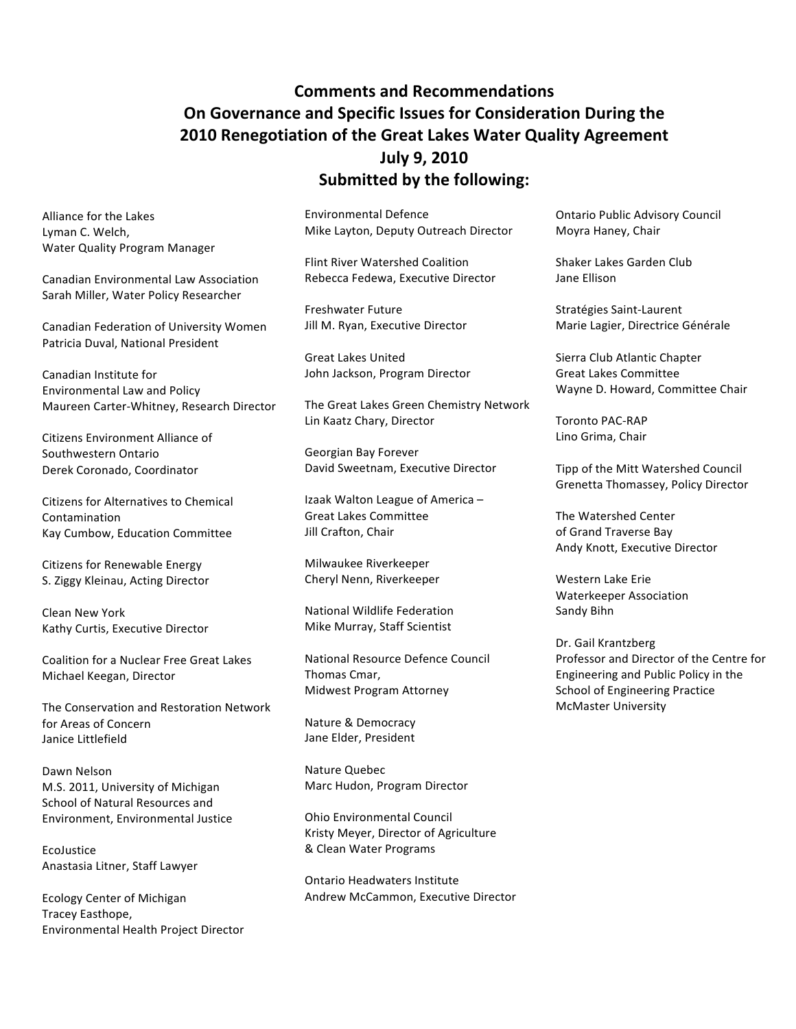# Comments and Recommendations On Governance and Specific Issues for Consideration During the 2010 Renegotiation of the Great Lakes Water Quality Agreement July 9, 2010 Submitted by the following:

Alliance for the Lakes
Lyman C. Welch,
Water Quality Program Manager

Canadian Environmental Law Association
Sarah Miller, Water Policy Researcher

Canadian Federation of University Women
Patricia Duval, National President

Canadian Institute for
Environmental Law and Policy
Maureen Carter-Whitney, Research Director

Citizens Environment Alliance of
Southwestern Ontario
Derek Coronado, Coordinator

Citizens for Alternatives to Chemical
Contamination
Kay Cumbow, Education Committee

Citizens for Renewable Energy
S. Ziggy Kleinau, Acting Director

Clean New York
Kathy Curtis, Executive Director

Coalition for a Nuclear Free Great Lakes
Michael Keegan, Director

The Conservation and Restoration Network
for Areas of Concern
Janice Littlefield

Dawn Nelson
M.S. 2011, University of Michigan
School of Natural Resources and
Environment, Environmental Justice

EcoJustice
Anastasia Litner, Staff Lawyer

Ecology Center of Michigan
Tracey Easthope,
Environmental Health Project Director

Environmental Defence
Mike Layton, Deputy Outreach Director

Flint River Watershed Coalition
Rebecca Fedewa, Executive Director

Freshwater Future
Jill M. Ryan, Executive Director

Great Lakes United
John Jackson, Program Director

The Great Lakes Green Chemistry Network
Lin Kaatz Chary, Director

Georgian Bay Forever
David Sweetnam, Executive Director

Izaak Walton League of America –
Great Lakes Committee
Jill Crafton, Chair

Milwaukee Riverkeeper
Cheryl Nenn, Riverkeeper

National Wildlife Federation
Mike Murray, Staff Scientist

National Resource Defence Council
Thomas Cmar,
Midwest Program Attorney

Nature & Democracy
Jane Elder, President

Nature Quebec
Marc Hudon, Program Director

Ohio Environmental Council
Kristy Meyer, Director of Agriculture
& Clean Water Programs

Ontario Headwaters Institute
Andrew McCammon, Executive Director

Ontario Public Advisory Council
Moyra Haney, Chair

Shaker Lakes Garden Club
Jane Ellison

Stratégies Saint-Laurent
Marie Lagier, Directrice Générale

Sierra Club Atlantic Chapter
Great Lakes Committee
Wayne D. Howard, Committee Chair

Toronto PAC-RAP
Lino Grima, Chair

Tipp of the Mitt Watershed Council
Grenetta Thomassey, Policy Director

The Watershed Center
of Grand Traverse Bay
Andy Knott, Executive Director

Western Lake Erie
Waterkeeper Association
Sandy Bihn

Dr. Gail Krantzberg
Professor and Director of the Centre for
Engineering and Public Policy in the
School of Engineering Practice
McMaster University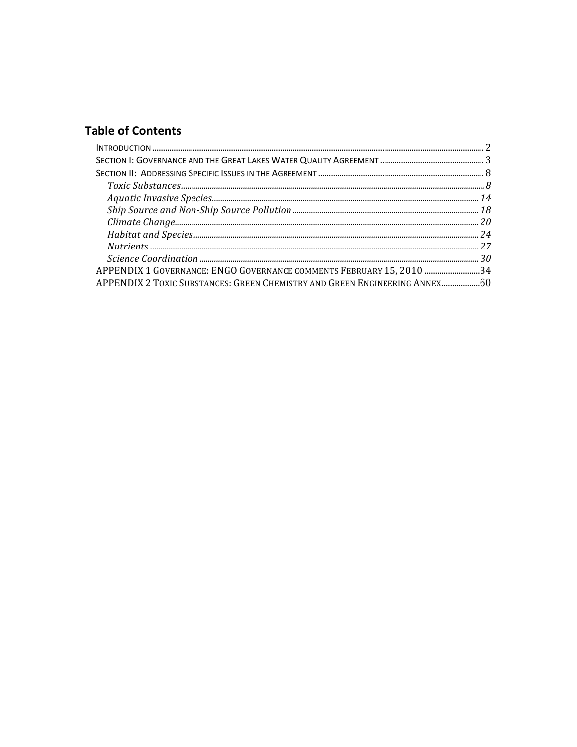## Table of Contents

INTRODUCTION .......... 2
SECTION I: GOVERNANCE AND THE GREAT LAKES WATER QUALITY AGREEMENT .......... 3
SECTION II: ADDRESSING SPECIFIC ISSUES IN THE AGREEMENT .......... 8
- *Toxic Substances* .......... *8*
- *Aquatic Invasive Species* .......... *14*
- *Ship Source and Non-Ship Source Pollution* .......... *18*
- *Climate Change* .......... *20*
- *Habitat and Species* .......... *24*
- *Nutrients* .......... *27*
- *Science Coordination* .......... *30*

APPENDIX 1 GOVERNANCE: ENGO GOVERNANCE COMMENTS FEBRUARY 15, 2010 .......... 34
APPENDIX 2 TOXIC SUBSTANCES: GREEN CHEMISTRY AND GREEN ENGINEERING ANNEX .......... 60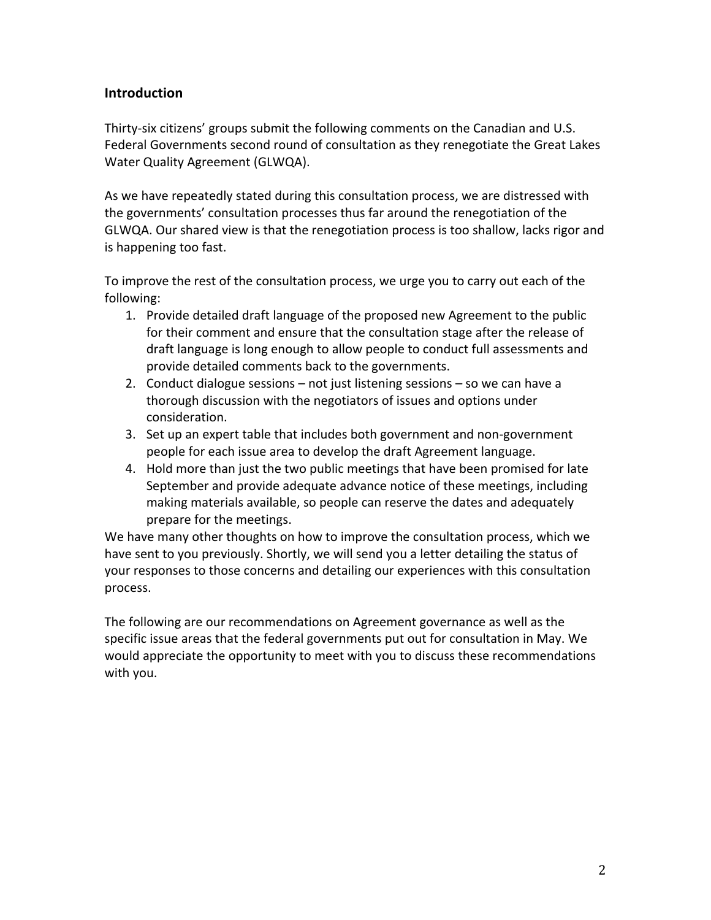## Introduction

Thirty-six citizens' groups submit the following comments on the Canadian and U.S. Federal Governments second round of consultation as they renegotiate the Great Lakes Water Quality Agreement (GLWQA).

As we have repeatedly stated during this consultation process, we are distressed with the governments' consultation processes thus far around the renegotiation of the GLWQA. Our shared view is that the renegotiation process is too shallow, lacks rigor and is happening too fast.

To improve the rest of the consultation process, we urge you to carry out each of the following:

1. Provide detailed draft language of the proposed new Agreement to the public for their comment and ensure that the consultation stage after the release of draft language is long enough to allow people to conduct full assessments and provide detailed comments back to the governments.
2. Conduct dialogue sessions – not just listening sessions – so we can have a thorough discussion with the negotiators of issues and options under consideration.
3. Set up an expert table that includes both government and non-government people for each issue area to develop the draft Agreement language.
4. Hold more than just the two public meetings that have been promised for late September and provide adequate advance notice of these meetings, including making materials available, so people can reserve the dates and adequately prepare for the meetings.

We have many other thoughts on how to improve the consultation process, which we have sent to you previously. Shortly, we will send you a letter detailing the status of your responses to those concerns and detailing our experiences with this consultation process.

The following are our recommendations on Agreement governance as well as the specific issue areas that the federal governments put out for consultation in May. We would appreciate the opportunity to meet with you to discuss these recommendations with you.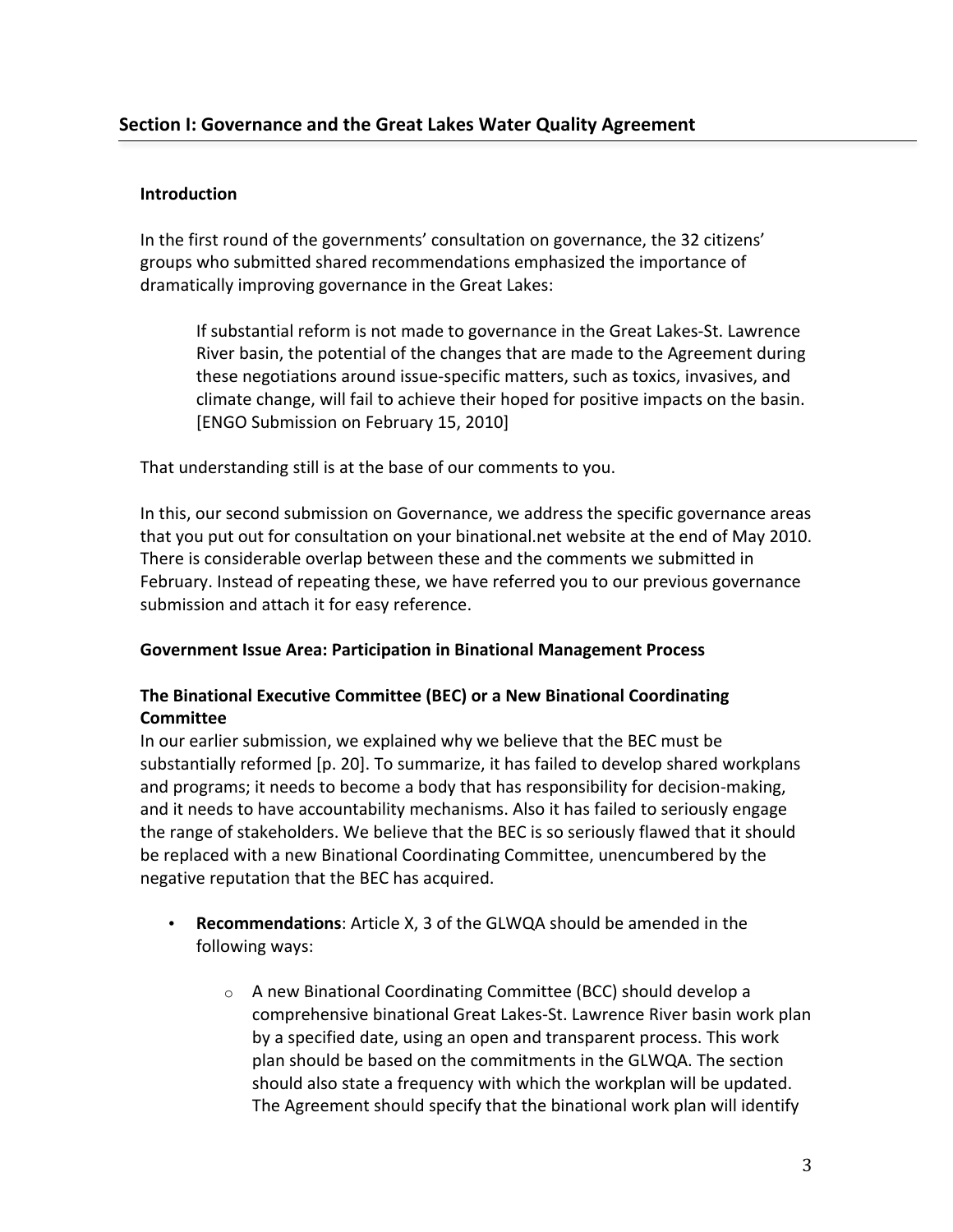## Section I: Governance and the Great Lakes Water Quality Agreement

### Introduction

In the first round of the governments' consultation on governance, the 32 citizens' groups who submitted shared recommendations emphasized the importance of dramatically improving governance in the Great Lakes:

> If substantial reform is not made to governance in the Great Lakes-St. Lawrence River basin, the potential of the changes that are made to the Agreement during these negotiations around issue-specific matters, such as toxics, invasives, and climate change, will fail to achieve their hoped for positive impacts on the basin. [ENGO Submission on February 15, 2010]

That understanding still is at the base of our comments to you.

In this, our second submission on Governance, we address the specific governance areas that you put out for consultation on your binational.net website at the end of May 2010. There is considerable overlap between these and the comments we submitted in February. Instead of repeating these, we have referred you to our previous governance submission and attach it for easy reference.

### Government Issue Area: Participation in Binational Management Process

### The Binational Executive Committee (BEC) or a New Binational Coordinating Committee

In our earlier submission, we explained why we believe that the BEC must be substantially reformed [p. 20]. To summarize, it has failed to develop shared workplans and programs; it needs to become a body that has responsibility for decision-making, and it needs to have accountability mechanisms. Also it has failed to seriously engage the range of stakeholders. We believe that the BEC is so seriously flawed that it should be replaced with a new Binational Coordinating Committee, unencumbered by the negative reputation that the BEC has acquired.

- **Recommendations**: Article X, 3 of the GLWQA should be amended in the following ways:
  - A new Binational Coordinating Committee (BCC) should develop a comprehensive binational Great Lakes-St. Lawrence River basin work plan by a specified date, using an open and transparent process. This work plan should be based on the commitments in the GLWQA. The section should also state a frequency with which the workplan will be updated. The Agreement should specify that the binational work plan will identify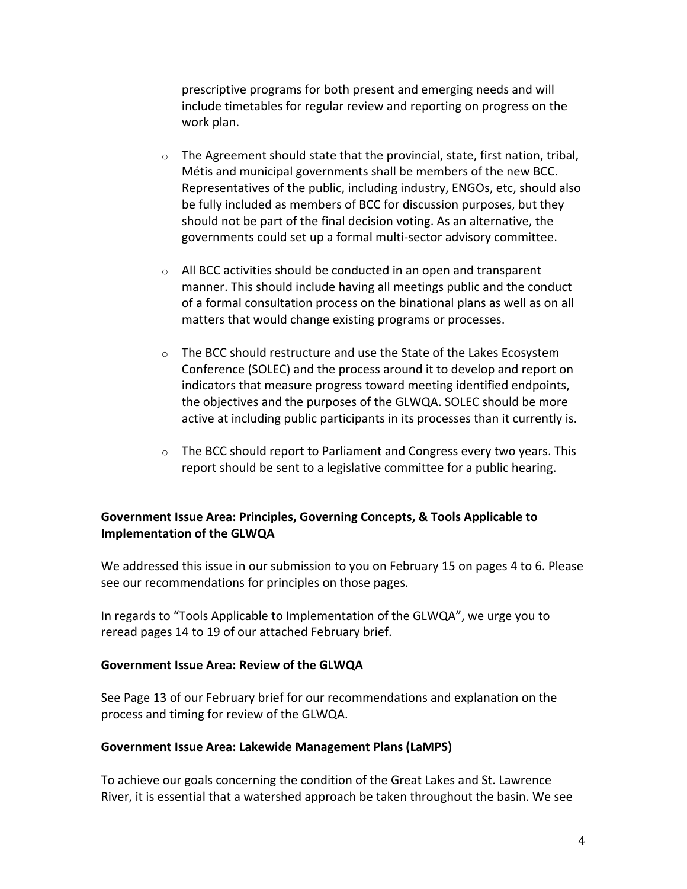prescriptive programs for both present and emerging needs and will include timetables for regular review and reporting on progress on the work plan.

- The Agreement should state that the provincial, state, first nation, tribal, Métis and municipal governments shall be members of the new BCC. Representatives of the public, including industry, ENGOs, etc, should also be fully included as members of BCC for discussion purposes, but they should not be part of the final decision voting. As an alternative, the governments could set up a formal multi-sector advisory committee.

- All BCC activities should be conducted in an open and transparent manner. This should include having all meetings public and the conduct of a formal consultation process on the binational plans as well as on all matters that would change existing programs or processes.

- The BCC should restructure and use the State of the Lakes Ecosystem Conference (SOLEC) and the process around it to develop and report on indicators that measure progress toward meeting identified endpoints, the objectives and the purposes of the GLWQA. SOLEC should be more active at including public participants in its processes than it currently is.

- The BCC should report to Parliament and Congress every two years. This report should be sent to a legislative committee for a public hearing.

**Government Issue Area: Principles, Governing Concepts, & Tools Applicable to Implementation of the GLWQA**

We addressed this issue in our submission to you on February 15 on pages 4 to 6. Please see our recommendations for principles on those pages.

In regards to "Tools Applicable to Implementation of the GLWQA", we urge you to reread pages 14 to 19 of our attached February brief.

**Government Issue Area: Review of the GLWQA**

See Page 13 of our February brief for our recommendations and explanation on the process and timing for review of the GLWQA.

**Government Issue Area: Lakewide Management Plans (LaMPS)**

To achieve our goals concerning the condition of the Great Lakes and St. Lawrence River, it is essential that a watershed approach be taken throughout the basin. We see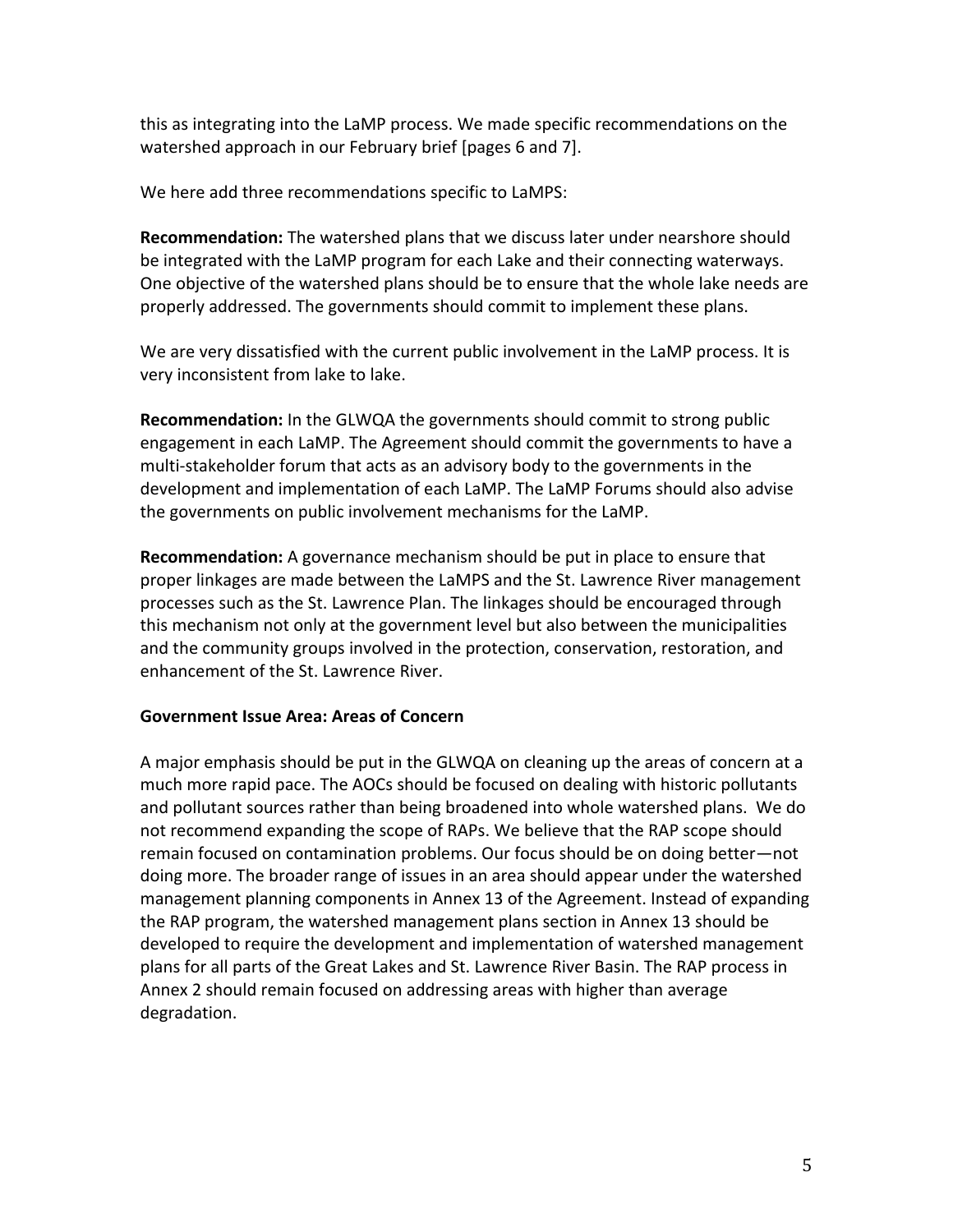this as integrating into the LaMP process. We made specific recommendations on the watershed approach in our February brief [pages 6 and 7].

We here add three recommendations specific to LaMPS:

**Recommendation:** The watershed plans that we discuss later under nearshore should be integrated with the LaMP program for each Lake and their connecting waterways. One objective of the watershed plans should be to ensure that the whole lake needs are properly addressed. The governments should commit to implement these plans.

We are very dissatisfied with the current public involvement in the LaMP process. It is very inconsistent from lake to lake.

**Recommendation:** In the GLWQA the governments should commit to strong public engagement in each LaMP. The Agreement should commit the governments to have a multi-stakeholder forum that acts as an advisory body to the governments in the development and implementation of each LaMP. The LaMP Forums should also advise the governments on public involvement mechanisms for the LaMP.

**Recommendation:** A governance mechanism should be put in place to ensure that proper linkages are made between the LaMPS and the St. Lawrence River management processes such as the St. Lawrence Plan. The linkages should be encouraged through this mechanism not only at the government level but also between the municipalities and the community groups involved in the protection, conservation, restoration, and enhancement of the St. Lawrence River.

**Government Issue Area: Areas of Concern**

A major emphasis should be put in the GLWQA on cleaning up the areas of concern at a much more rapid pace. The AOCs should be focused on dealing with historic pollutants and pollutant sources rather than being broadened into whole watershed plans. We do not recommend expanding the scope of RAPs. We believe that the RAP scope should remain focused on contamination problems. Our focus should be on doing better—not doing more. The broader range of issues in an area should appear under the watershed management planning components in Annex 13 of the Agreement. Instead of expanding the RAP program, the watershed management plans section in Annex 13 should be developed to require the development and implementation of watershed management plans for all parts of the Great Lakes and St. Lawrence River Basin. The RAP process in Annex 2 should remain focused on addressing areas with higher than average degradation.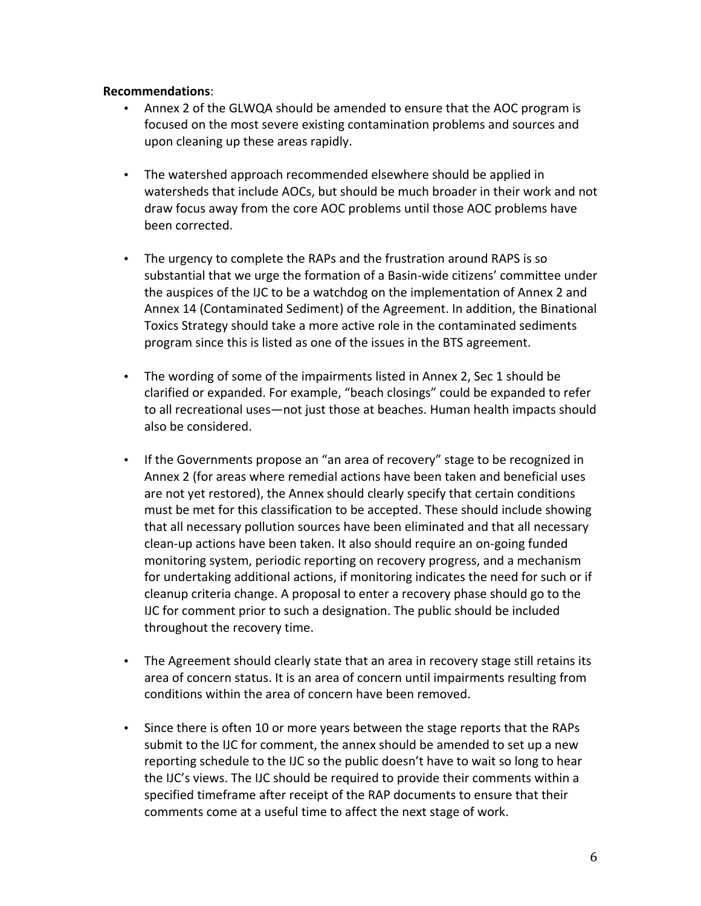**Recommendations**:

- Annex 2 of the GLWQA should be amended to ensure that the AOC program is focused on the most severe existing contamination problems and sources and upon cleaning up these areas rapidly.

- The watershed approach recommended elsewhere should be applied in watersheds that include AOCs, but should be much broader in their work and not draw focus away from the core AOC problems until those AOC problems have been corrected.

- The urgency to complete the RAPs and the frustration around RAPS is so substantial that we urge the formation of a Basin-wide citizens' committee under the auspices of the IJC to be a watchdog on the implementation of Annex 2 and Annex 14 (Contaminated Sediment) of the Agreement. In addition, the Binational Toxics Strategy should take a more active role in the contaminated sediments program since this is listed as one of the issues in the BTS agreement.

- The wording of some of the impairments listed in Annex 2, Sec 1 should be clarified or expanded. For example, "beach closings" could be expanded to refer to all recreational uses—not just those at beaches. Human health impacts should also be considered.

- If the Governments propose an "an area of recovery" stage to be recognized in Annex 2 (for areas where remedial actions have been taken and beneficial uses are not yet restored), the Annex should clearly specify that certain conditions must be met for this classification to be accepted. These should include showing that all necessary pollution sources have been eliminated and that all necessary clean-up actions have been taken. It also should require an on-going funded monitoring system, periodic reporting on recovery progress, and a mechanism for undertaking additional actions, if monitoring indicates the need for such or if cleanup criteria change. A proposal to enter a recovery phase should go to the IJC for comment prior to such a designation. The public should be included throughout the recovery time.

- The Agreement should clearly state that an area in recovery stage still retains its area of concern status. It is an area of concern until impairments resulting from conditions within the area of concern have been removed.

- Since there is often 10 or more years between the stage reports that the RAPs submit to the IJC for comment, the annex should be amended to set up a new reporting schedule to the IJC so the public doesn't have to wait so long to hear the IJC's views. The IJC should be required to provide their comments within a specified timeframe after receipt of the RAP documents to ensure that their comments come at a useful time to affect the next stage of work.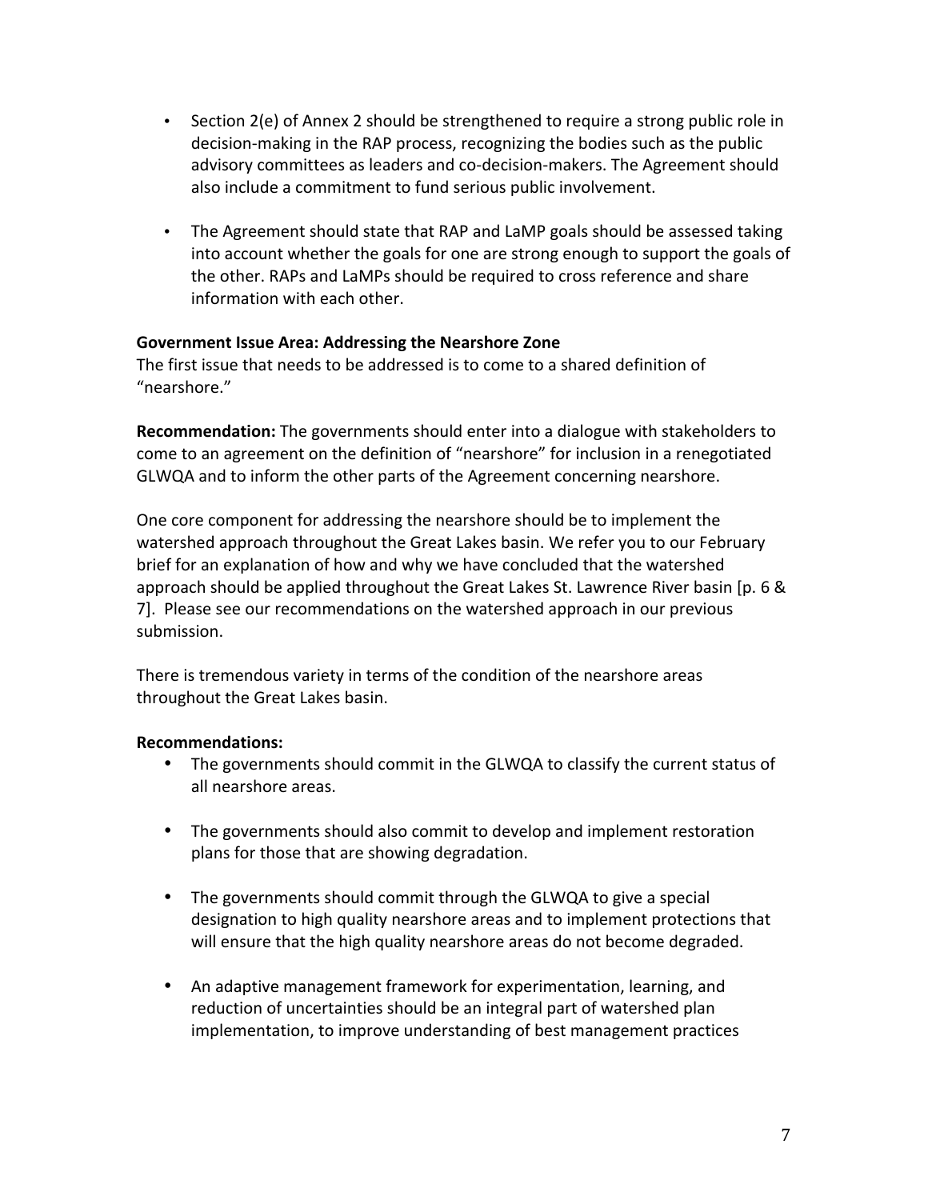- Section 2(e) of Annex 2 should be strengthened to require a strong public role in decision-making in the RAP process, recognizing the bodies such as the public advisory committees as leaders and co-decision-makers. The Agreement should also include a commitment to fund serious public involvement.

- The Agreement should state that RAP and LaMP goals should be assessed taking into account whether the goals for one are strong enough to support the goals of the other. RAPs and LaMPs should be required to cross reference and share information with each other.

**Government Issue Area: Addressing the Nearshore Zone**

The first issue that needs to be addressed is to come to a shared definition of "nearshore."

**Recommendation:** The governments should enter into a dialogue with stakeholders to come to an agreement on the definition of "nearshore" for inclusion in a renegotiated GLWQA and to inform the other parts of the Agreement concerning nearshore.

One core component for addressing the nearshore should be to implement the watershed approach throughout the Great Lakes basin. We refer you to our February brief for an explanation of how and why we have concluded that the watershed approach should be applied throughout the Great Lakes St. Lawrence River basin [p. 6 & 7]. Please see our recommendations on the watershed approach in our previous submission.

There is tremendous variety in terms of the condition of the nearshore areas throughout the Great Lakes basin.

**Recommendations:**

- The governments should commit in the GLWQA to classify the current status of all nearshore areas.

- The governments should also commit to develop and implement restoration plans for those that are showing degradation.

- The governments should commit through the GLWQA to give a special designation to high quality nearshore areas and to implement protections that will ensure that the high quality nearshore areas do not become degraded.

- An adaptive management framework for experimentation, learning, and reduction of uncertainties should be an integral part of watershed plan implementation, to improve understanding of best management practices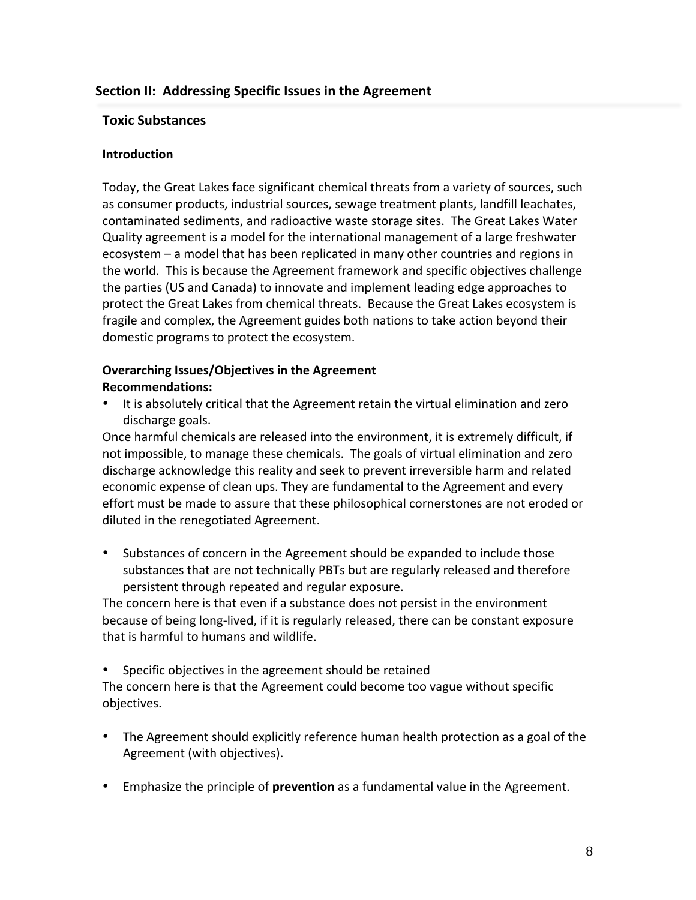## Section II: Addressing Specific Issues in the Agreement

### Toxic Substances

#### Introduction

Today, the Great Lakes face significant chemical threats from a variety of sources, such as consumer products, industrial sources, sewage treatment plants, landfill leachates, contaminated sediments, and radioactive waste storage sites. The Great Lakes Water Quality agreement is a model for the international management of a large freshwater ecosystem – a model that has been replicated in many other countries and regions in the world. This is because the Agreement framework and specific objectives challenge the parties (US and Canada) to innovate and implement leading edge approaches to protect the Great Lakes from chemical threats. Because the Great Lakes ecosystem is fragile and complex, the Agreement guides both nations to take action beyond their domestic programs to protect the ecosystem.

**Overarching Issues/Objectives in the Agreement**
**Recommendations:**

- It is absolutely critical that the Agreement retain the virtual elimination and zero discharge goals.

Once harmful chemicals are released into the environment, it is extremely difficult, if not impossible, to manage these chemicals. The goals of virtual elimination and zero discharge acknowledge this reality and seek to prevent irreversible harm and related economic expense of clean ups. They are fundamental to the Agreement and every effort must be made to assure that these philosophical cornerstones are not eroded or diluted in the renegotiated Agreement.

- Substances of concern in the Agreement should be expanded to include those substances that are not technically PBTs but are regularly released and therefore persistent through repeated and regular exposure.

The concern here is that even if a substance does not persist in the environment because of being long-lived, if it is regularly released, there can be constant exposure that is harmful to humans and wildlife.

- Specific objectives in the agreement should be retained

The concern here is that the Agreement could become too vague without specific objectives.

- The Agreement should explicitly reference human health protection as a goal of the Agreement (with objectives).

- Emphasize the principle of **prevention** as a fundamental value in the Agreement.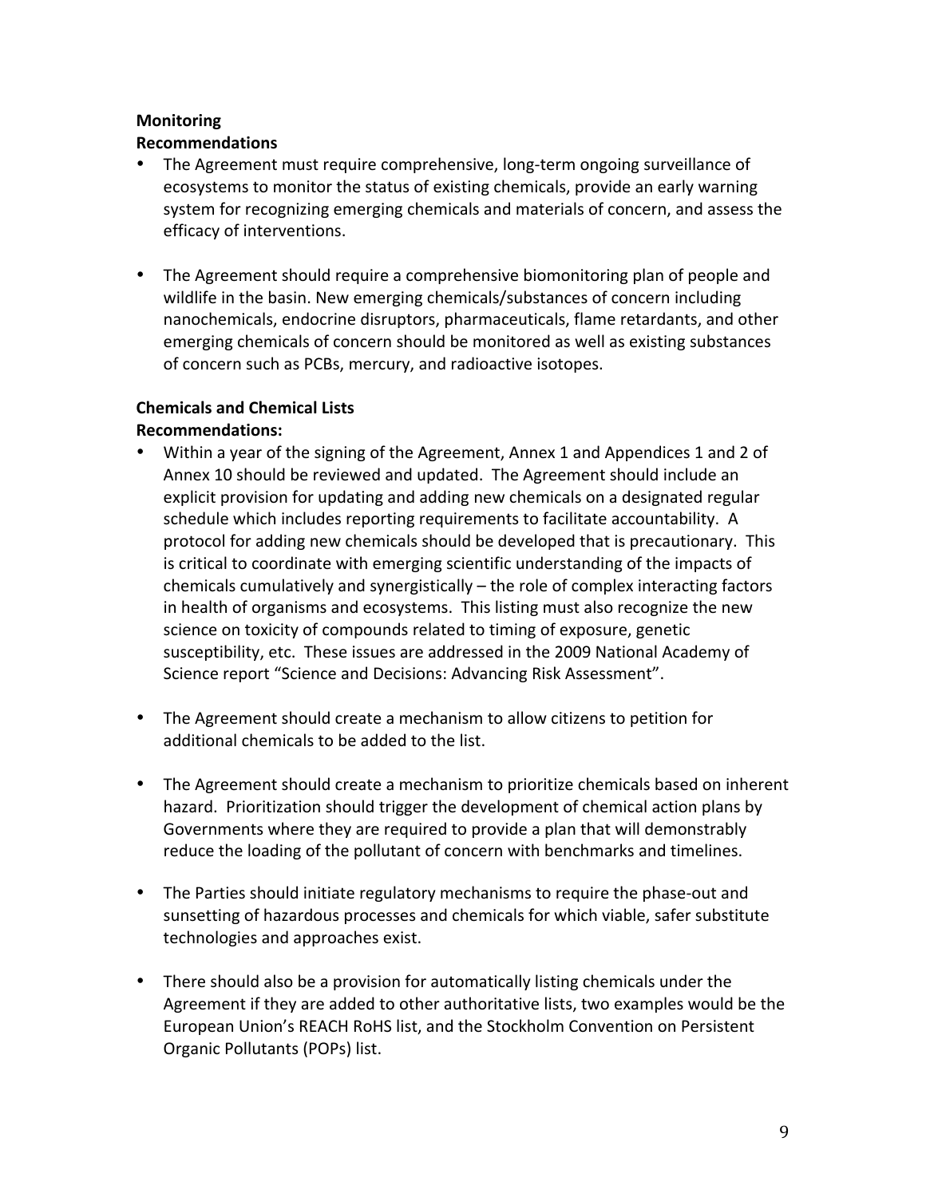**Monitoring**

**Recommendations**

- The Agreement must require comprehensive, long-term ongoing surveillance of ecosystems to monitor the status of existing chemicals, provide an early warning system for recognizing emerging chemicals and materials of concern, and assess the efficacy of interventions.
- The Agreement should require a comprehensive biomonitoring plan of people and wildlife in the basin. New emerging chemicals/substances of concern including nanochemicals, endocrine disruptors, pharmaceuticals, flame retardants, and other emerging chemicals of concern should be monitored as well as existing substances of concern such as PCBs, mercury, and radioactive isotopes.

**Chemicals and Chemical Lists**

**Recommendations:**

- Within a year of the signing of the Agreement, Annex 1 and Appendices 1 and 2 of Annex 10 should be reviewed and updated. The Agreement should include an explicit provision for updating and adding new chemicals on a designated regular schedule which includes reporting requirements to facilitate accountability. A protocol for adding new chemicals should be developed that is precautionary. This is critical to coordinate with emerging scientific understanding of the impacts of chemicals cumulatively and synergistically – the role of complex interacting factors in health of organisms and ecosystems. This listing must also recognize the new science on toxicity of compounds related to timing of exposure, genetic susceptibility, etc. These issues are addressed in the 2009 National Academy of Science report "Science and Decisions: Advancing Risk Assessment".
- The Agreement should create a mechanism to allow citizens to petition for additional chemicals to be added to the list.
- The Agreement should create a mechanism to prioritize chemicals based on inherent hazard. Prioritization should trigger the development of chemical action plans by Governments where they are required to provide a plan that will demonstrably reduce the loading of the pollutant of concern with benchmarks and timelines.
- The Parties should initiate regulatory mechanisms to require the phase-out and sunsetting of hazardous processes and chemicals for which viable, safer substitute technologies and approaches exist.
- There should also be a provision for automatically listing chemicals under the Agreement if they are added to other authoritative lists, two examples would be the European Union's REACH RoHS list, and the Stockholm Convention on Persistent Organic Pollutants (POPs) list.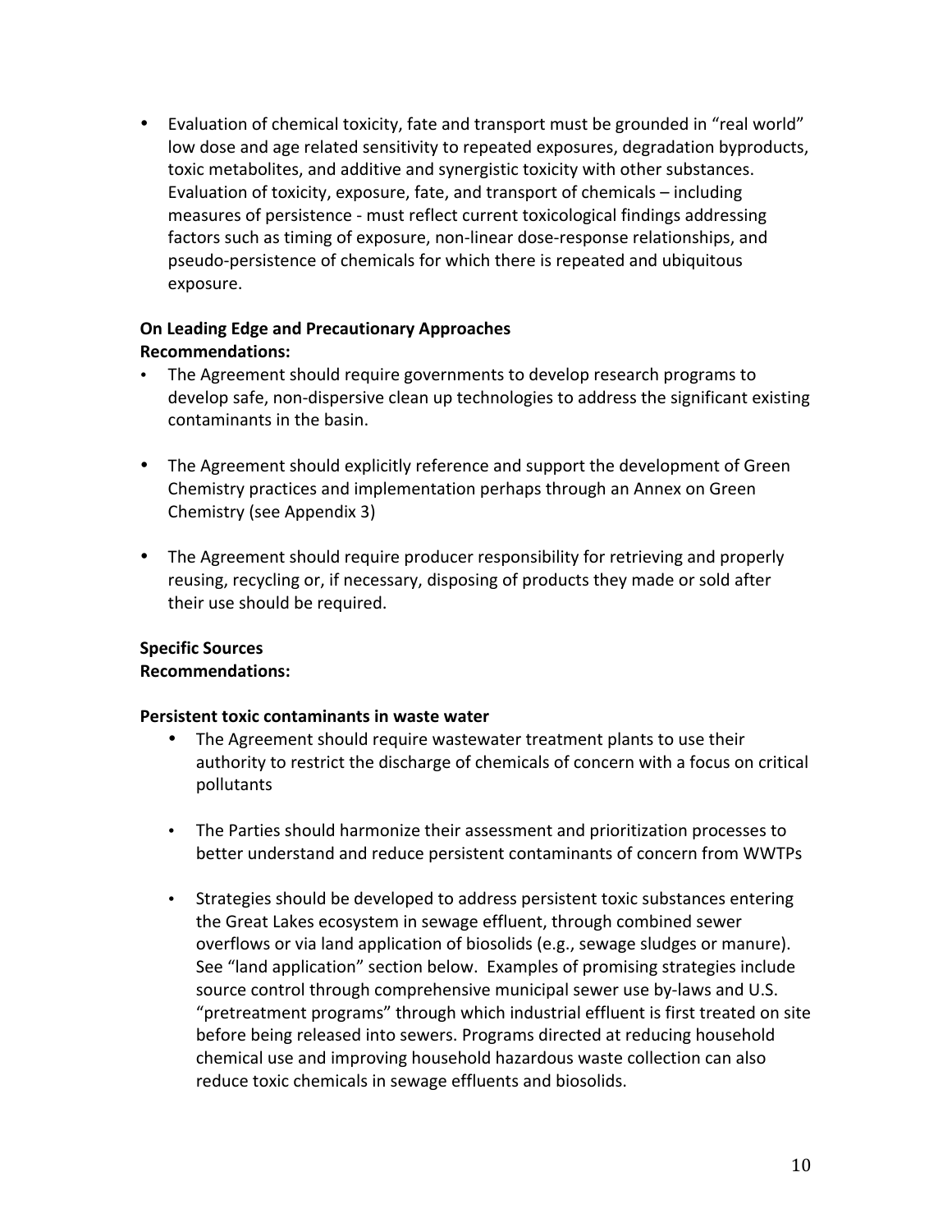- Evaluation of chemical toxicity, fate and transport must be grounded in "real world" low dose and age related sensitivity to repeated exposures, degradation byproducts, toxic metabolites, and additive and synergistic toxicity with other substances. Evaluation of toxicity, exposure, fate, and transport of chemicals – including measures of persistence - must reflect current toxicological findings addressing factors such as timing of exposure, non-linear dose-response relationships, and pseudo-persistence of chemicals for which there is repeated and ubiquitous exposure.

**On Leading Edge and Precautionary Approaches**
**Recommendations:**

- The Agreement should require governments to develop research programs to develop safe, non-dispersive clean up technologies to address the significant existing contaminants in the basin.

- The Agreement should explicitly reference and support the development of Green Chemistry practices and implementation perhaps through an Annex on Green Chemistry (see Appendix 3)

- The Agreement should require producer responsibility for retrieving and properly reusing, recycling or, if necessary, disposing of products they made or sold after their use should be required.

**Specific Sources**
**Recommendations:**

**Persistent toxic contaminants in waste water**

- The Agreement should require wastewater treatment plants to use their authority to restrict the discharge of chemicals of concern with a focus on critical pollutants

- The Parties should harmonize their assessment and prioritization processes to better understand and reduce persistent contaminants of concern from WWTPs

- Strategies should be developed to address persistent toxic substances entering the Great Lakes ecosystem in sewage effluent, through combined sewer overflows or via land application of biosolids (e.g., sewage sludges or manure). See "land application" section below. Examples of promising strategies include source control through comprehensive municipal sewer use by-laws and U.S. "pretreatment programs" through which industrial effluent is first treated on site before being released into sewers. Programs directed at reducing household chemical use and improving household hazardous waste collection can also reduce toxic chemicals in sewage effluents and biosolids.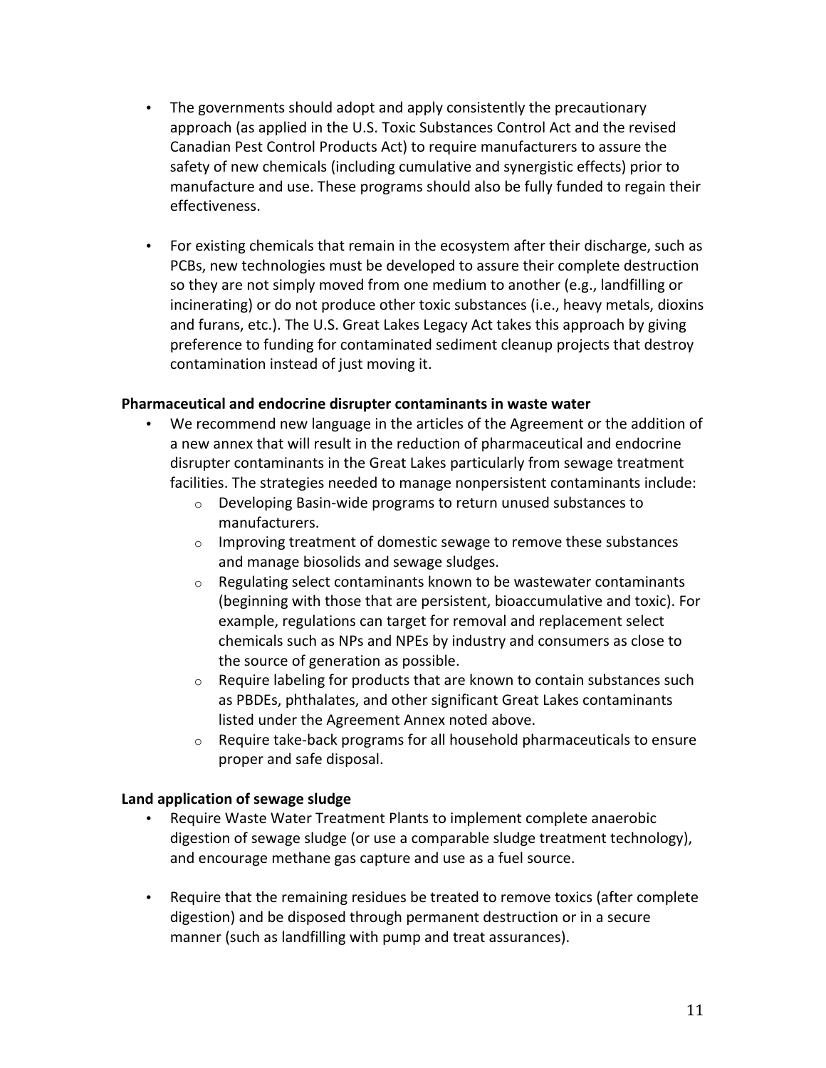- The governments should adopt and apply consistently the precautionary approach (as applied in the U.S. Toxic Substances Control Act and the revised Canadian Pest Control Products Act) to require manufacturers to assure the safety of new chemicals (including cumulative and synergistic effects) prior to manufacture and use. These programs should also be fully funded to regain their effectiveness.

- For existing chemicals that remain in the ecosystem after their discharge, such as PCBs, new technologies must be developed to assure their complete destruction so they are not simply moved from one medium to another (e.g., landfilling or incinerating) or do not produce other toxic substances (i.e., heavy metals, dioxins and furans, etc.). The U.S. Great Lakes Legacy Act takes this approach by giving preference to funding for contaminated sediment cleanup projects that destroy contamination instead of just moving it.

**Pharmaceutical and endocrine disrupter contaminants in waste water**

- We recommend new language in the articles of the Agreement or the addition of a new annex that will result in the reduction of pharmaceutical and endocrine disrupter contaminants in the Great Lakes particularly from sewage treatment facilities. The strategies needed to manage nonpersistent contaminants include:
  - Developing Basin-wide programs to return unused substances to manufacturers.
  - Improving treatment of domestic sewage to remove these substances and manage biosolids and sewage sludges.
  - Regulating select contaminants known to be wastewater contaminants (beginning with those that are persistent, bioaccumulative and toxic). For example, regulations can target for removal and replacement select chemicals such as NPs and NPEs by industry and consumers as close to the source of generation as possible.
  - Require labeling for products that are known to contain substances such as PBDEs, phthalates, and other significant Great Lakes contaminants listed under the Agreement Annex noted above.
  - Require take-back programs for all household pharmaceuticals to ensure proper and safe disposal.

**Land application of sewage sludge**

- Require Waste Water Treatment Plants to implement complete anaerobic digestion of sewage sludge (or use a comparable sludge treatment technology), and encourage methane gas capture and use as a fuel source.

- Require that the remaining residues be treated to remove toxics (after complete digestion) and be disposed through permanent destruction or in a secure manner (such as landfilling with pump and treat assurances).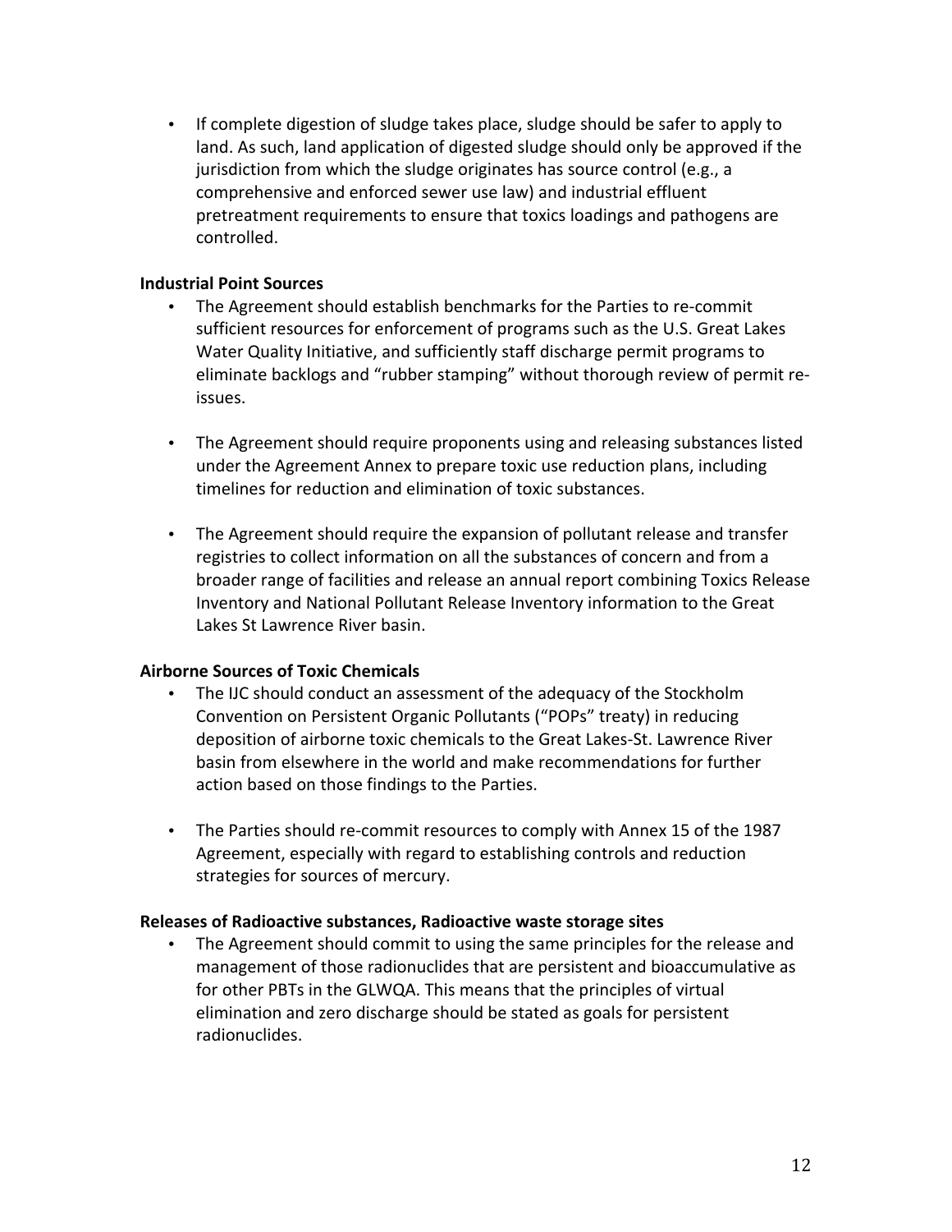- If complete digestion of sludge takes place, sludge should be safer to apply to land. As such, land application of digested sludge should only be approved if the jurisdiction from which the sludge originates has source control (e.g., a comprehensive and enforced sewer use law) and industrial effluent pretreatment requirements to ensure that toxics loadings and pathogens are controlled.

**Industrial Point Sources**

- The Agreement should establish benchmarks for the Parties to re-commit sufficient resources for enforcement of programs such as the U.S. Great Lakes Water Quality Initiative, and sufficiently staff discharge permit programs to eliminate backlogs and "rubber stamping" without thorough review of permit re-issues.

- The Agreement should require proponents using and releasing substances listed under the Agreement Annex to prepare toxic use reduction plans, including timelines for reduction and elimination of toxic substances.

- The Agreement should require the expansion of pollutant release and transfer registries to collect information on all the substances of concern and from a broader range of facilities and release an annual report combining Toxics Release Inventory and National Pollutant Release Inventory information to the Great Lakes St Lawrence River basin.

**Airborne Sources of Toxic Chemicals**

- The IJC should conduct an assessment of the adequacy of the Stockholm Convention on Persistent Organic Pollutants ("POPs" treaty) in reducing deposition of airborne toxic chemicals to the Great Lakes-St. Lawrence River basin from elsewhere in the world and make recommendations for further action based on those findings to the Parties.

- The Parties should re-commit resources to comply with Annex 15 of the 1987 Agreement, especially with regard to establishing controls and reduction strategies for sources of mercury.

**Releases of Radioactive substances, Radioactive waste storage sites**

- The Agreement should commit to using the same principles for the release and management of those radionuclides that are persistent and bioaccumulative as for other PBTs in the GLWQA. This means that the principles of virtual elimination and zero discharge should be stated as goals for persistent radionuclides.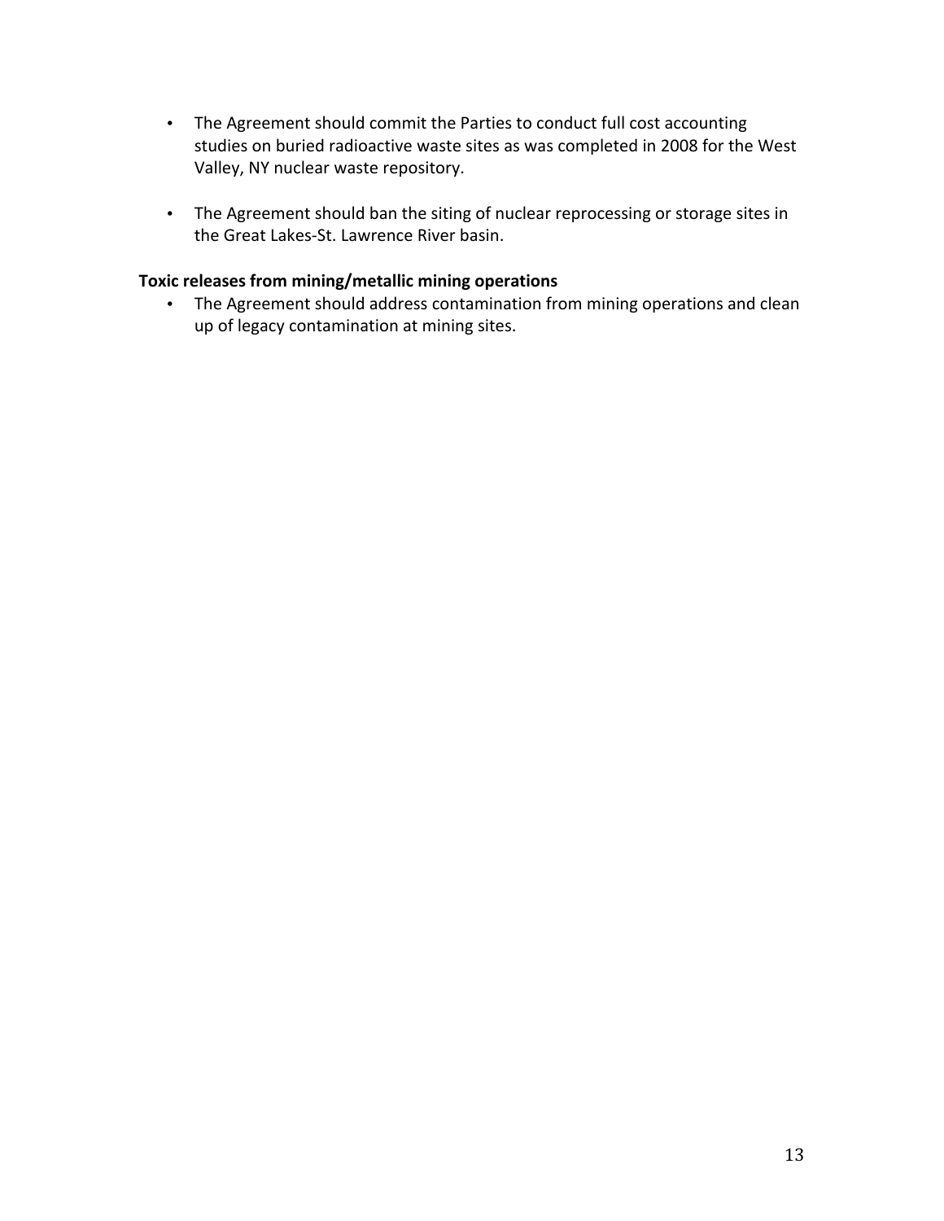- The Agreement should commit the Parties to conduct full cost accounting studies on buried radioactive waste sites as was completed in 2008 for the West Valley, NY nuclear waste repository.

- The Agreement should ban the siting of nuclear reprocessing or storage sites in the Great Lakes-St. Lawrence River basin.

**Toxic releases from mining/metallic mining operations**

- The Agreement should address contamination from mining operations and clean up of legacy contamination at mining sites.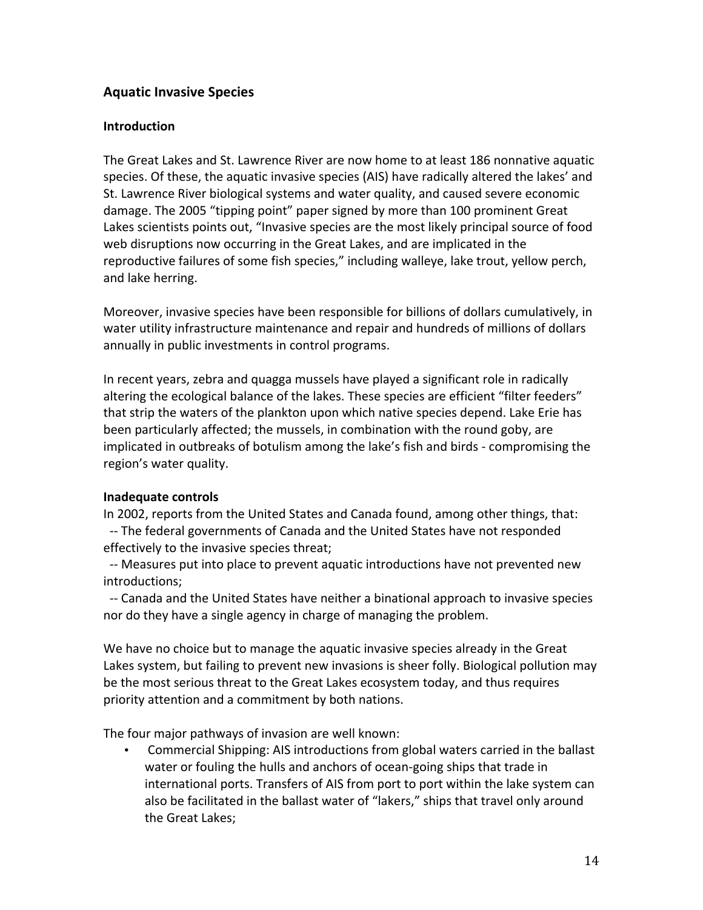## Aquatic Invasive Species

### Introduction

The Great Lakes and St. Lawrence River are now home to at least 186 nonnative aquatic species. Of these, the aquatic invasive species (AIS) have radically altered the lakes' and St. Lawrence River biological systems and water quality, and caused severe economic damage. The 2005 "tipping point" paper signed by more than 100 prominent Great Lakes scientists points out, "Invasive species are the most likely principal source of food web disruptions now occurring in the Great Lakes, and are implicated in the reproductive failures of some fish species," including walleye, lake trout, yellow perch, and lake herring.

Moreover, invasive species have been responsible for billions of dollars cumulatively, in water utility infrastructure maintenance and repair and hundreds of millions of dollars annually in public investments in control programs.

In recent years, zebra and quagga mussels have played a significant role in radically altering the ecological balance of the lakes. These species are efficient "filter feeders" that strip the waters of the plankton upon which native species depend. Lake Erie has been particularly affected; the mussels, in combination with the round goby, are implicated in outbreaks of botulism among the lake's fish and birds - compromising the region's water quality.

### Inadequate controls

In 2002, reports from the United States and Canada found, among other things, that:

-- The federal governments of Canada and the United States have not responded effectively to the invasive species threat;

-- Measures put into place to prevent aquatic introductions have not prevented new introductions;

-- Canada and the United States have neither a binational approach to invasive species nor do they have a single agency in charge of managing the problem.

We have no choice but to manage the aquatic invasive species already in the Great Lakes system, but failing to prevent new invasions is sheer folly. Biological pollution may be the most serious threat to the Great Lakes ecosystem today, and thus requires priority attention and a commitment by both nations.

The four major pathways of invasion are well known:

- Commercial Shipping: AIS introductions from global waters carried in the ballast water or fouling the hulls and anchors of ocean-going ships that trade in international ports. Transfers of AIS from port to port within the lake system can also be facilitated in the ballast water of "lakers," ships that travel only around the Great Lakes;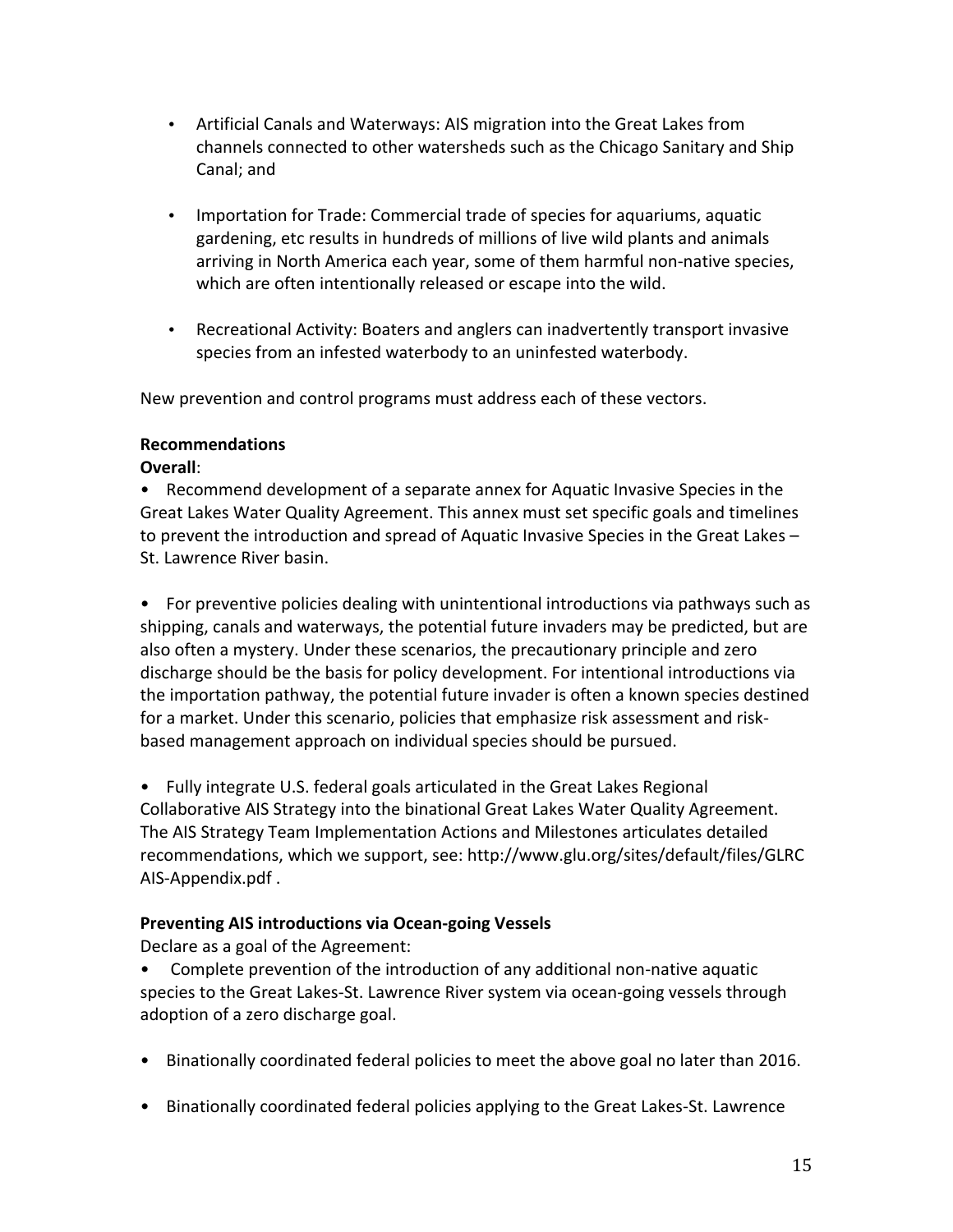- Artificial Canals and Waterways: AIS migration into the Great Lakes from channels connected to other watersheds such as the Chicago Sanitary and Ship Canal; and

- Importation for Trade: Commercial trade of species for aquariums, aquatic gardening, etc results in hundreds of millions of live wild plants and animals arriving in North America each year, some of them harmful non-native species, which are often intentionally released or escape into the wild.

- Recreational Activity: Boaters and anglers can inadvertently transport invasive species from an infested waterbody to an uninfested waterbody.

New prevention and control programs must address each of these vectors.

**Recommendations**

**Overall**:

- Recommend development of a separate annex for Aquatic Invasive Species in the Great Lakes Water Quality Agreement. This annex must set specific goals and timelines to prevent the introduction and spread of Aquatic Invasive Species in the Great Lakes – St. Lawrence River basin.

- For preventive policies dealing with unintentional introductions via pathways such as shipping, canals and waterways, the potential future invaders may be predicted, but are also often a mystery. Under these scenarios, the precautionary principle and zero discharge should be the basis for policy development. For intentional introductions via the importation pathway, the potential future invader is often a known species destined for a market. Under this scenario, policies that emphasize risk assessment and risk-based management approach on individual species should be pursued.

- Fully integrate U.S. federal goals articulated in the Great Lakes Regional Collaborative AIS Strategy into the binational Great Lakes Water Quality Agreement. The AIS Strategy Team Implementation Actions and Milestones articulates detailed recommendations, which we support, see: http://www.glu.org/sites/default/files/GLRC AIS-Appendix.pdf .

**Preventing AIS introductions via Ocean-going Vessels**

Declare as a goal of the Agreement:

- Complete prevention of the introduction of any additional non-native aquatic species to the Great Lakes-St. Lawrence River system via ocean-going vessels through adoption of a zero discharge goal.

- Binationally coordinated federal policies to meet the above goal no later than 2016.

- Binationally coordinated federal policies applying to the Great Lakes-St. Lawrence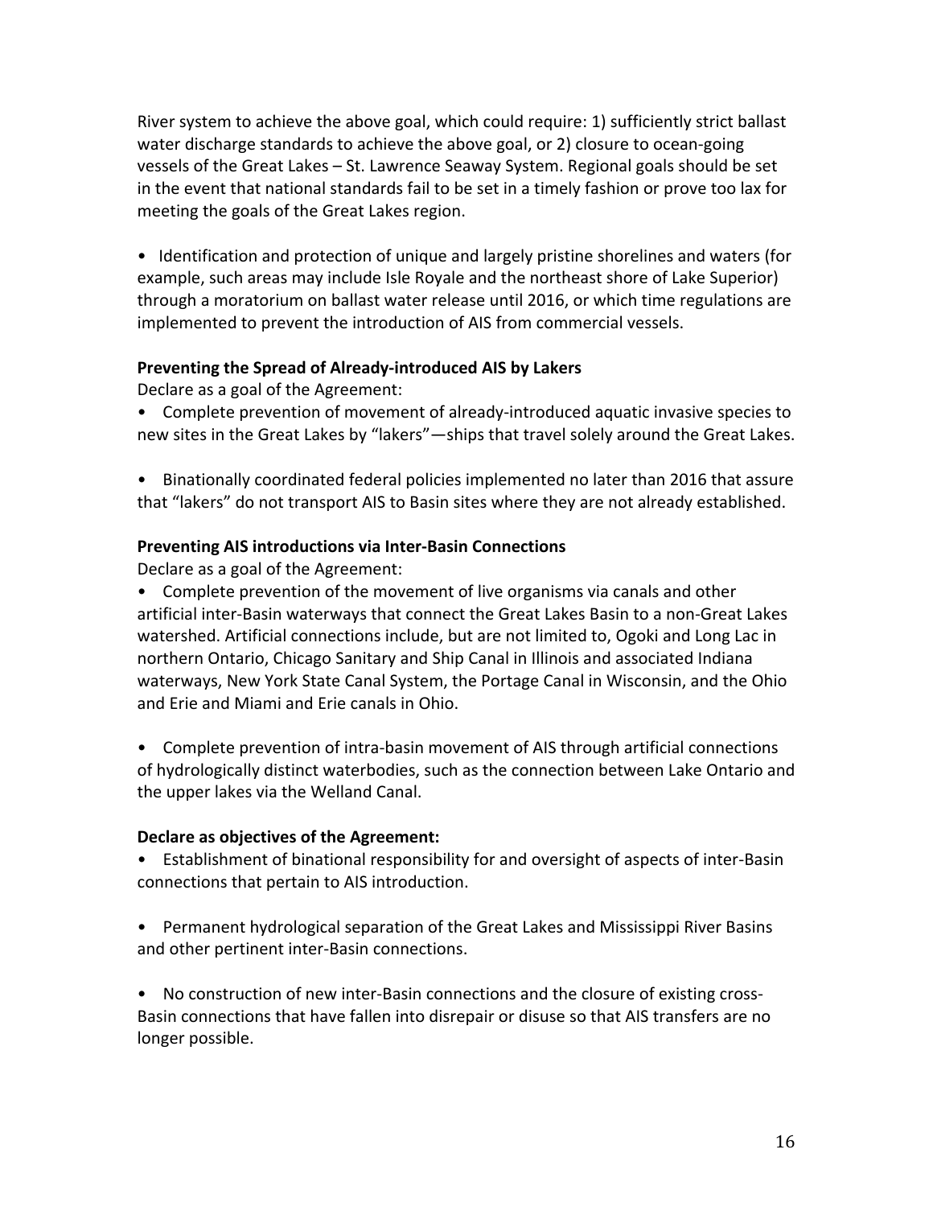River system to achieve the above goal, which could require: 1) sufficiently strict ballast water discharge standards to achieve the above goal, or 2) closure to ocean-going vessels of the Great Lakes – St. Lawrence Seaway System. Regional goals should be set in the event that national standards fail to be set in a timely fashion or prove too lax for meeting the goals of the Great Lakes region.

- Identification and protection of unique and largely pristine shorelines and waters (for example, such areas may include Isle Royale and the northeast shore of Lake Superior) through a moratorium on ballast water release until 2016, or which time regulations are implemented to prevent the introduction of AIS from commercial vessels.

**Preventing the Spread of Already-introduced AIS by Lakers**

Declare as a goal of the Agreement:

- Complete prevention of movement of already-introduced aquatic invasive species to new sites in the Great Lakes by "lakers"—ships that travel solely around the Great Lakes.

- Binationally coordinated federal policies implemented no later than 2016 that assure that "lakers" do not transport AIS to Basin sites where they are not already established.

**Preventing AIS introductions via Inter-Basin Connections**

Declare as a goal of the Agreement:

- Complete prevention of the movement of live organisms via canals and other artificial inter-Basin waterways that connect the Great Lakes Basin to a non-Great Lakes watershed. Artificial connections include, but are not limited to, Ogoki and Long Lac in northern Ontario, Chicago Sanitary and Ship Canal in Illinois and associated Indiana waterways, New York State Canal System, the Portage Canal in Wisconsin, and the Ohio and Erie and Miami and Erie canals in Ohio.

- Complete prevention of intra-basin movement of AIS through artificial connections of hydrologically distinct waterbodies, such as the connection between Lake Ontario and the upper lakes via the Welland Canal.

**Declare as objectives of the Agreement:**

- Establishment of binational responsibility for and oversight of aspects of inter-Basin connections that pertain to AIS introduction.

- Permanent hydrological separation of the Great Lakes and Mississippi River Basins and other pertinent inter-Basin connections.

- No construction of new inter-Basin connections and the closure of existing cross-Basin connections that have fallen into disrepair or disuse so that AIS transfers are no longer possible.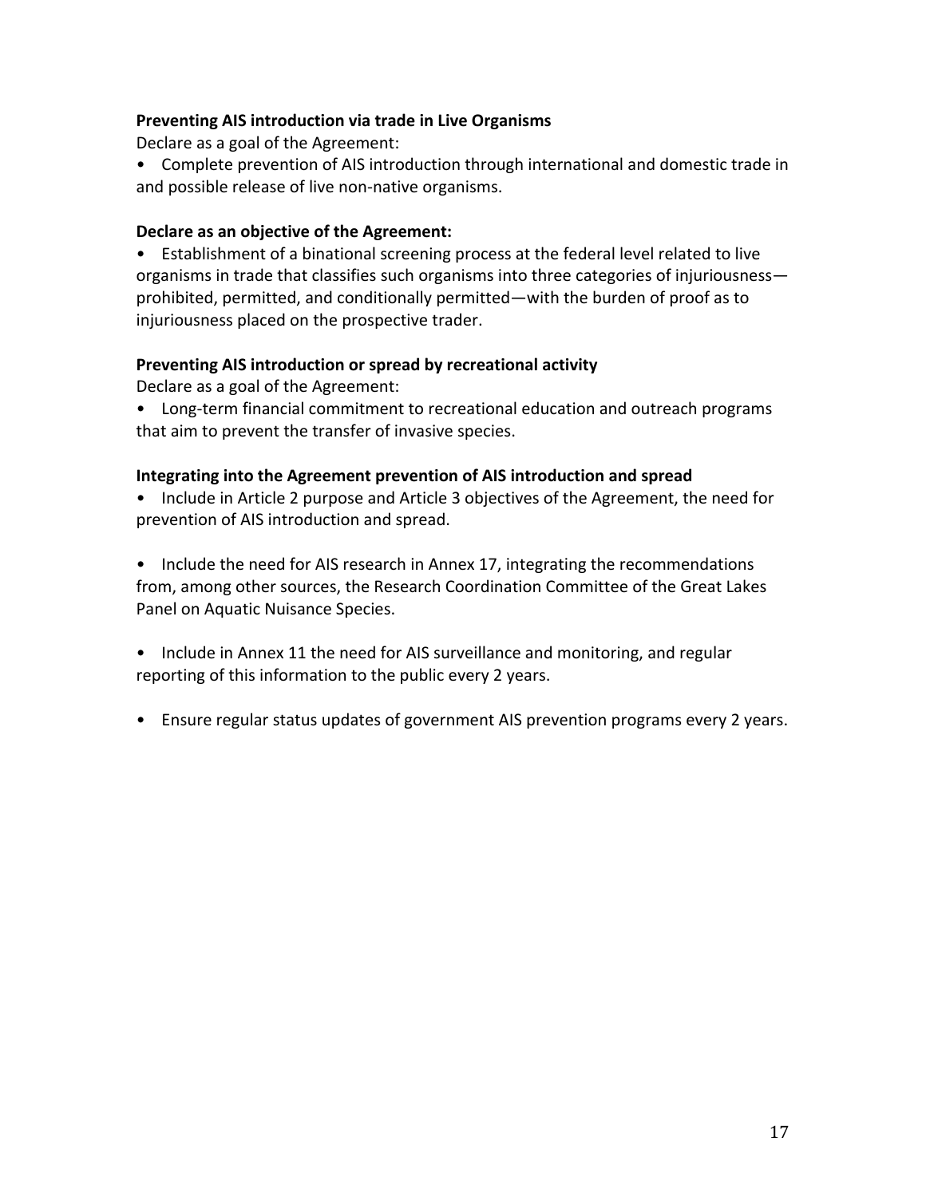**Preventing AIS introduction via trade in Live Organisms**

Declare as a goal of the Agreement:

- Complete prevention of AIS introduction through international and domestic trade in and possible release of live non-native organisms.

**Declare as an objective of the Agreement:**

- Establishment of a binational screening process at the federal level related to live organisms in trade that classifies such organisms into three categories of injuriousness—prohibited, permitted, and conditionally permitted—with the burden of proof as to injuriousness placed on the prospective trader.

**Preventing AIS introduction or spread by recreational activity**

Declare as a goal of the Agreement:

- Long-term financial commitment to recreational education and outreach programs that aim to prevent the transfer of invasive species.

**Integrating into the Agreement prevention of AIS introduction and spread**

- Include in Article 2 purpose and Article 3 objectives of the Agreement, the need for prevention of AIS introduction and spread.

- Include the need for AIS research in Annex 17, integrating the recommendations from, among other sources, the Research Coordination Committee of the Great Lakes Panel on Aquatic Nuisance Species.

- Include in Annex 11 the need for AIS surveillance and monitoring, and regular reporting of this information to the public every 2 years.

- Ensure regular status updates of government AIS prevention programs every 2 years.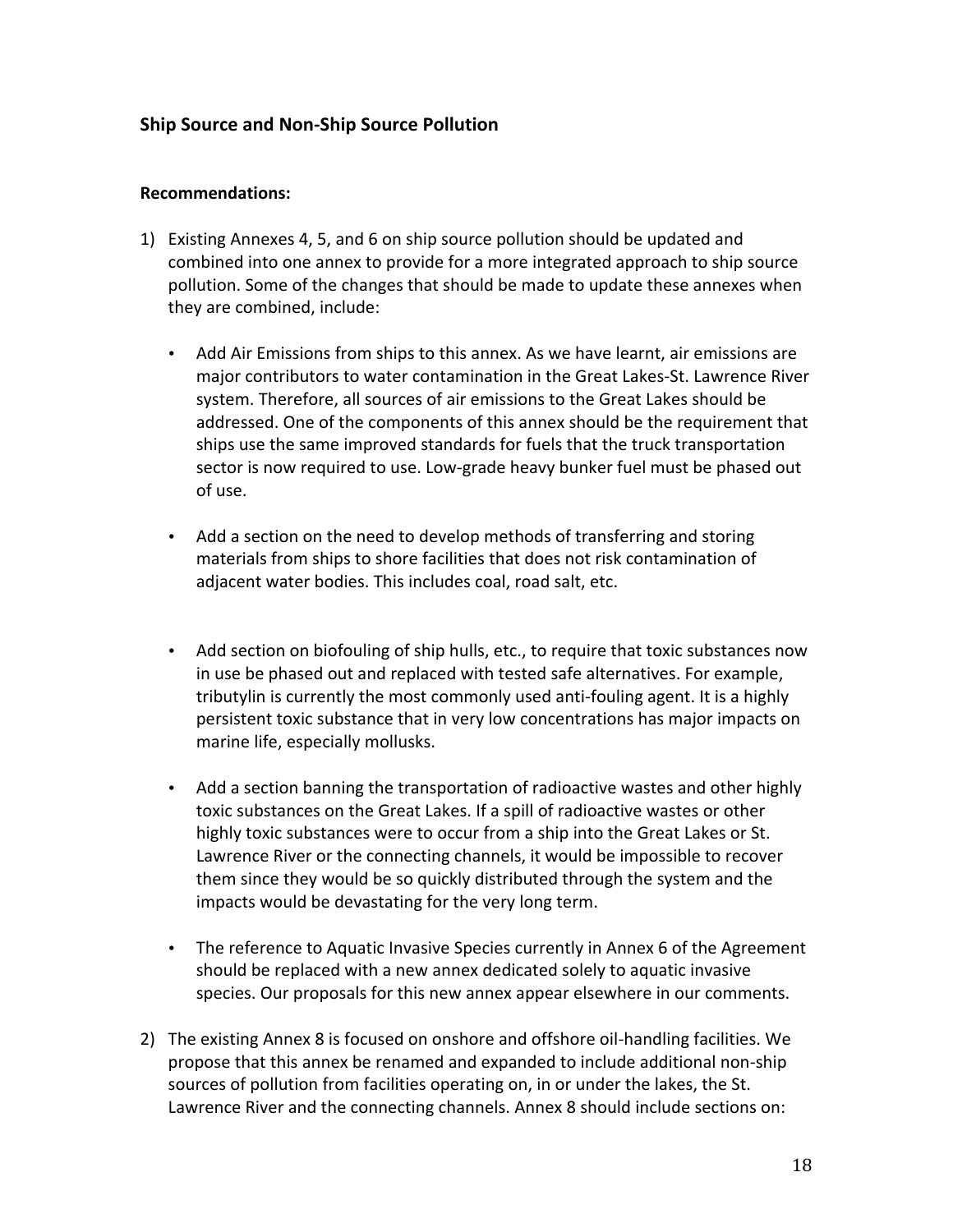## Ship Source and Non-Ship Source Pollution

**Recommendations:**

1) Existing Annexes 4, 5, and 6 on ship source pollution should be updated and combined into one annex to provide for a more integrated approach to ship source pollution. Some of the changes that should be made to update these annexes when they are combined, include:

   - Add Air Emissions from ships to this annex. As we have learnt, air emissions are major contributors to water contamination in the Great Lakes-St. Lawrence River system. Therefore, all sources of air emissions to the Great Lakes should be addressed. One of the components of this annex should be the requirement that ships use the same improved standards for fuels that the truck transportation sector is now required to use. Low-grade heavy bunker fuel must be phased out of use.

   - Add a section on the need to develop methods of transferring and storing materials from ships to shore facilities that does not risk contamination of adjacent water bodies. This includes coal, road salt, etc.

   - Add section on biofouling of ship hulls, etc., to require that toxic substances now in use be phased out and replaced with tested safe alternatives. For example, tributylin is currently the most commonly used anti-fouling agent. It is a highly persistent toxic substance that in very low concentrations has major impacts on marine life, especially mollusks.

   - Add a section banning the transportation of radioactive wastes and other highly toxic substances on the Great Lakes. If a spill of radioactive wastes or other highly toxic substances were to occur from a ship into the Great Lakes or St. Lawrence River or the connecting channels, it would be impossible to recover them since they would be so quickly distributed through the system and the impacts would be devastating for the very long term.

   - The reference to Aquatic Invasive Species currently in Annex 6 of the Agreement should be replaced with a new annex dedicated solely to aquatic invasive species. Our proposals for this new annex appear elsewhere in our comments.

2) The existing Annex 8 is focused on onshore and offshore oil-handling facilities. We propose that this annex be renamed and expanded to include additional non-ship sources of pollution from facilities operating on, in or under the lakes, the St. Lawrence River and the connecting channels. Annex 8 should include sections on: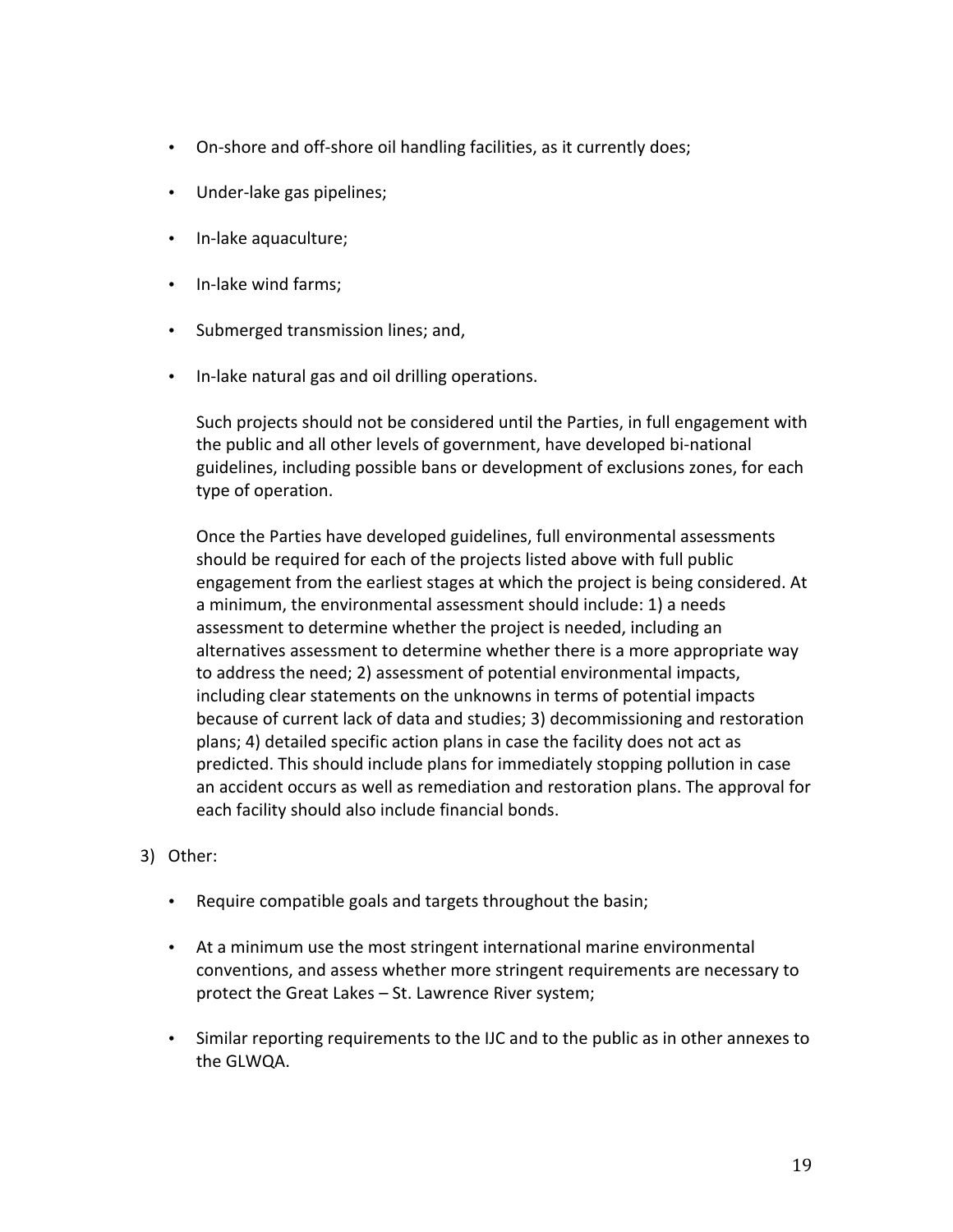- On-shore and off-shore oil handling facilities, as it currently does;
- Under-lake gas pipelines;
- In-lake aquaculture;
- In-lake wind farms;
- Submerged transmission lines; and,
- In-lake natural gas and oil drilling operations.

  Such projects should not be considered until the Parties, in full engagement with the public and all other levels of government, have developed bi-national guidelines, including possible bans or development of exclusions zones, for each type of operation.

  Once the Parties have developed guidelines, full environmental assessments should be required for each of the projects listed above with full public engagement from the earliest stages at which the project is being considered. At a minimum, the environmental assessment should include: 1) a needs assessment to determine whether the project is needed, including an alternatives assessment to determine whether there is a more appropriate way to address the need; 2) assessment of potential environmental impacts, including clear statements on the unknowns in terms of potential impacts because of current lack of data and studies; 3) decommissioning and restoration plans; 4) detailed specific action plans in case the facility does not act as predicted. This should include plans for immediately stopping pollution in case an accident occurs as well as remediation and restoration plans. The approval for each facility should also include financial bonds.

3) Other:

   - Require compatible goals and targets throughout the basin;
   - At a minimum use the most stringent international marine environmental conventions, and assess whether more stringent requirements are necessary to protect the Great Lakes – St. Lawrence River system;
   - Similar reporting requirements to the IJC and to the public as in other annexes to the GLWQA.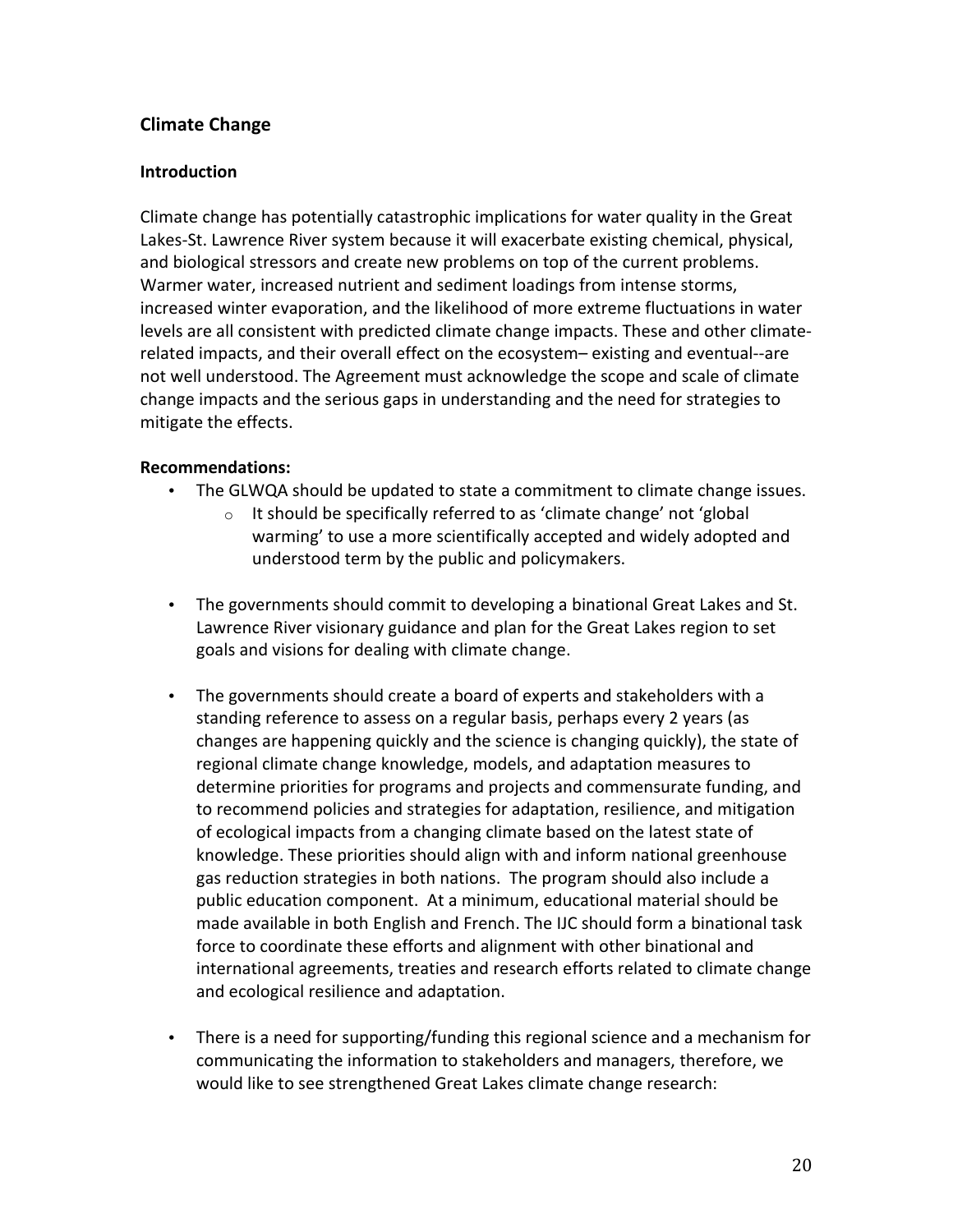## Climate Change

### Introduction

Climate change has potentially catastrophic implications for water quality in the Great Lakes-St. Lawrence River system because it will exacerbate existing chemical, physical, and biological stressors and create new problems on top of the current problems. Warmer water, increased nutrient and sediment loadings from intense storms, increased winter evaporation, and the likelihood of more extreme fluctuations in water levels are all consistent with predicted climate change impacts. These and other climate-related impacts, and their overall effect on the ecosystem– existing and eventual--are not well understood. The Agreement must acknowledge the scope and scale of climate change impacts and the serious gaps in understanding and the need for strategies to mitigate the effects.

**Recommendations:**

- The GLWQA should be updated to state a commitment to climate change issues.
  - It should be specifically referred to as 'climate change' not 'global warming' to use a more scientifically accepted and widely adopted and understood term by the public and policymakers.

- The governments should commit to developing a binational Great Lakes and St. Lawrence River visionary guidance and plan for the Great Lakes region to set goals and visions for dealing with climate change.

- The governments should create a board of experts and stakeholders with a standing reference to assess on a regular basis, perhaps every 2 years (as changes are happening quickly and the science is changing quickly), the state of regional climate change knowledge, models, and adaptation measures to determine priorities for programs and projects and commensurate funding, and to recommend policies and strategies for adaptation, resilience, and mitigation of ecological impacts from a changing climate based on the latest state of knowledge. These priorities should align with and inform national greenhouse gas reduction strategies in both nations. The program should also include a public education component. At a minimum, educational material should be made available in both English and French. The IJC should form a binational task force to coordinate these efforts and alignment with other binational and international agreements, treaties and research efforts related to climate change and ecological resilience and adaptation.

- There is a need for supporting/funding this regional science and a mechanism for communicating the information to stakeholders and managers, therefore, we would like to see strengthened Great Lakes climate change research: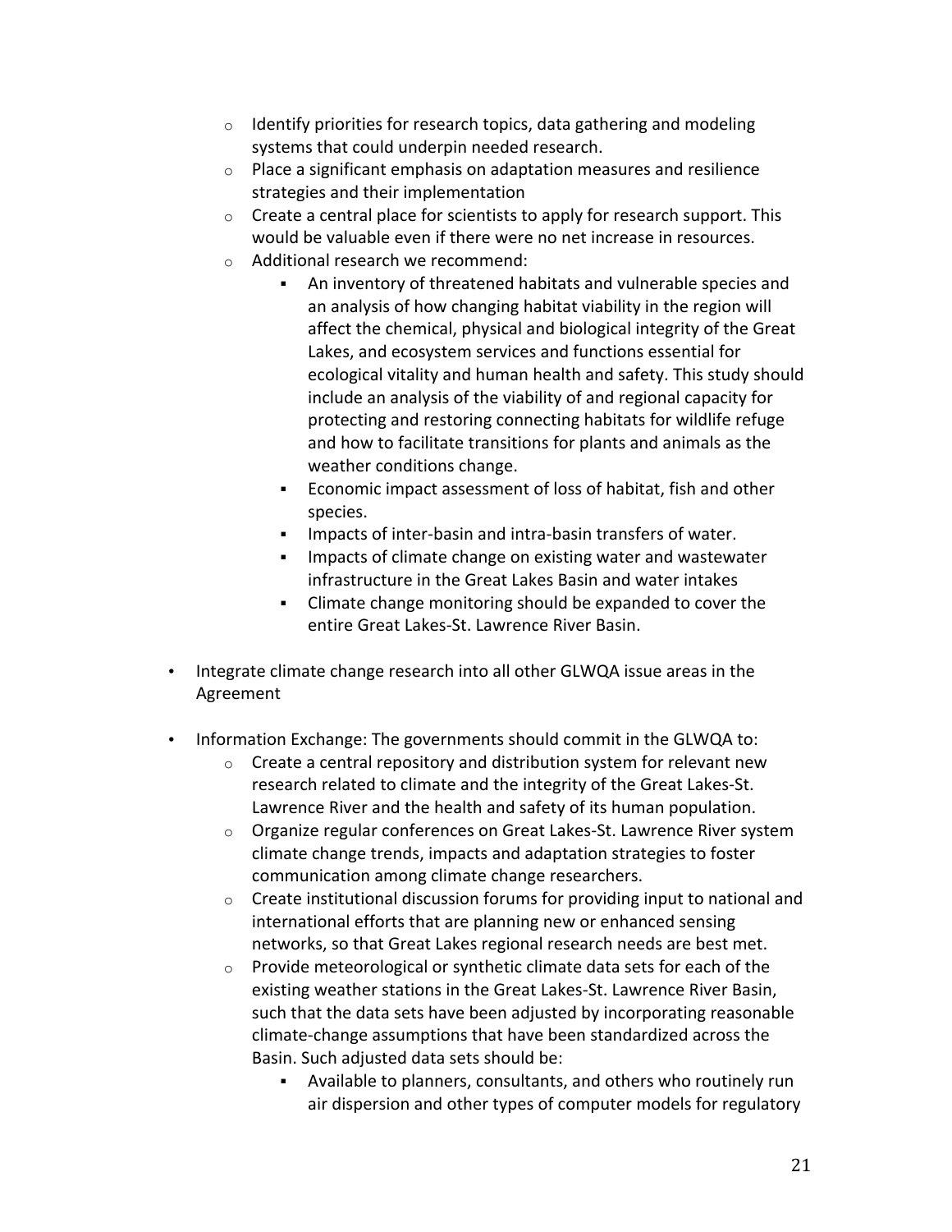- Identify priorities for research topics, data gathering and modeling systems that could underpin needed research.
  - Place a significant emphasis on adaptation measures and resilience strategies and their implementation
  - Create a central place for scientists to apply for research support. This would be valuable even if there were no net increase in resources.
  - Additional research we recommend:
    - An inventory of threatened habitats and vulnerable species and an analysis of how changing habitat viability in the region will affect the chemical, physical and biological integrity of the Great Lakes, and ecosystem services and functions essential for ecological vitality and human health and safety. This study should include an analysis of the viability of and regional capacity for protecting and restoring connecting habitats for wildlife refuge and how to facilitate transitions for plants and animals as the weather conditions change.
    - Economic impact assessment of loss of habitat, fish and other species.
    - Impacts of inter-basin and intra-basin transfers of water.
    - Impacts of climate change on existing water and wastewater infrastructure in the Great Lakes Basin and water intakes
    - Climate change monitoring should be expanded to cover the entire Great Lakes-St. Lawrence River Basin.

- Integrate climate change research into all other GLWQA issue areas in the Agreement

- Information Exchange: The governments should commit in the GLWQA to:
  - Create a central repository and distribution system for relevant new research related to climate and the integrity of the Great Lakes-St. Lawrence River and the health and safety of its human population.
  - Organize regular conferences on Great Lakes-St. Lawrence River system climate change trends, impacts and adaptation strategies to foster communication among climate change researchers.
  - Create institutional discussion forums for providing input to national and international efforts that are planning new or enhanced sensing networks, so that Great Lakes regional research needs are best met.
  - Provide meteorological or synthetic climate data sets for each of the existing weather stations in the Great Lakes-St. Lawrence River Basin, such that the data sets have been adjusted by incorporating reasonable climate-change assumptions that have been standardized across the Basin. Such adjusted data sets should be:
    - Available to planners, consultants, and others who routinely run air dispersion and other types of computer models for regulatory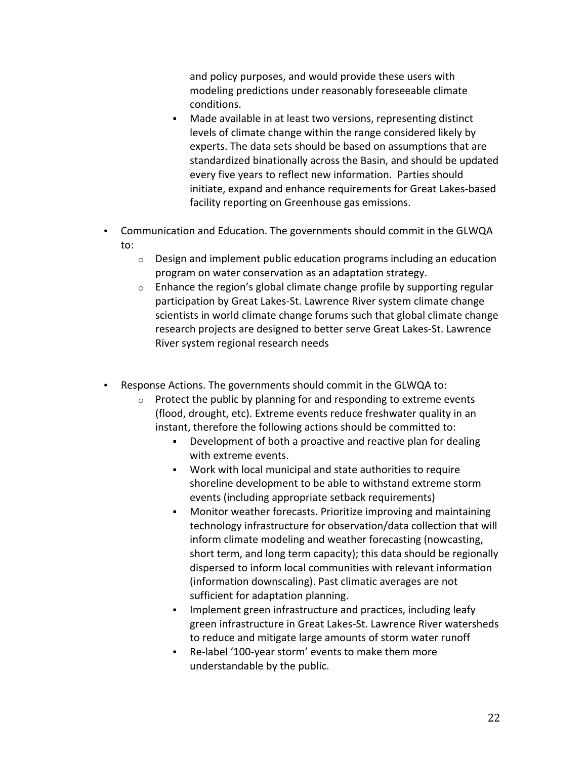and policy purposes, and would provide these users with modeling predictions under reasonably foreseeable climate conditions.
    - Made available in at least two versions, representing distinct levels of climate change within the range considered likely by experts. The data sets should be based on assumptions that are standardized binationally across the Basin, and should be updated every five years to reflect new information. Parties should initiate, expand and enhance requirements for Great Lakes-based facility reporting on Greenhouse gas emissions.

- Communication and Education. The governments should commit in the GLWQA to:
  - Design and implement public education programs including an education program on water conservation as an adaptation strategy.
  - Enhance the region's global climate change profile by supporting regular participation by Great Lakes-St. Lawrence River system climate change scientists in world climate change forums such that global climate change research projects are designed to better serve Great Lakes-St. Lawrence River system regional research needs

- Response Actions. The governments should commit in the GLWQA to:
  - Protect the public by planning for and responding to extreme events (flood, drought, etc). Extreme events reduce freshwater quality in an instant, therefore the following actions should be committed to:
    - Development of both a proactive and reactive plan for dealing with extreme events.
    - Work with local municipal and state authorities to require shoreline development to be able to withstand extreme storm events (including appropriate setback requirements)
    - Monitor weather forecasts. Prioritize improving and maintaining technology infrastructure for observation/data collection that will inform climate modeling and weather forecasting (nowcasting, short term, and long term capacity); this data should be regionally dispersed to inform local communities with relevant information (information downscaling). Past climatic averages are not sufficient for adaptation planning.
    - Implement green infrastructure and practices, including leafy green infrastructure in Great Lakes-St. Lawrence River watersheds to reduce and mitigate large amounts of storm water runoff
    - Re-label '100-year storm' events to make them more understandable by the public.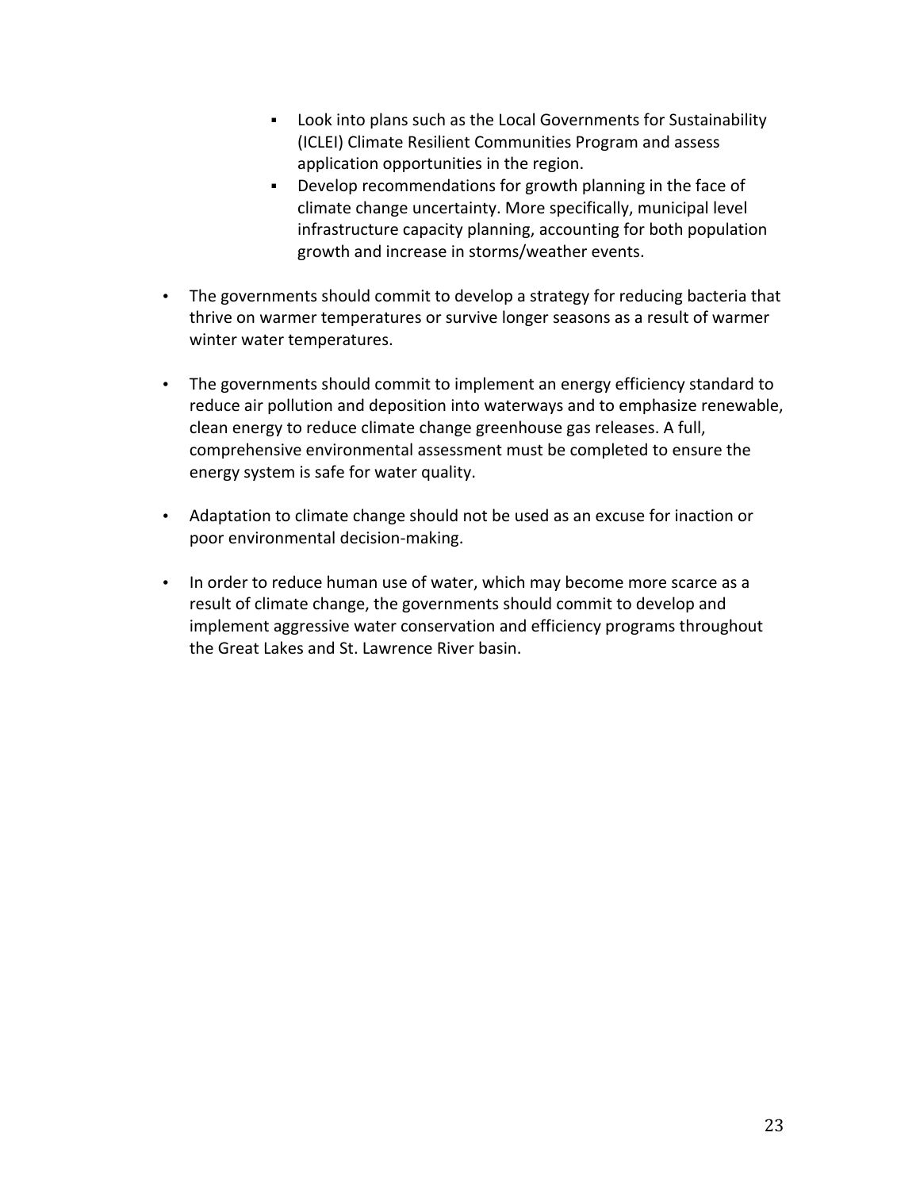- Look into plans such as the Local Governments for Sustainability (ICLEI) Climate Resilient Communities Program and assess application opportunities in the region.
    - Develop recommendations for growth planning in the face of climate change uncertainty. More specifically, municipal level infrastructure capacity planning, accounting for both population growth and increase in storms/weather events.

- The governments should commit to develop a strategy for reducing bacteria that thrive on warmer temperatures or survive longer seasons as a result of warmer winter water temperatures.

- The governments should commit to implement an energy efficiency standard to reduce air pollution and deposition into waterways and to emphasize renewable, clean energy to reduce climate change greenhouse gas releases. A full, comprehensive environmental assessment must be completed to ensure the energy system is safe for water quality.

- Adaptation to climate change should not be used as an excuse for inaction or poor environmental decision-making.

- In order to reduce human use of water, which may become more scarce as a result of climate change, the governments should commit to develop and implement aggressive water conservation and efficiency programs throughout the Great Lakes and St. Lawrence River basin.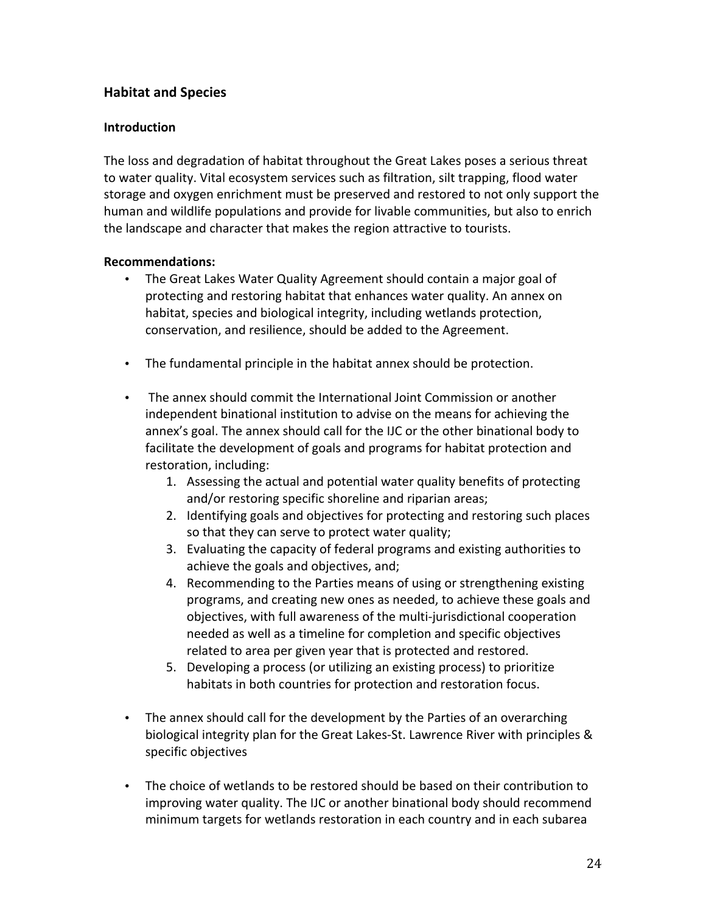## Habitat and Species

### Introduction

The loss and degradation of habitat throughout the Great Lakes poses a serious threat to water quality. Vital ecosystem services such as filtration, silt trapping, flood water storage and oxygen enrichment must be preserved and restored to not only support the human and wildlife populations and provide for livable communities, but also to enrich the landscape and character that makes the region attractive to tourists.

**Recommendations:**

- The Great Lakes Water Quality Agreement should contain a major goal of protecting and restoring habitat that enhances water quality. An annex on habitat, species and biological integrity, including wetlands protection, conservation, and resilience, should be added to the Agreement.

- The fundamental principle in the habitat annex should be protection.

- The annex should commit the International Joint Commission or another independent binational institution to advise on the means for achieving the annex's goal. The annex should call for the IJC or the other binational body to facilitate the development of goals and programs for habitat protection and restoration, including:
    1. Assessing the actual and potential water quality benefits of protecting and/or restoring specific shoreline and riparian areas;
    2. Identifying goals and objectives for protecting and restoring such places so that they can serve to protect water quality;
    3. Evaluating the capacity of federal programs and existing authorities to achieve the goals and objectives, and;
    4. Recommending to the Parties means of using or strengthening existing programs, and creating new ones as needed, to achieve these goals and objectives, with full awareness of the multi-jurisdictional cooperation needed as well as a timeline for completion and specific objectives related to area per given year that is protected and restored.
    5. Developing a process (or utilizing an existing process) to prioritize habitats in both countries for protection and restoration focus.

- The annex should call for the development by the Parties of an overarching biological integrity plan for the Great Lakes-St. Lawrence River with principles & specific objectives

- The choice of wetlands to be restored should be based on their contribution to improving water quality. The IJC or another binational body should recommend minimum targets for wetlands restoration in each country and in each subarea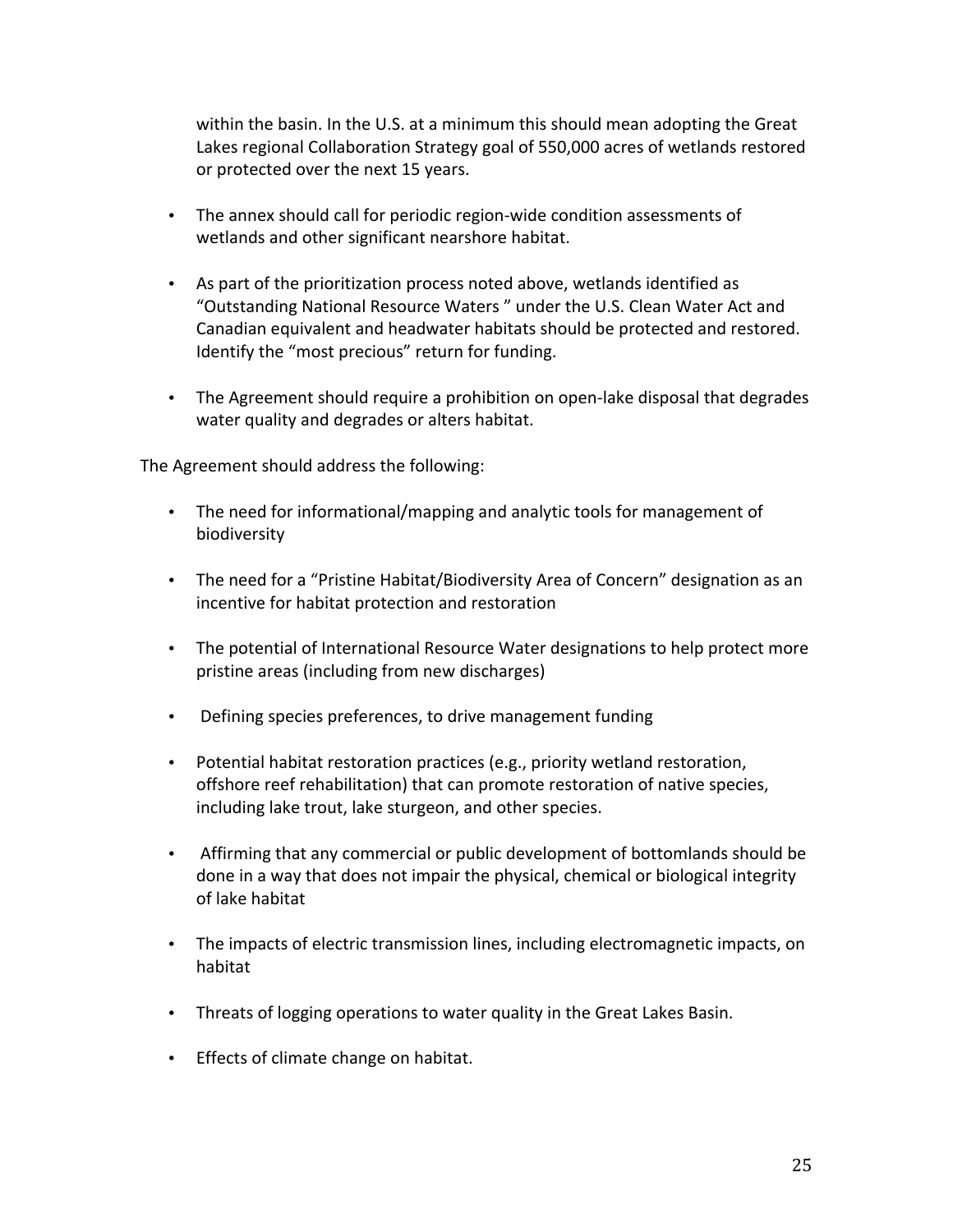within the basin. In the U.S. at a minimum this should mean adopting the Great Lakes regional Collaboration Strategy goal of 550,000 acres of wetlands restored or protected over the next 15 years.

- The annex should call for periodic region-wide condition assessments of wetlands and other significant nearshore habitat.
- As part of the prioritization process noted above, wetlands identified as "Outstanding National Resource Waters " under the U.S. Clean Water Act and Canadian equivalent and headwater habitats should be protected and restored. Identify the "most precious" return for funding.
- The Agreement should require a prohibition on open-lake disposal that degrades water quality and degrades or alters habitat.

The Agreement should address the following:

- The need for informational/mapping and analytic tools for management of biodiversity
- The need for a "Pristine Habitat/Biodiversity Area of Concern" designation as an incentive for habitat protection and restoration
- The potential of International Resource Water designations to help protect more pristine areas (including from new discharges)
- Defining species preferences, to drive management funding
- Potential habitat restoration practices (e.g., priority wetland restoration, offshore reef rehabilitation) that can promote restoration of native species, including lake trout, lake sturgeon, and other species.
- Affirming that any commercial or public development of bottomlands should be done in a way that does not impair the physical, chemical or biological integrity of lake habitat
- The impacts of electric transmission lines, including electromagnetic impacts, on habitat
- Threats of logging operations to water quality in the Great Lakes Basin.
- Effects of climate change on habitat.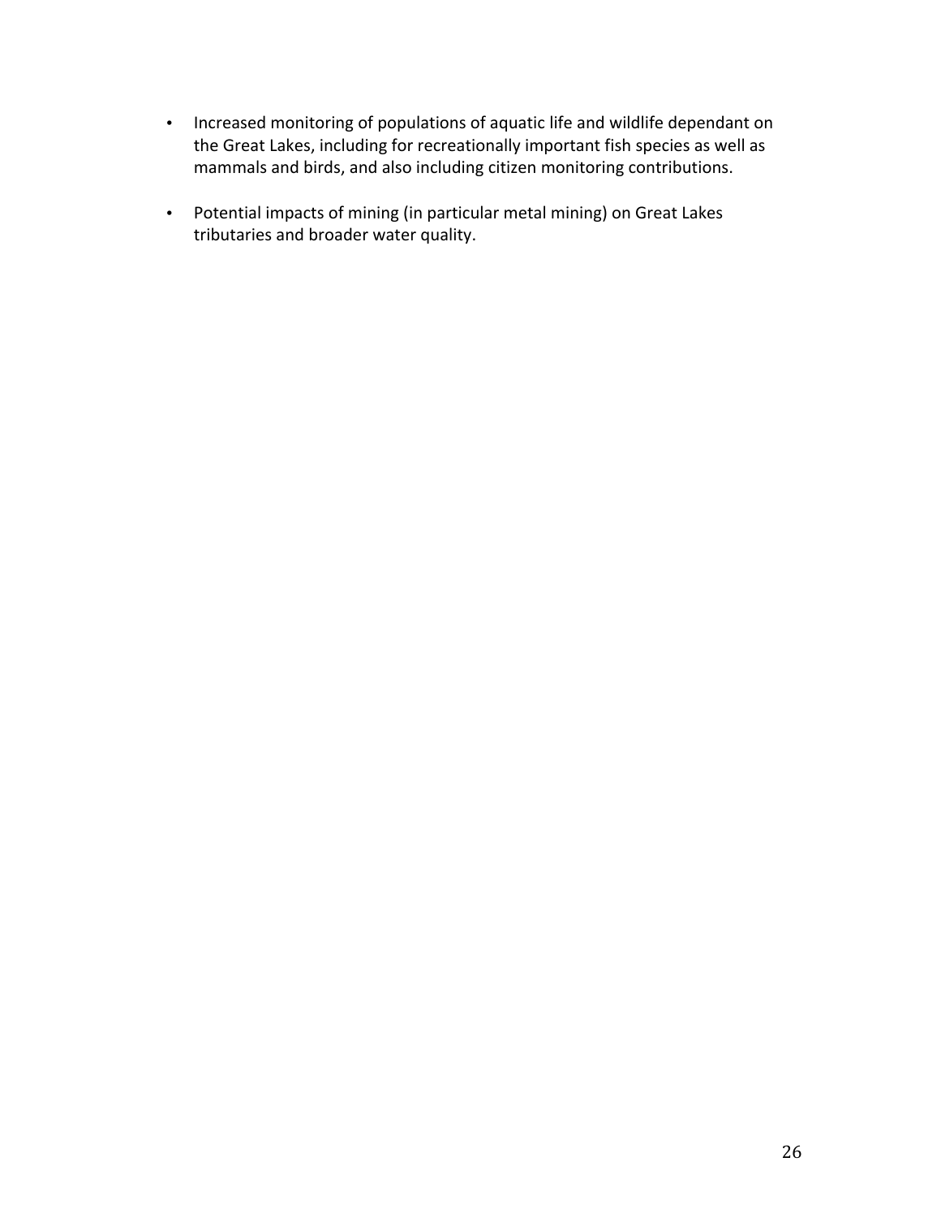- Increased monitoring of populations of aquatic life and wildlife dependant on the Great Lakes, including for recreationally important fish species as well as mammals and birds, and also including citizen monitoring contributions.

- Potential impacts of mining (in particular metal mining) on Great Lakes tributaries and broader water quality.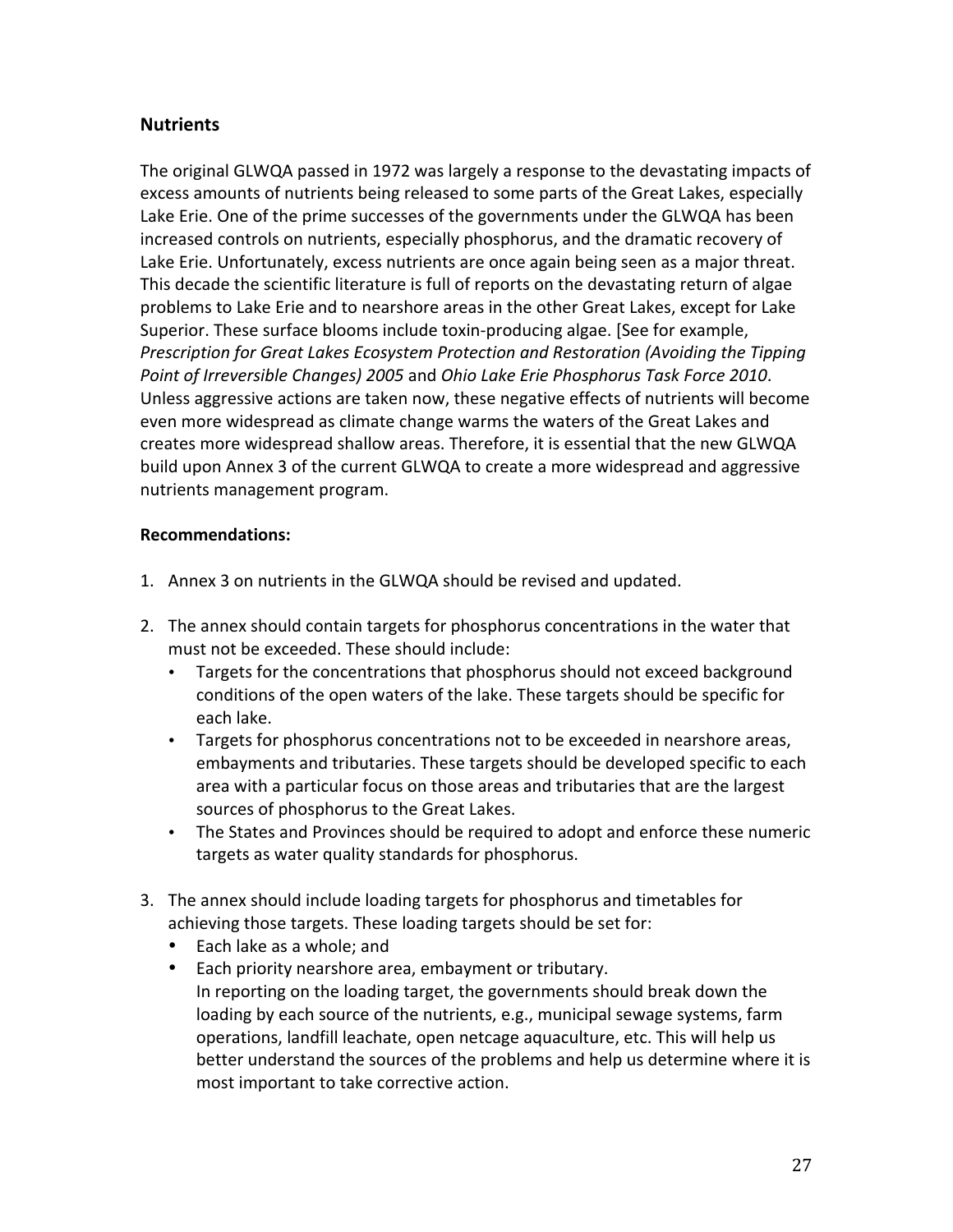## Nutrients

The original GLWQA passed in 1972 was largely a response to the devastating impacts of excess amounts of nutrients being released to some parts of the Great Lakes, especially Lake Erie. One of the prime successes of the governments under the GLWQA has been increased controls on nutrients, especially phosphorus, and the dramatic recovery of Lake Erie. Unfortunately, excess nutrients are once again being seen as a major threat. This decade the scientific literature is full of reports on the devastating return of algae problems to Lake Erie and to nearshore areas in the other Great Lakes, except for Lake Superior. These surface blooms include toxin-producing algae. [See for example, *Prescription for Great Lakes Ecosystem Protection and Restoration (Avoiding the Tipping Point of Irreversible Changes) 2005* and *Ohio Lake Erie Phosphorus Task Force 2010*. Unless aggressive actions are taken now, these negative effects of nutrients will become even more widespread as climate change warms the waters of the Great Lakes and creates more widespread shallow areas. Therefore, it is essential that the new GLWQA build upon Annex 3 of the current GLWQA to create a more widespread and aggressive nutrients management program.

**Recommendations:**

1. Annex 3 on nutrients in the GLWQA should be revised and updated.

2. The annex should contain targets for phosphorus concentrations in the water that must not be exceeded. These should include:
   - Targets for the concentrations that phosphorus should not exceed background conditions of the open waters of the lake. These targets should be specific for each lake.
   - Targets for phosphorus concentrations not to be exceeded in nearshore areas, embayments and tributaries. These targets should be developed specific to each area with a particular focus on those areas and tributaries that are the largest sources of phosphorus to the Great Lakes.
   - The States and Provinces should be required to adopt and enforce these numeric targets as water quality standards for phosphorus.

3. The annex should include loading targets for phosphorus and timetables for achieving those targets. These loading targets should be set for:
   - Each lake as a whole; and
   - Each priority nearshore area, embayment or tributary.
     In reporting on the loading target, the governments should break down the loading by each source of the nutrients, e.g., municipal sewage systems, farm operations, landfill leachate, open netcage aquaculture, etc. This will help us better understand the sources of the problems and help us determine where it is most important to take corrective action.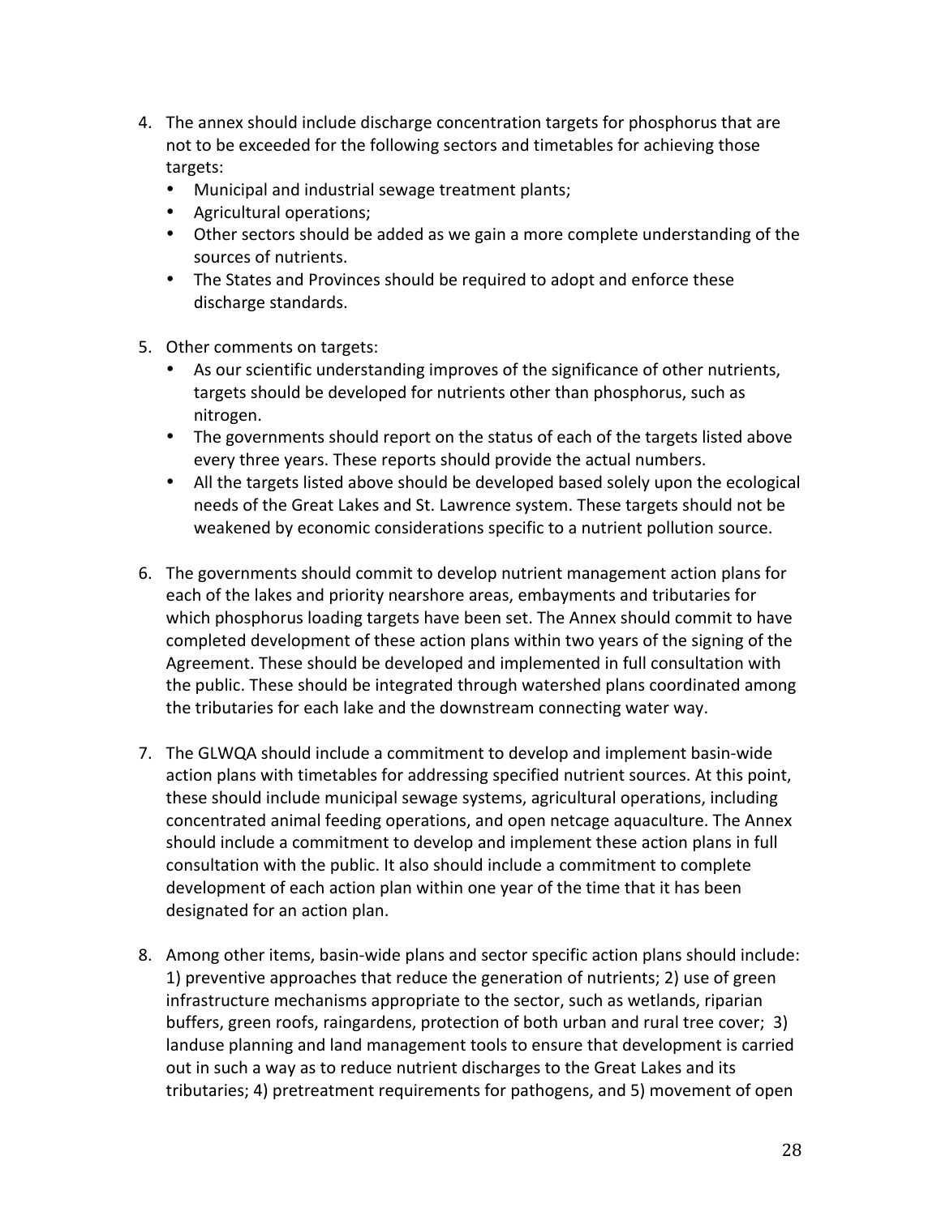4. The annex should include discharge concentration targets for phosphorus that are not to be exceeded for the following sectors and timetables for achieving those targets:
   - Municipal and industrial sewage treatment plants;
   - Agricultural operations;
   - Other sectors should be added as we gain a more complete understanding of the sources of nutrients.
   - The States and Provinces should be required to adopt and enforce these discharge standards.

5. Other comments on targets:
   - As our scientific understanding improves of the significance of other nutrients, targets should be developed for nutrients other than phosphorus, such as nitrogen.
   - The governments should report on the status of each of the targets listed above every three years. These reports should provide the actual numbers.
   - All the targets listed above should be developed based solely upon the ecological needs of the Great Lakes and St. Lawrence system. These targets should not be weakened by economic considerations specific to a nutrient pollution source.

6. The governments should commit to develop nutrient management action plans for each of the lakes and priority nearshore areas, embayments and tributaries for which phosphorus loading targets have been set. The Annex should commit to have completed development of these action plans within two years of the signing of the Agreement. These should be developed and implemented in full consultation with the public. These should be integrated through watershed plans coordinated among the tributaries for each lake and the downstream connecting water way.

7. The GLWQA should include a commitment to develop and implement basin-wide action plans with timetables for addressing specified nutrient sources. At this point, these should include municipal sewage systems, agricultural operations, including concentrated animal feeding operations, and open netcage aquaculture. The Annex should include a commitment to develop and implement these action plans in full consultation with the public. It also should include a commitment to complete development of each action plan within one year of the time that it has been designated for an action plan.

8. Among other items, basin-wide plans and sector specific action plans should include: 1) preventive approaches that reduce the generation of nutrients; 2) use of green infrastructure mechanisms appropriate to the sector, such as wetlands, riparian buffers, green roofs, raingardens, protection of both urban and rural tree cover; 3) landuse planning and land management tools to ensure that development is carried out in such a way as to reduce nutrient discharges to the Great Lakes and its tributaries; 4) pretreatment requirements for pathogens, and 5) movement of open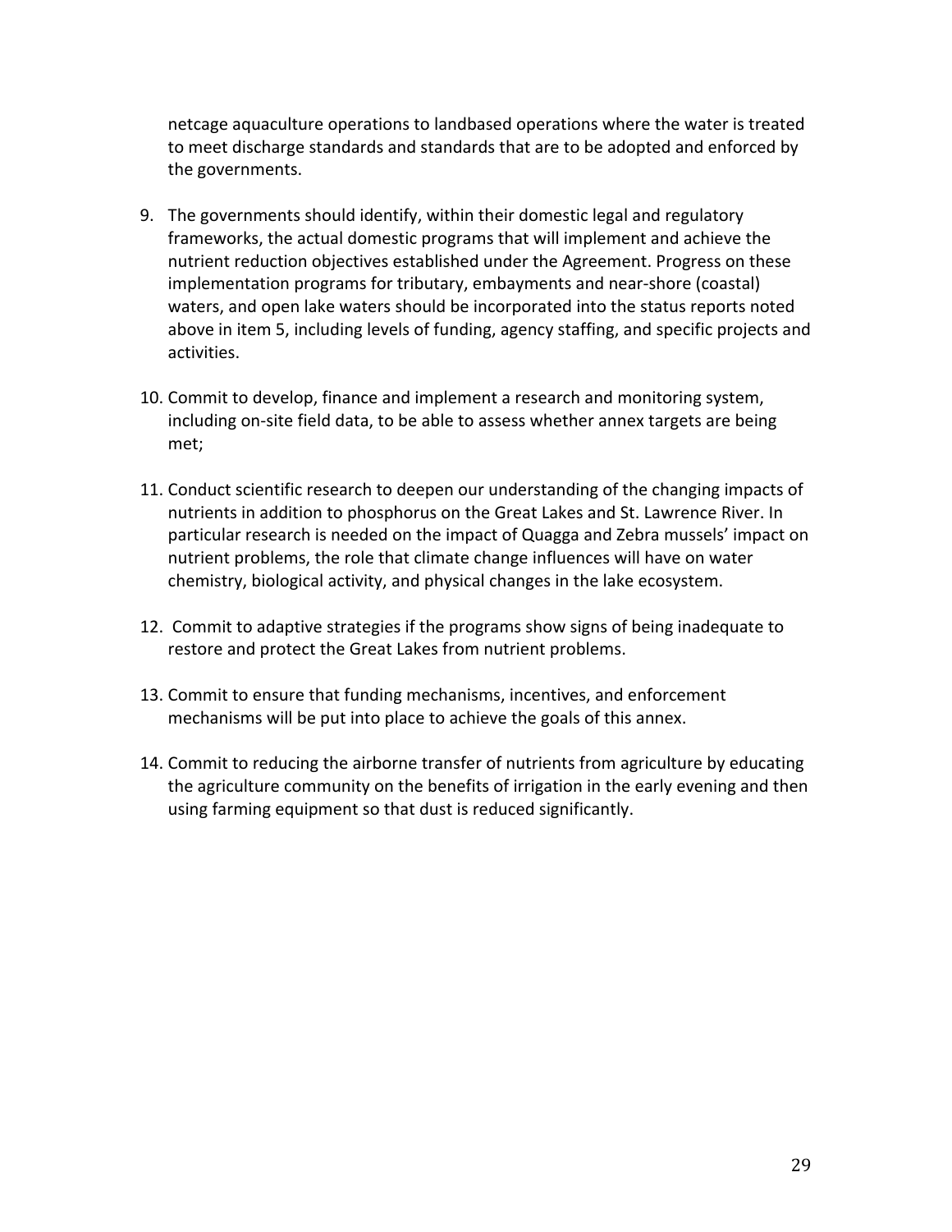netcage aquaculture operations to landbased operations where the water is treated to meet discharge standards and standards that are to be adopted and enforced by the governments.

9. The governments should identify, within their domestic legal and regulatory frameworks, the actual domestic programs that will implement and achieve the nutrient reduction objectives established under the Agreement. Progress on these implementation programs for tributary, embayments and near-shore (coastal) waters, and open lake waters should be incorporated into the status reports noted above in item 5, including levels of funding, agency staffing, and specific projects and activities.

10. Commit to develop, finance and implement a research and monitoring system, including on-site field data, to be able to assess whether annex targets are being met;

11. Conduct scientific research to deepen our understanding of the changing impacts of nutrients in addition to phosphorus on the Great Lakes and St. Lawrence River. In particular research is needed on the impact of Quagga and Zebra mussels' impact on nutrient problems, the role that climate change influences will have on water chemistry, biological activity, and physical changes in the lake ecosystem.

12. Commit to adaptive strategies if the programs show signs of being inadequate to restore and protect the Great Lakes from nutrient problems.

13. Commit to ensure that funding mechanisms, incentives, and enforcement mechanisms will be put into place to achieve the goals of this annex.

14. Commit to reducing the airborne transfer of nutrients from agriculture by educating the agriculture community on the benefits of irrigation in the early evening and then using farming equipment so that dust is reduced significantly.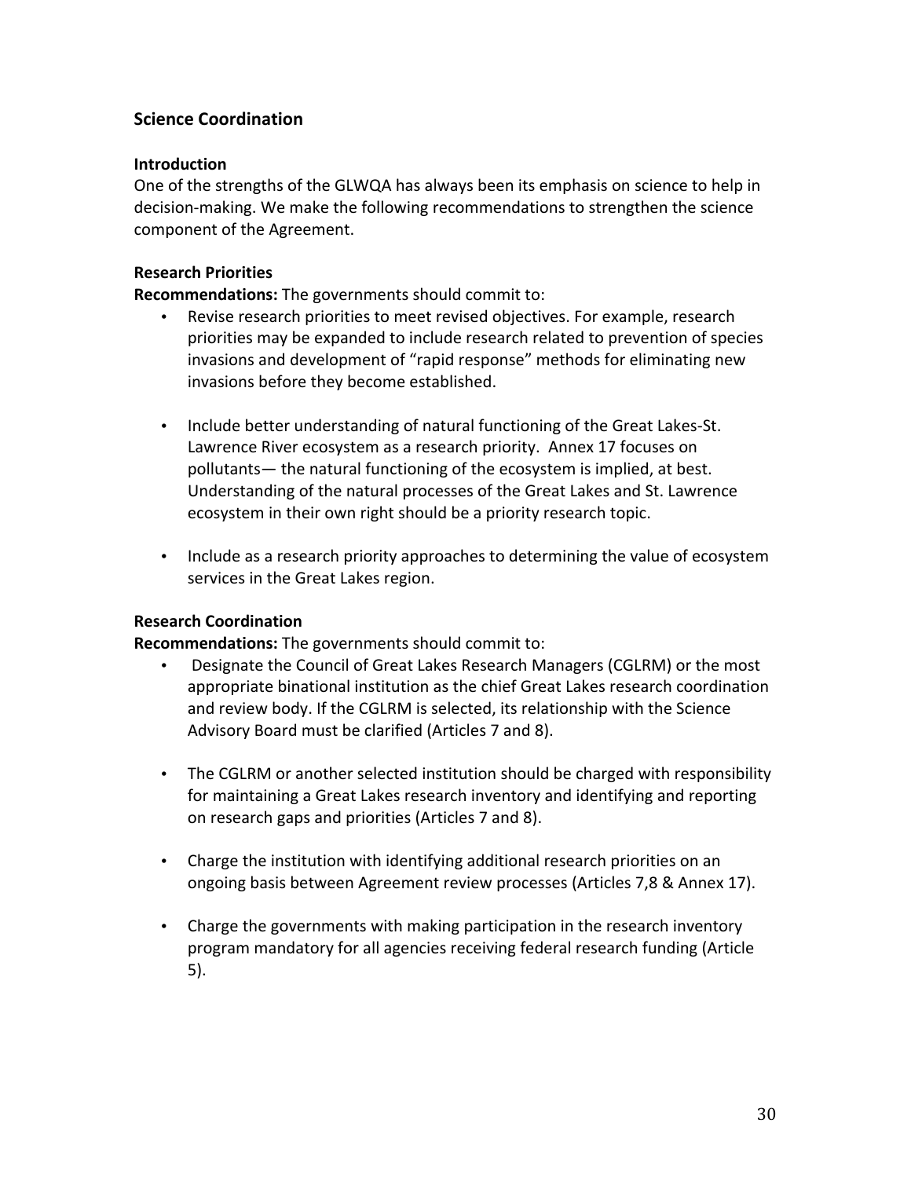## Science Coordination

### Introduction

One of the strengths of the GLWQA has always been its emphasis on science to help in decision-making. We make the following recommendations to strengthen the science component of the Agreement.

### Research Priorities

**Recommendations:** The governments should commit to:

- Revise research priorities to meet revised objectives. For example, research priorities may be expanded to include research related to prevention of species invasions and development of "rapid response" methods for eliminating new invasions before they become established.
- Include better understanding of natural functioning of the Great Lakes-St. Lawrence River ecosystem as a research priority. Annex 17 focuses on pollutants— the natural functioning of the ecosystem is implied, at best. Understanding of the natural processes of the Great Lakes and St. Lawrence ecosystem in their own right should be a priority research topic.
- Include as a research priority approaches to determining the value of ecosystem services in the Great Lakes region.

### Research Coordination

**Recommendations:** The governments should commit to:

- Designate the Council of Great Lakes Research Managers (CGLRM) or the most appropriate binational institution as the chief Great Lakes research coordination and review body. If the CGLRM is selected, its relationship with the Science Advisory Board must be clarified (Articles 7 and 8).
- The CGLRM or another selected institution should be charged with responsibility for maintaining a Great Lakes research inventory and identifying and reporting on research gaps and priorities (Articles 7 and 8).
- Charge the institution with identifying additional research priorities on an ongoing basis between Agreement review processes (Articles 7,8 & Annex 17).
- Charge the governments with making participation in the research inventory program mandatory for all agencies receiving federal research funding (Article 5).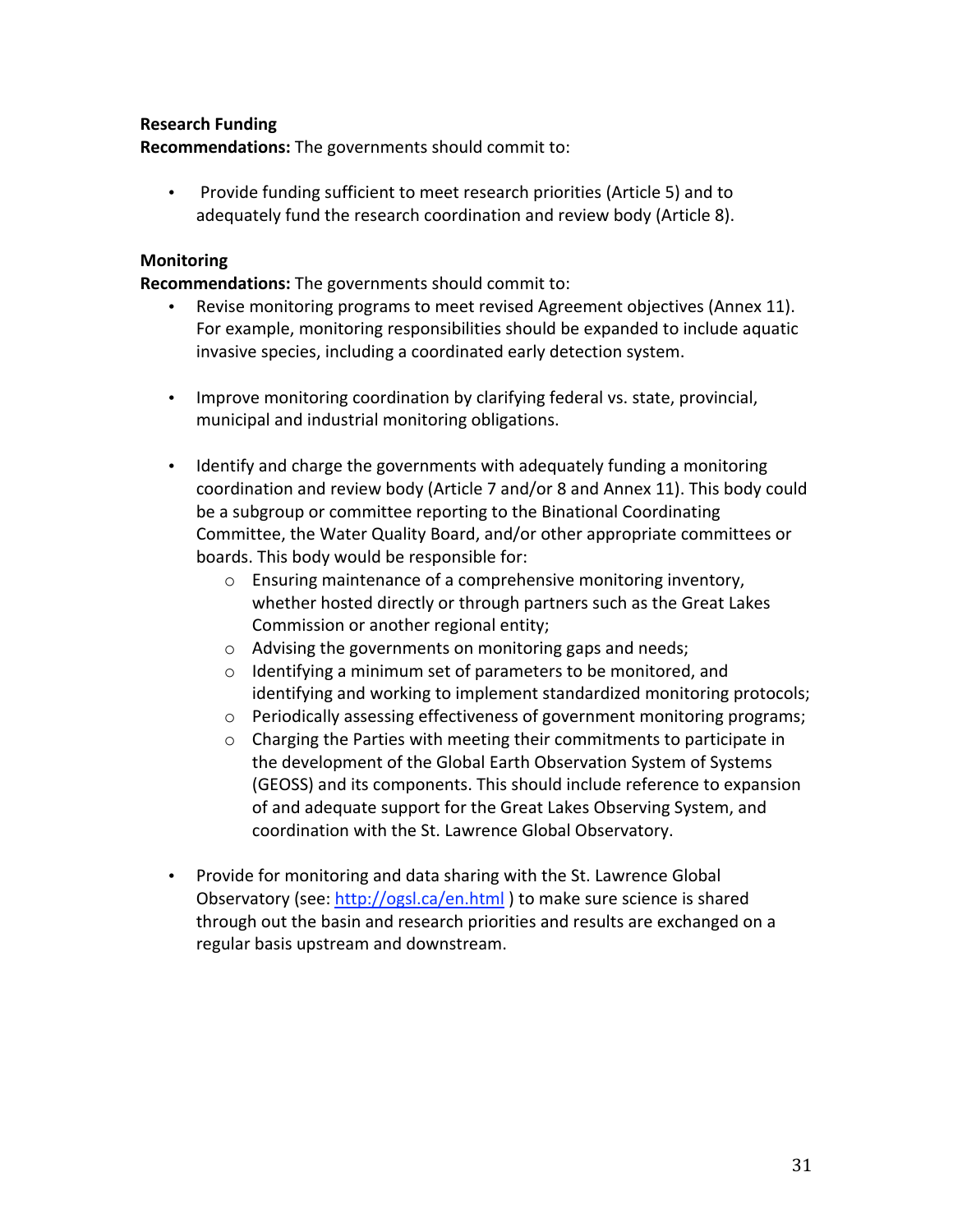**Research Funding**

**Recommendations:** The governments should commit to:

- Provide funding sufficient to meet research priorities (Article 5) and to adequately fund the research coordination and review body (Article 8).

**Monitoring**

**Recommendations:** The governments should commit to:

- Revise monitoring programs to meet revised Agreement objectives (Annex 11). For example, monitoring responsibilities should be expanded to include aquatic invasive species, including a coordinated early detection system.

- Improve monitoring coordination by clarifying federal vs. state, provincial, municipal and industrial monitoring obligations.

- Identify and charge the governments with adequately funding a monitoring coordination and review body (Article 7 and/or 8 and Annex 11). This body could be a subgroup or committee reporting to the Binational Coordinating Committee, the Water Quality Board, and/or other appropriate committees or boards. This body would be responsible for:
  - Ensuring maintenance of a comprehensive monitoring inventory, whether hosted directly or through partners such as the Great Lakes Commission or another regional entity;
  - Advising the governments on monitoring gaps and needs;
  - Identifying a minimum set of parameters to be monitored, and identifying and working to implement standardized monitoring protocols;
  - Periodically assessing effectiveness of government monitoring programs;
  - Charging the Parties with meeting their commitments to participate in the development of the Global Earth Observation System of Systems (GEOSS) and its components. This should include reference to expansion of and adequate support for the Great Lakes Observing System, and coordination with the St. Lawrence Global Observatory.

- Provide for monitoring and data sharing with the St. Lawrence Global Observatory (see: http://ogsl.ca/en.html ) to make sure science is shared through out the basin and research priorities and results are exchanged on a regular basis upstream and downstream.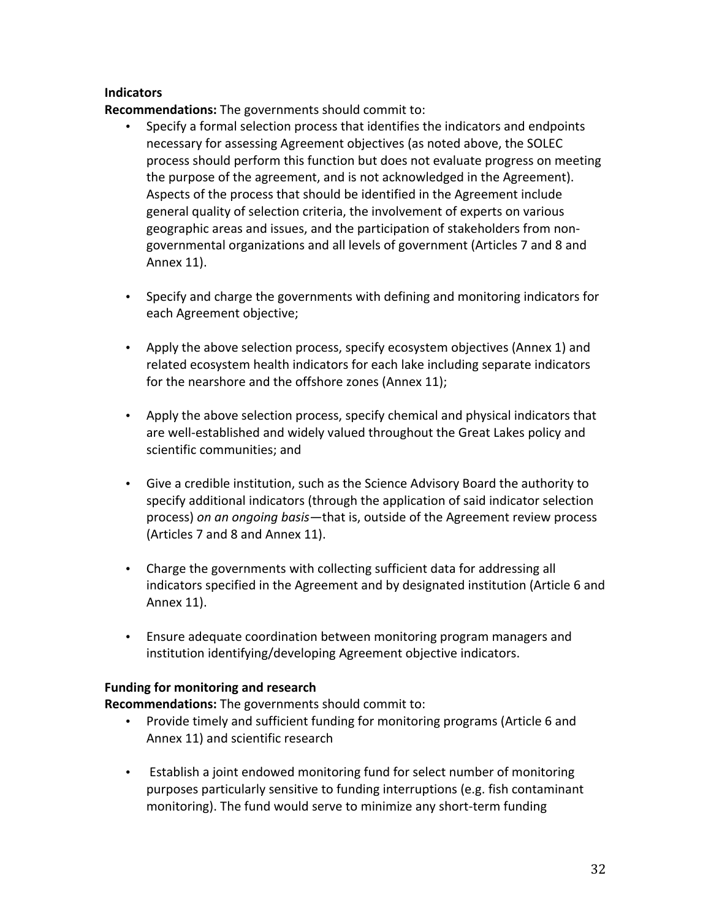**Indicators**

**Recommendations:** The governments should commit to:

- Specify a formal selection process that identifies the indicators and endpoints necessary for assessing Agreement objectives (as noted above, the SOLEC process should perform this function but does not evaluate progress on meeting the purpose of the agreement, and is not acknowledged in the Agreement). Aspects of the process that should be identified in the Agreement include general quality of selection criteria, the involvement of experts on various geographic areas and issues, and the participation of stakeholders from non-governmental organizations and all levels of government (Articles 7 and 8 and Annex 11).

- Specify and charge the governments with defining and monitoring indicators for each Agreement objective;

- Apply the above selection process, specify ecosystem objectives (Annex 1) and related ecosystem health indicators for each lake including separate indicators for the nearshore and the offshore zones (Annex 11);

- Apply the above selection process, specify chemical and physical indicators that are well-established and widely valued throughout the Great Lakes policy and scientific communities; and

- Give a credible institution, such as the Science Advisory Board the authority to specify additional indicators (through the application of said indicator selection process) *on an ongoing basis*—that is, outside of the Agreement review process (Articles 7 and 8 and Annex 11).

- Charge the governments with collecting sufficient data for addressing all indicators specified in the Agreement and by designated institution (Article 6 and Annex 11).

- Ensure adequate coordination between monitoring program managers and institution identifying/developing Agreement objective indicators.

**Funding for monitoring and research**

**Recommendations:** The governments should commit to:

- Provide timely and sufficient funding for monitoring programs (Article 6 and Annex 11) and scientific research

- Establish a joint endowed monitoring fund for select number of monitoring purposes particularly sensitive to funding interruptions (e.g. fish contaminant monitoring). The fund would serve to minimize any short-term funding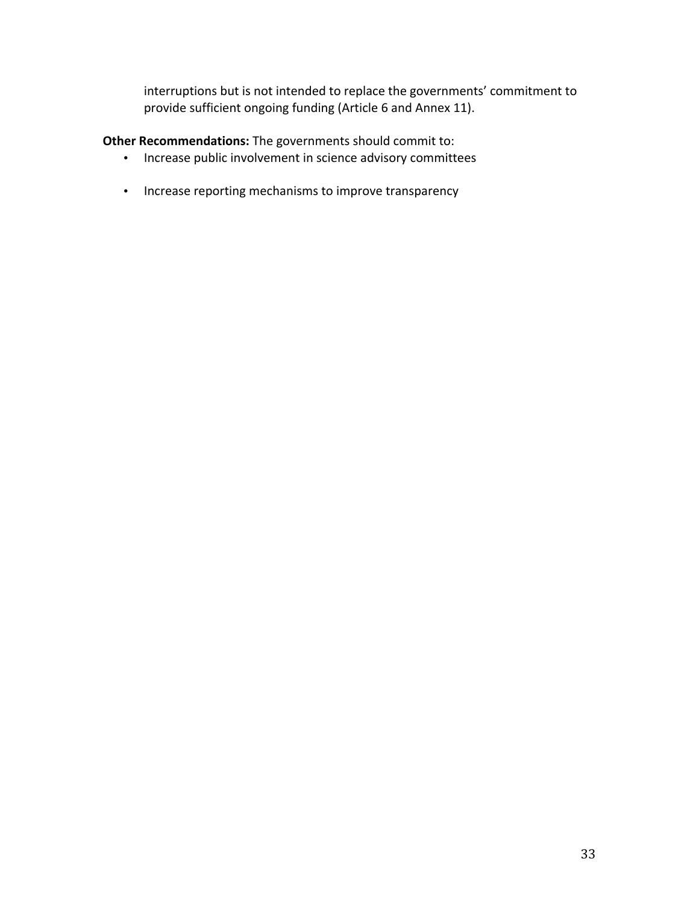interruptions but is not intended to replace the governments' commitment to provide sufficient ongoing funding (Article 6 and Annex 11).

**Other Recommendations:** The governments should commit to:

- Increase public involvement in science advisory committees
- Increase reporting mechanisms to improve transparency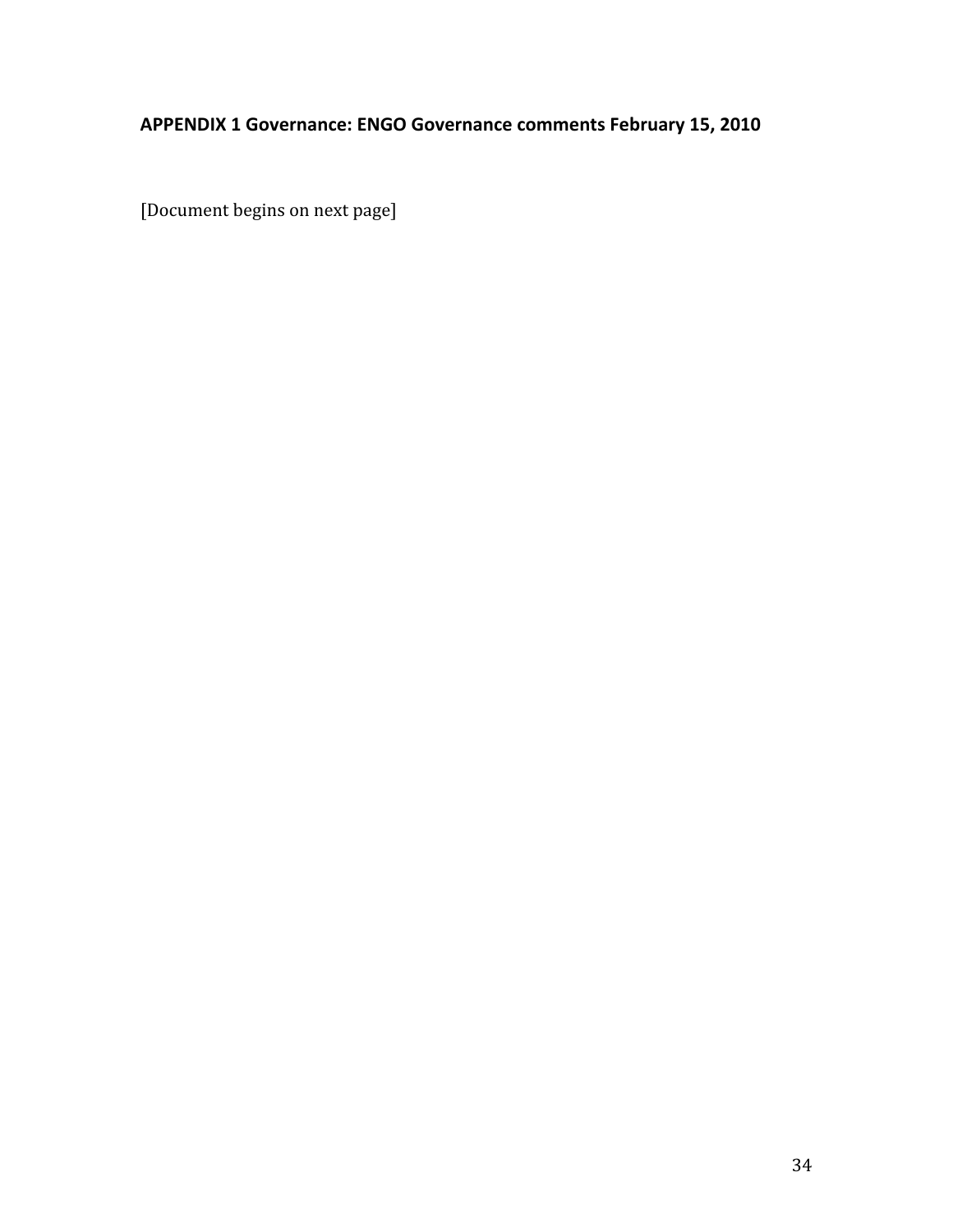## APPENDIX 1 Governance: ENGO Governance comments February 15, 2010

[Document begins on next page]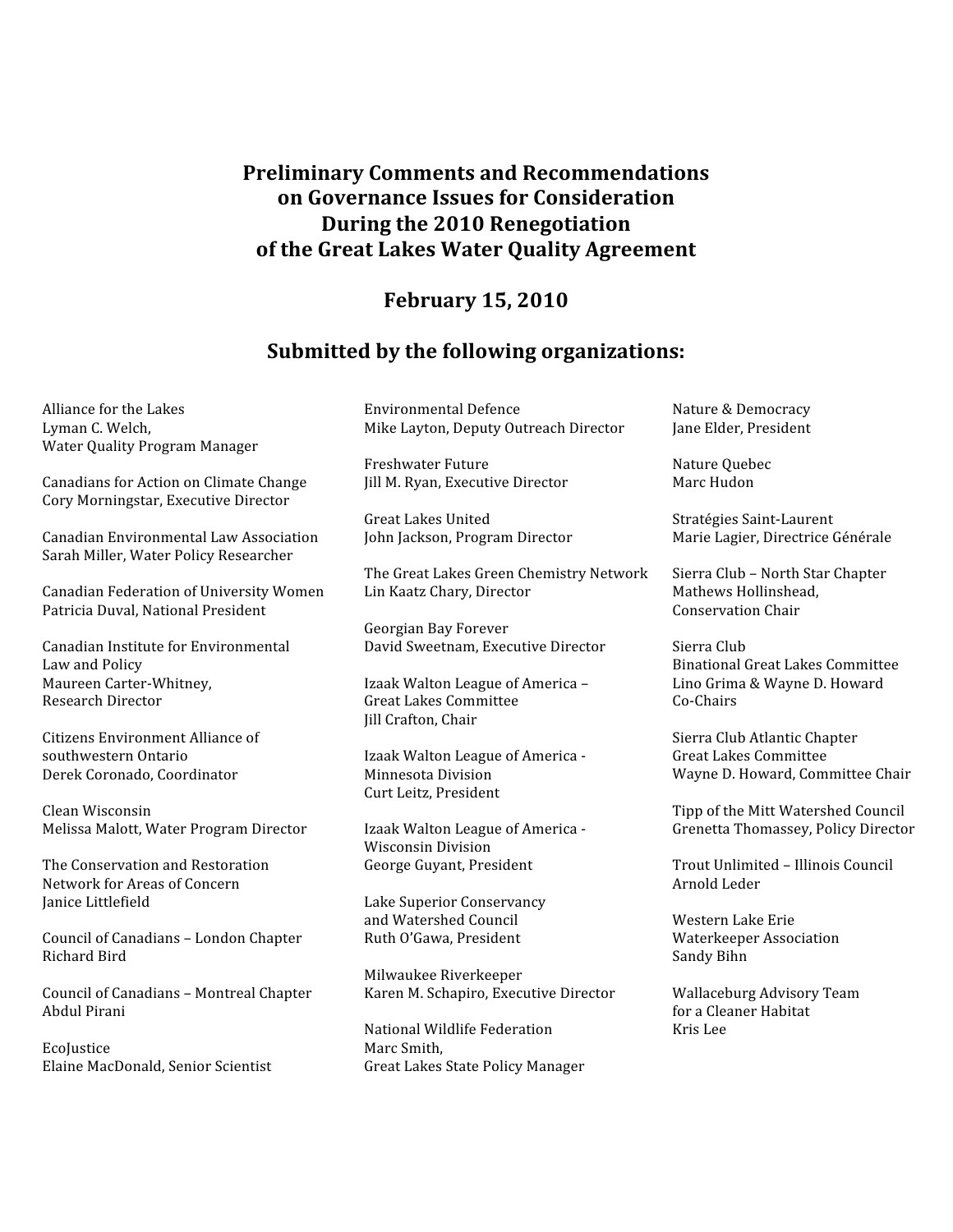# Preliminary Comments and Recommendations on Governance Issues for Consideration During the 2010 Renegotiation of the Great Lakes Water Quality Agreement

## February 15, 2010

## Submitted by the following organizations:

Alliance for the Lakes
Lyman C. Welch,
Water Quality Program Manager

Canadians for Action on Climate Change
Cory Morningstar, Executive Director

Canadian Environmental Law Association
Sarah Miller, Water Policy Researcher

Canadian Federation of University Women
Patricia Duval, National President

Canadian Institute for Environmental Law and Policy
Maureen Carter-Whitney,
Research Director

Citizens Environment Alliance of southwestern Ontario
Derek Coronado, Coordinator

Clean Wisconsin
Melissa Malott, Water Program Director

The Conservation and Restoration Network for Areas of Concern
Janice Littlefield

Council of Canadians – London Chapter
Richard Bird

Council of Canadians – Montreal Chapter
Abdul Pirani

EcoJustice
Elaine MacDonald, Senior Scientist

Environmental Defence
Mike Layton, Deputy Outreach Director

Freshwater Future
Jill M. Ryan, Executive Director

Great Lakes United
John Jackson, Program Director

The Great Lakes Green Chemistry Network
Lin Kaatz Chary, Director

Georgian Bay Forever
David Sweetnam, Executive Director

Izaak Walton League of America – Great Lakes Committee
Jill Crafton, Chair

Izaak Walton League of America - Minnesota Division
Curt Leitz, President

Izaak Walton League of America - Wisconsin Division
George Guyant, President

Lake Superior Conservancy and Watershed Council
Ruth O'Gawa, President

Milwaukee Riverkeeper
Karen M. Schapiro, Executive Director

National Wildlife Federation
Marc Smith,
Great Lakes State Policy Manager

Nature & Democracy
Jane Elder, President

Nature Quebec
Marc Hudon

Stratégies Saint-Laurent
Marie Lagier, Directrice Générale

Sierra Club – North Star Chapter
Mathews Hollinshead,
Conservation Chair

Sierra Club
Binational Great Lakes Committee
Lino Grima & Wayne D. Howard
Co-Chairs

Sierra Club Atlantic Chapter
Great Lakes Committee
Wayne D. Howard, Committee Chair

Tipp of the Mitt Watershed Council
Grenetta Thomassey, Policy Director

Trout Unlimited – Illinois Council
Arnold Leder

Western Lake Erie Waterkeeper Association
Sandy Bihn

Wallaceburg Advisory Team for a Cleaner Habitat
Kris Lee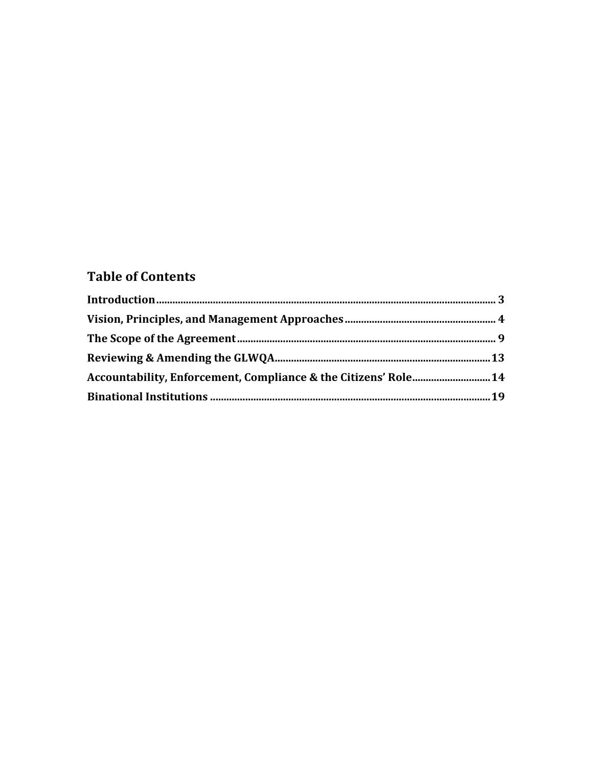## Table of Contents

| | |
|---|---|
| **Introduction** | **3** |
| **Vision, Principles, and Management Approaches** | **4** |
| **The Scope of the Agreement** | **9** |
| **Reviewing & Amending the GLWQA** | **13** |
| **Accountability, Enforcement, Compliance & the Citizens' Role** | **14** |
| **Binational Institutions** | **19** |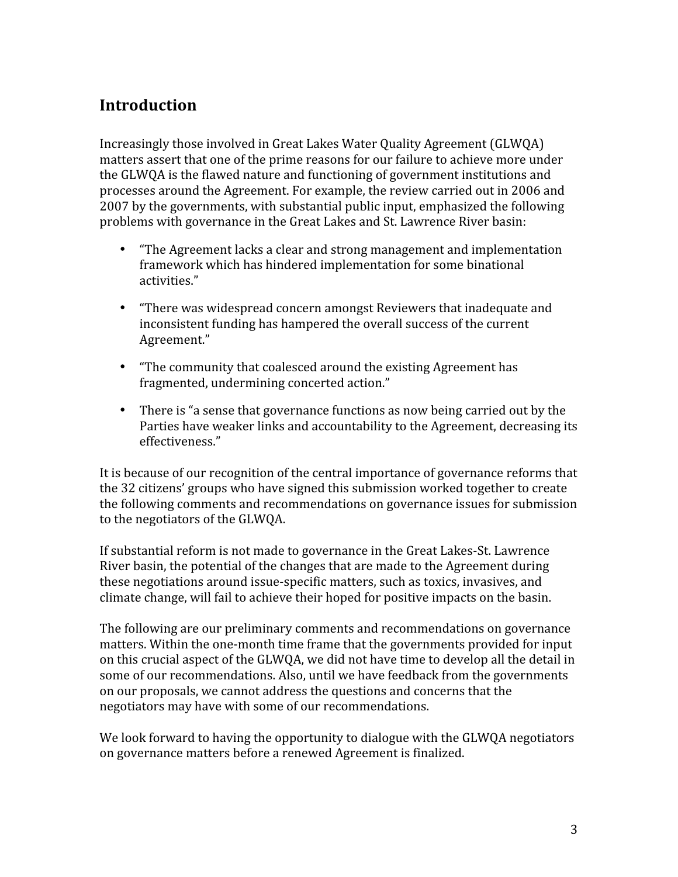## Introduction

Increasingly those involved in Great Lakes Water Quality Agreement (GLWQA) matters assert that one of the prime reasons for our failure to achieve more under the GLWQA is the flawed nature and functioning of government institutions and processes around the Agreement. For example, the review carried out in 2006 and 2007 by the governments, with substantial public input, emphasized the following problems with governance in the Great Lakes and St. Lawrence River basin:

- "The Agreement lacks a clear and strong management and implementation framework which has hindered implementation for some binational activities."
- "There was widespread concern amongst Reviewers that inadequate and inconsistent funding has hampered the overall success of the current Agreement."
- "The community that coalesced around the existing Agreement has fragmented, undermining concerted action."
- There is "a sense that governance functions as now being carried out by the Parties have weaker links and accountability to the Agreement, decreasing its effectiveness."

It is because of our recognition of the central importance of governance reforms that the 32 citizens' groups who have signed this submission worked together to create the following comments and recommendations on governance issues for submission to the negotiators of the GLWQA.

If substantial reform is not made to governance in the Great Lakes-St. Lawrence River basin, the potential of the changes that are made to the Agreement during these negotiations around issue-specific matters, such as toxics, invasives, and climate change, will fail to achieve their hoped for positive impacts on the basin.

The following are our preliminary comments and recommendations on governance matters. Within the one-month time frame that the governments provided for input on this crucial aspect of the GLWQA, we did not have time to develop all the detail in some of our recommendations. Also, until we have feedback from the governments on our proposals, we cannot address the questions and concerns that the negotiators may have with some of our recommendations.

We look forward to having the opportunity to dialogue with the GLWQA negotiators on governance matters before a renewed Agreement is finalized.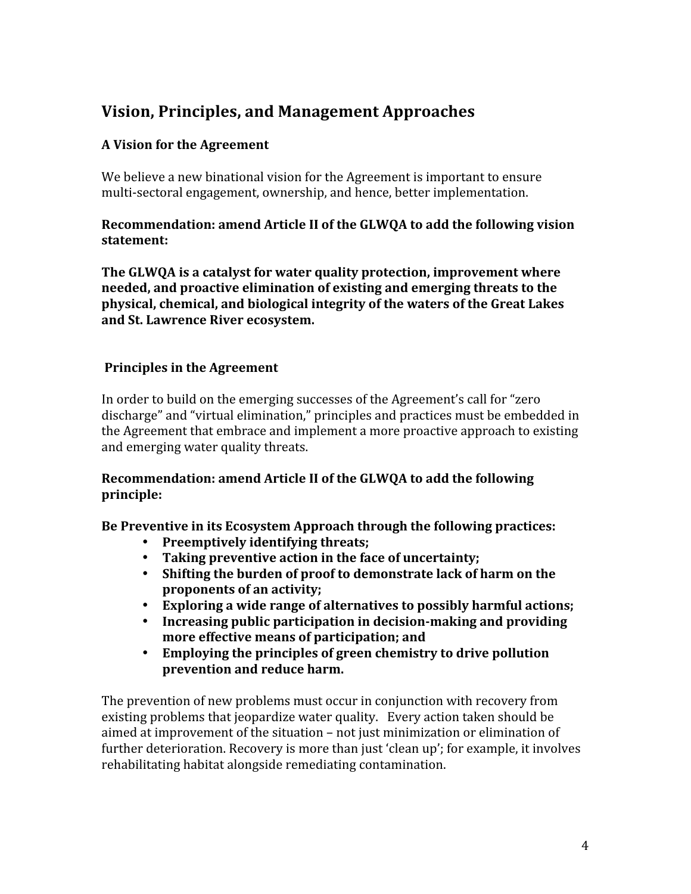## Vision, Principles, and Management Approaches

### A Vision for the Agreement

We believe a new binational vision for the Agreement is important to ensure multi-sectoral engagement, ownership, and hence, better implementation.

**Recommendation: amend Article II of the GLWQA to add the following vision statement:**

**The GLWQA is a catalyst for water quality protection, improvement where needed, and proactive elimination of existing and emerging threats to the physical, chemical, and biological integrity of the waters of the Great Lakes and St. Lawrence River ecosystem.**

### Principles in the Agreement

In order to build on the emerging successes of the Agreement's call for "zero discharge" and "virtual elimination," principles and practices must be embedded in the Agreement that embrace and implement a more proactive approach to existing and emerging water quality threats.

**Recommendation: amend Article II of the GLWQA to add the following principle:**

**Be Preventive in its Ecosystem Approach through the following practices:**

- **Preemptively identifying threats;**
- **Taking preventive action in the face of uncertainty;**
- **Shifting the burden of proof to demonstrate lack of harm on the proponents of an activity;**
- **Exploring a wide range of alternatives to possibly harmful actions;**
- **Increasing public participation in decision-making and providing more effective means of participation; and**
- **Employing the principles of green chemistry to drive pollution prevention and reduce harm.**

The prevention of new problems must occur in conjunction with recovery from existing problems that jeopardize water quality. Every action taken should be aimed at improvement of the situation – not just minimization or elimination of further deterioration. Recovery is more than just 'clean up'; for example, it involves rehabilitating habitat alongside remediating contamination.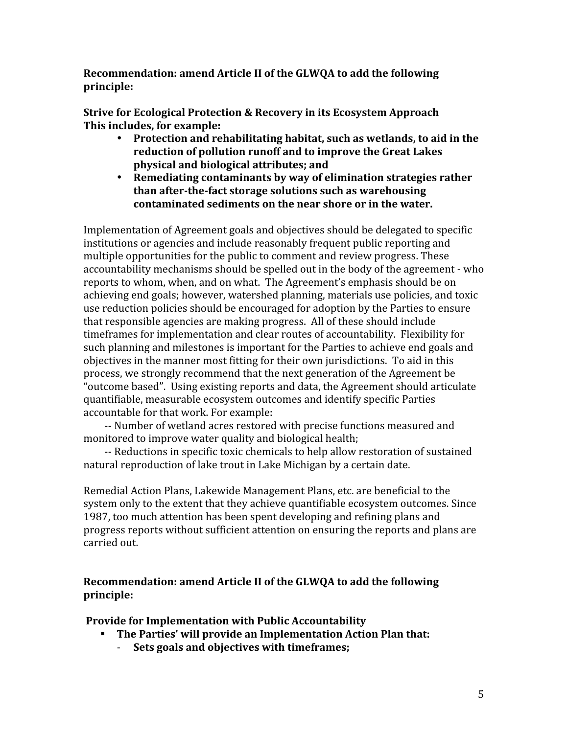**Recommendation: amend Article II of the GLWQA to add the following principle:**

**Strive for Ecological Protection & Recovery in its Ecosystem Approach**
**This includes, for example:**

- **Protection and rehabilitating habitat, such as wetlands, to aid in the reduction of pollution runoff and to improve the Great Lakes physical and biological attributes; and**
- **Remediating contaminants by way of elimination strategies rather than after-the-fact storage solutions such as warehousing contaminated sediments on the near shore or in the water.**

Implementation of Agreement goals and objectives should be delegated to specific institutions or agencies and include reasonably frequent public reporting and multiple opportunities for the public to comment and review progress. These accountability mechanisms should be spelled out in the body of the agreement - who reports to whom, when, and on what. The Agreement's emphasis should be on achieving end goals; however, watershed planning, materials use policies, and toxic use reduction policies should be encouraged for adoption by the Parties to ensure that responsible agencies are making progress. All of these should include timeframes for implementation and clear routes of accountability. Flexibility for such planning and milestones is important for the Parties to achieve end goals and objectives in the manner most fitting for their own jurisdictions. To aid in this process, we strongly recommend that the next generation of the Agreement be "outcome based". Using existing reports and data, the Agreement should articulate quantifiable, measurable ecosystem outcomes and identify specific Parties accountable for that work. For example:

-- Number of wetland acres restored with precise functions measured and monitored to improve water quality and biological health;

-- Reductions in specific toxic chemicals to help allow restoration of sustained natural reproduction of lake trout in Lake Michigan by a certain date.

Remedial Action Plans, Lakewide Management Plans, etc. are beneficial to the system only to the extent that they achieve quantifiable ecosystem outcomes. Since 1987, too much attention has been spent developing and refining plans and progress reports without sufficient attention on ensuring the reports and plans are carried out.

**Recommendation: amend Article II of the GLWQA to add the following principle:**

**Provide for Implementation with Public Accountability**

- **The Parties' will provide an Implementation Action Plan that:**
  - **Sets goals and objectives with timeframes;**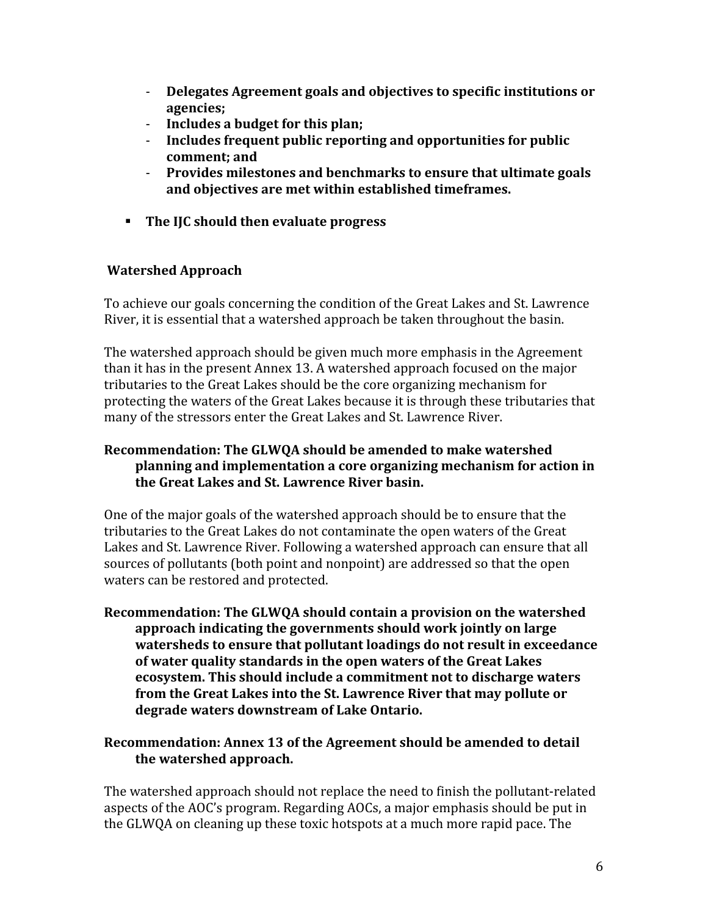- **Delegates Agreement goals and objectives to specific institutions or agencies;**
- **Includes a budget for this plan;**
- **Includes frequent public reporting and opportunities for public comment; and**
- **Provides milestones and benchmarks to ensure that ultimate goals and objectives are met within established timeframes.**

- **The IJC should then evaluate progress**

### Watershed Approach

To achieve our goals concerning the condition of the Great Lakes and St. Lawrence River, it is essential that a watershed approach be taken throughout the basin.

The watershed approach should be given much more emphasis in the Agreement than it has in the present Annex 13. A watershed approach focused on the major tributaries to the Great Lakes should be the core organizing mechanism for protecting the waters of the Great Lakes because it is through these tributaries that many of the stressors enter the Great Lakes and St. Lawrence River.

**Recommendation: The GLWQA should be amended to make watershed planning and implementation a core organizing mechanism for action in the Great Lakes and St. Lawrence River basin.**

One of the major goals of the watershed approach should be to ensure that the tributaries to the Great Lakes do not contaminate the open waters of the Great Lakes and St. Lawrence River. Following a watershed approach can ensure that all sources of pollutants (both point and nonpoint) are addressed so that the open waters can be restored and protected.

**Recommendation: The GLWQA should contain a provision on the watershed approach indicating the governments should work jointly on large watersheds to ensure that pollutant loadings do not result in exceedance of water quality standards in the open waters of the Great Lakes ecosystem. This should include a commitment not to discharge waters from the Great Lakes into the St. Lawrence River that may pollute or degrade waters downstream of Lake Ontario.**

**Recommendation: Annex 13 of the Agreement should be amended to detail the watershed approach.**

The watershed approach should not replace the need to finish the pollutant-related aspects of the AOC's program. Regarding AOCs, a major emphasis should be put in the GLWQA on cleaning up these toxic hotspots at a much more rapid pace. The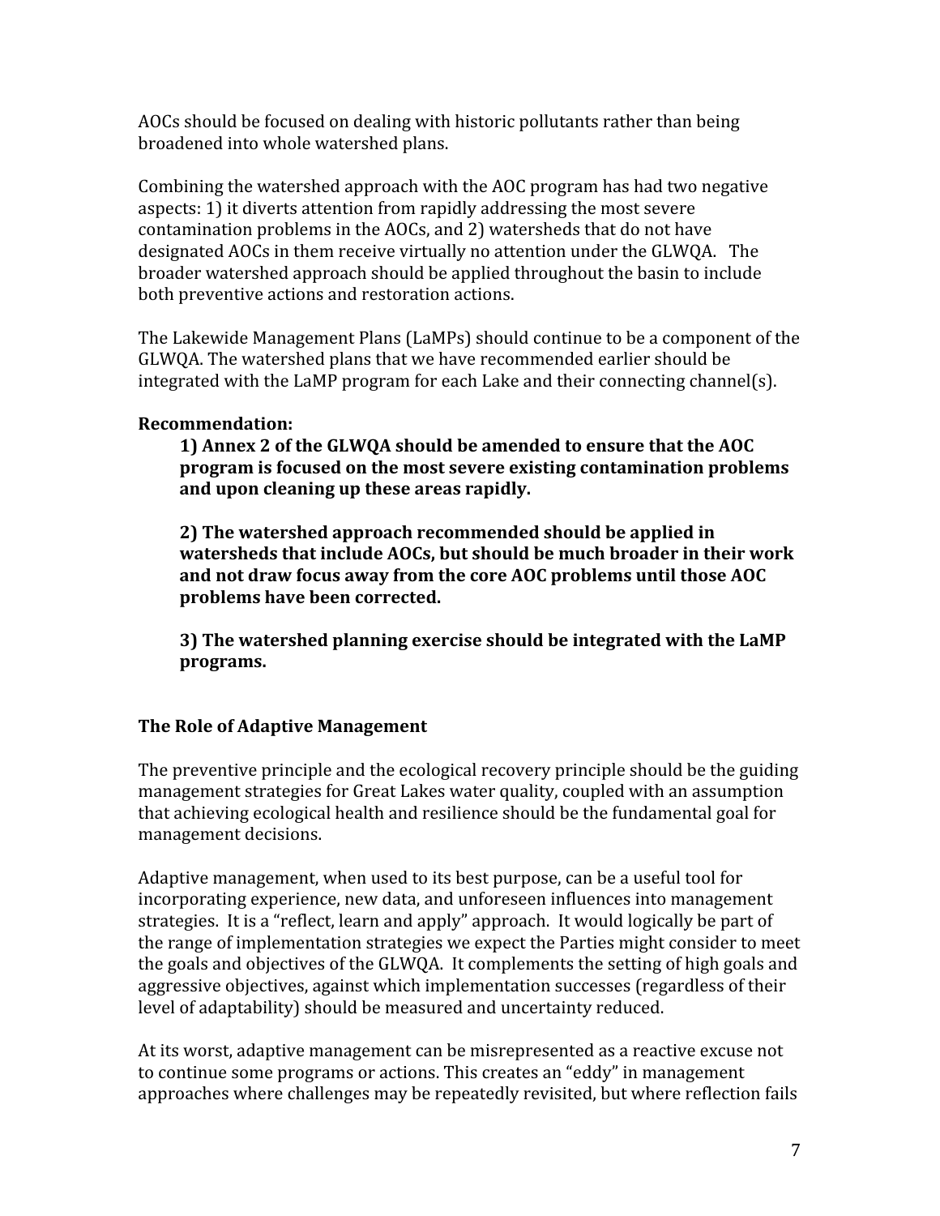AOCs should be focused on dealing with historic pollutants rather than being broadened into whole watershed plans.

Combining the watershed approach with the AOC program has had two negative aspects: 1) it diverts attention from rapidly addressing the most severe contamination problems in the AOCs, and 2) watersheds that do not have designated AOCs in them receive virtually no attention under the GLWQA. The broader watershed approach should be applied throughout the basin to include both preventive actions and restoration actions.

The Lakewide Management Plans (LaMPs) should continue to be a component of the GLWQA. The watershed plans that we have recommended earlier should be integrated with the LaMP program for each Lake and their connecting channel(s).

**Recommendation:**

> **1) Annex 2 of the GLWQA should be amended to ensure that the AOC program is focused on the most severe existing contamination problems and upon cleaning up these areas rapidly.**
>
> **2) The watershed approach recommended should be applied in watersheds that include AOCs, but should be much broader in their work and not draw focus away from the core AOC problems until those AOC problems have been corrected.**
>
> **3) The watershed planning exercise should be integrated with the LaMP programs.**

## The Role of Adaptive Management

The preventive principle and the ecological recovery principle should be the guiding management strategies for Great Lakes water quality, coupled with an assumption that achieving ecological health and resilience should be the fundamental goal for management decisions.

Adaptive management, when used to its best purpose, can be a useful tool for incorporating experience, new data, and unforeseen influences into management strategies. It is a "reflect, learn and apply" approach. It would logically be part of the range of implementation strategies we expect the Parties might consider to meet the goals and objectives of the GLWQA. It complements the setting of high goals and aggressive objectives, against which implementation successes (regardless of their level of adaptability) should be measured and uncertainty reduced.

At its worst, adaptive management can be misrepresented as a reactive excuse not to continue some programs or actions. This creates an "eddy" in management approaches where challenges may be repeatedly revisited, but where reflection fails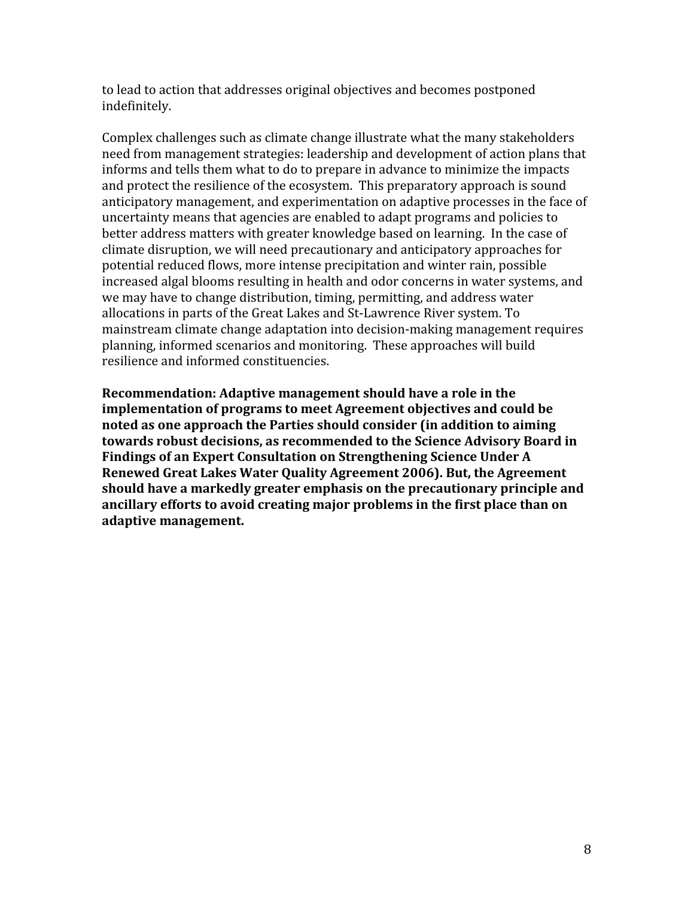to lead to action that addresses original objectives and becomes postponed indefinitely.

Complex challenges such as climate change illustrate what the many stakeholders need from management strategies: leadership and development of action plans that informs and tells them what to do to prepare in advance to minimize the impacts and protect the resilience of the ecosystem. This preparatory approach is sound anticipatory management, and experimentation on adaptive processes in the face of uncertainty means that agencies are enabled to adapt programs and policies to better address matters with greater knowledge based on learning. In the case of climate disruption, we will need precautionary and anticipatory approaches for potential reduced flows, more intense precipitation and winter rain, possible increased algal blooms resulting in health and odor concerns in water systems, and we may have to change distribution, timing, permitting, and address water allocations in parts of the Great Lakes and St-Lawrence River system. To mainstream climate change adaptation into decision-making management requires planning, informed scenarios and monitoring. These approaches will build resilience and informed constituencies.

**Recommendation: Adaptive management should have a role in the implementation of programs to meet Agreement objectives and could be noted as one approach the Parties should consider (in addition to aiming towards robust decisions, as recommended to the Science Advisory Board in Findings of an Expert Consultation on Strengthening Science Under A Renewed Great Lakes Water Quality Agreement 2006). But, the Agreement should have a markedly greater emphasis on the precautionary principle and ancillary efforts to avoid creating major problems in the first place than on adaptive management.**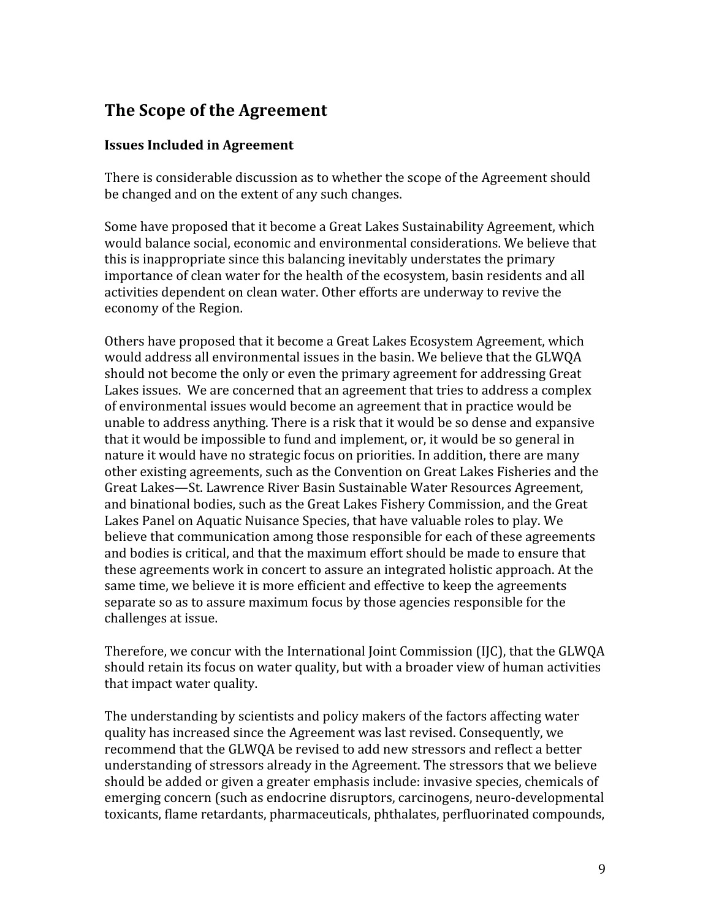## The Scope of the Agreement

### Issues Included in Agreement

There is considerable discussion as to whether the scope of the Agreement should be changed and on the extent of any such changes.

Some have proposed that it become a Great Lakes Sustainability Agreement, which would balance social, economic and environmental considerations. We believe that this is inappropriate since this balancing inevitably understates the primary importance of clean water for the health of the ecosystem, basin residents and all activities dependent on clean water. Other efforts are underway to revive the economy of the Region.

Others have proposed that it become a Great Lakes Ecosystem Agreement, which would address all environmental issues in the basin. We believe that the GLWQA should not become the only or even the primary agreement for addressing Great Lakes issues. We are concerned that an agreement that tries to address a complex of environmental issues would become an agreement that in practice would be unable to address anything. There is a risk that it would be so dense and expansive that it would be impossible to fund and implement, or, it would be so general in nature it would have no strategic focus on priorities. In addition, there are many other existing agreements, such as the Convention on Great Lakes Fisheries and the Great Lakes—St. Lawrence River Basin Sustainable Water Resources Agreement, and binational bodies, such as the Great Lakes Fishery Commission, and the Great Lakes Panel on Aquatic Nuisance Species, that have valuable roles to play. We believe that communication among those responsible for each of these agreements and bodies is critical, and that the maximum effort should be made to ensure that these agreements work in concert to assure an integrated holistic approach. At the same time, we believe it is more efficient and effective to keep the agreements separate so as to assure maximum focus by those agencies responsible for the challenges at issue.

Therefore, we concur with the International Joint Commission (IJC), that the GLWQA should retain its focus on water quality, but with a broader view of human activities that impact water quality.

The understanding by scientists and policy makers of the factors affecting water quality has increased since the Agreement was last revised. Consequently, we recommend that the GLWQA be revised to add new stressors and reflect a better understanding of stressors already in the Agreement. The stressors that we believe should be added or given a greater emphasis include: invasive species, chemicals of emerging concern (such as endocrine disruptors, carcinogens, neuro-developmental toxicants, flame retardants, pharmaceuticals, phthalates, perfluorinated compounds,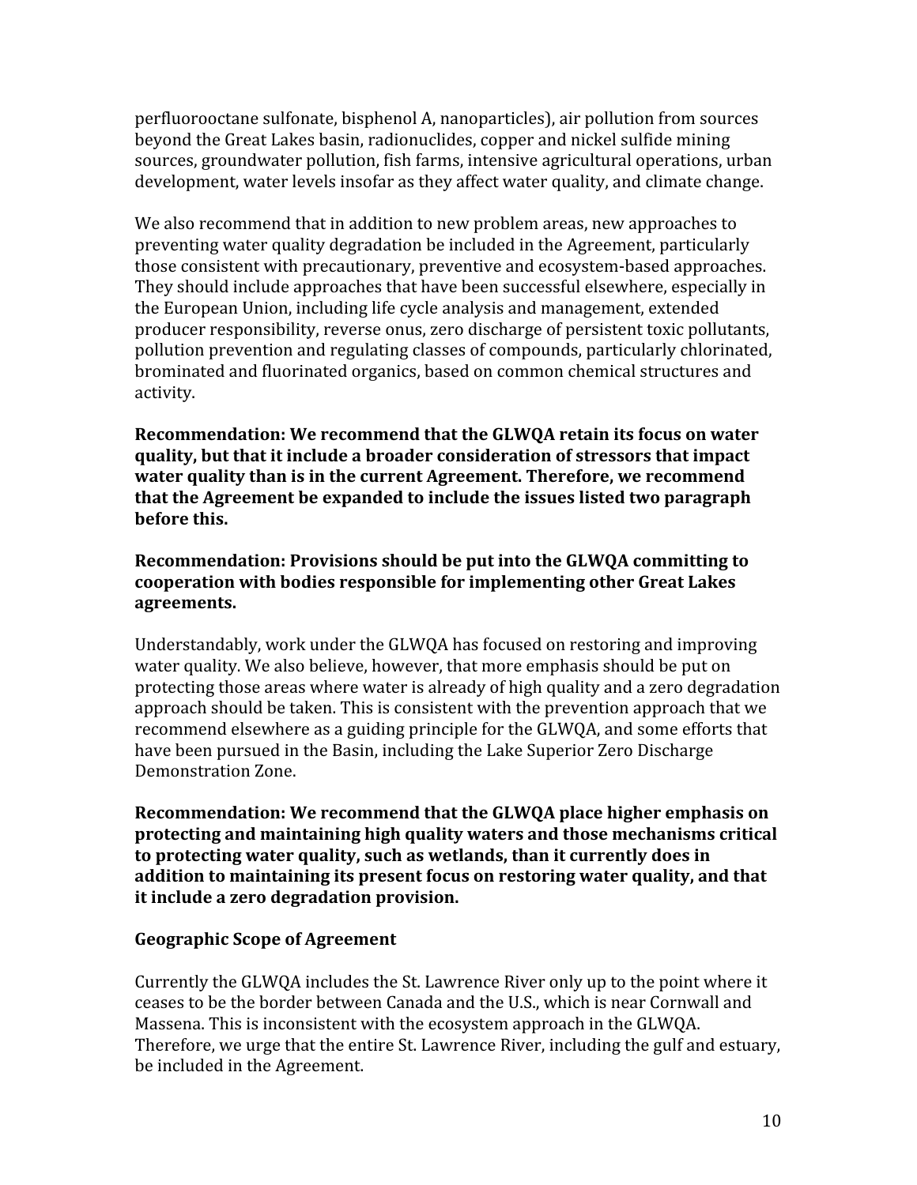perfluorooctane sulfonate, bisphenol A, nanoparticles), air pollution from sources beyond the Great Lakes basin, radionuclides, copper and nickel sulfide mining sources, groundwater pollution, fish farms, intensive agricultural operations, urban development, water levels insofar as they affect water quality, and climate change.

We also recommend that in addition to new problem areas, new approaches to preventing water quality degradation be included in the Agreement, particularly those consistent with precautionary, preventive and ecosystem-based approaches. They should include approaches that have been successful elsewhere, especially in the European Union, including life cycle analysis and management, extended producer responsibility, reverse onus, zero discharge of persistent toxic pollutants, pollution prevention and regulating classes of compounds, particularly chlorinated, brominated and fluorinated organics, based on common chemical structures and activity.

**Recommendation: We recommend that the GLWQA retain its focus on water quality, but that it include a broader consideration of stressors that impact water quality than is in the current Agreement. Therefore, we recommend that the Agreement be expanded to include the issues listed two paragraph before this.**

**Recommendation: Provisions should be put into the GLWQA committing to cooperation with bodies responsible for implementing other Great Lakes agreements.**

Understandably, work under the GLWQA has focused on restoring and improving water quality. We also believe, however, that more emphasis should be put on protecting those areas where water is already of high quality and a zero degradation approach should be taken. This is consistent with the prevention approach that we recommend elsewhere as a guiding principle for the GLWQA, and some efforts that have been pursued in the Basin, including the Lake Superior Zero Discharge Demonstration Zone.

**Recommendation: We recommend that the GLWQA place higher emphasis on protecting and maintaining high quality waters and those mechanisms critical to protecting water quality, such as wetlands, than it currently does in addition to maintaining its present focus on restoring water quality, and that it include a zero degradation provision.**

### Geographic Scope of Agreement

Currently the GLWQA includes the St. Lawrence River only up to the point where it ceases to be the border between Canada and the U.S., which is near Cornwall and Massena. This is inconsistent with the ecosystem approach in the GLWQA. Therefore, we urge that the entire St. Lawrence River, including the gulf and estuary, be included in the Agreement.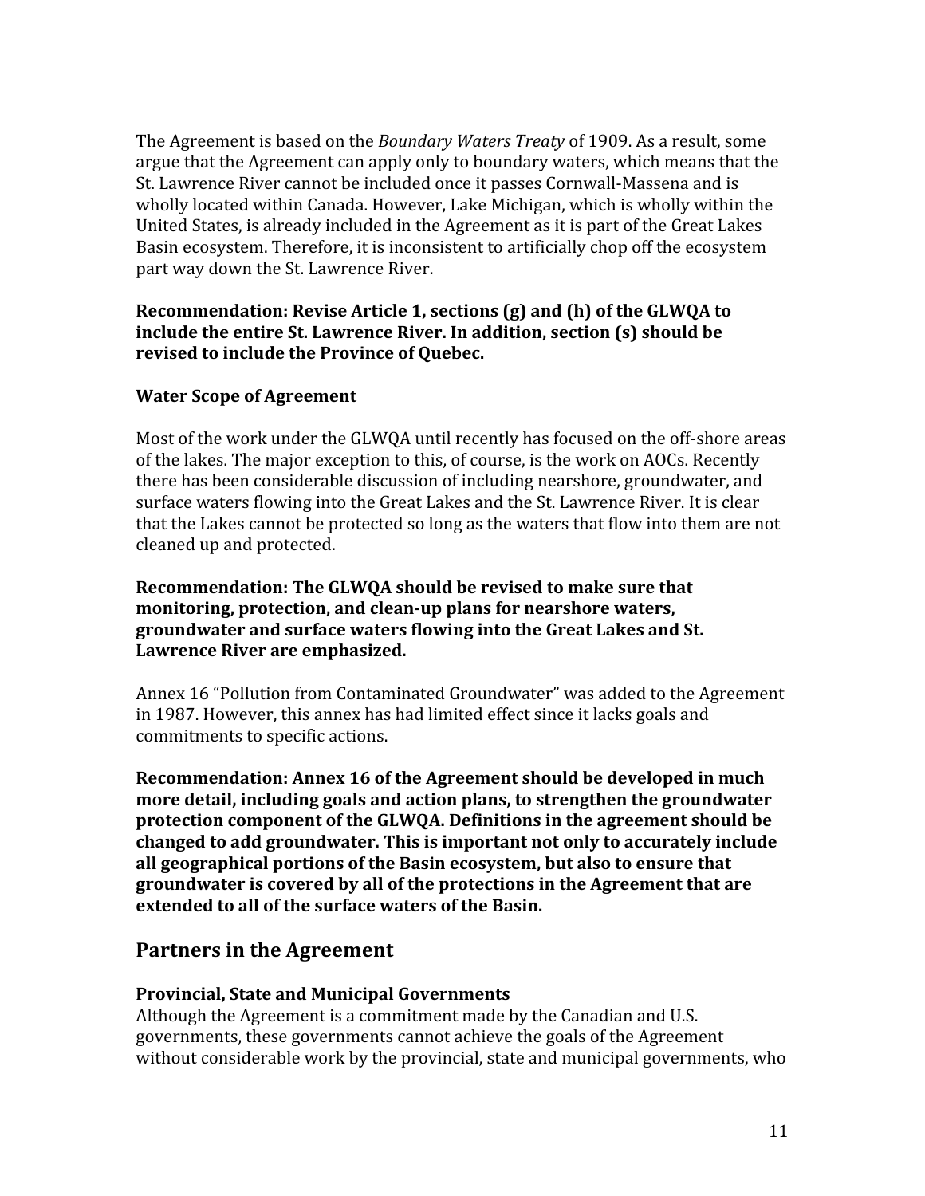The Agreement is based on the *Boundary Waters Treaty* of 1909. As a result, some argue that the Agreement can apply only to boundary waters, which means that the St. Lawrence River cannot be included once it passes Cornwall-Massena and is wholly located within Canada. However, Lake Michigan, which is wholly within the United States, is already included in the Agreement as it is part of the Great Lakes Basin ecosystem. Therefore, it is inconsistent to artificially chop off the ecosystem part way down the St. Lawrence River.

**Recommendation: Revise Article 1, sections (g) and (h) of the GLWQA to include the entire St. Lawrence River. In addition, section (s) should be revised to include the Province of Quebec.**

### Water Scope of Agreement

Most of the work under the GLWQA until recently has focused on the off-shore areas of the lakes. The major exception to this, of course, is the work on AOCs. Recently there has been considerable discussion of including nearshore, groundwater, and surface waters flowing into the Great Lakes and the St. Lawrence River. It is clear that the Lakes cannot be protected so long as the waters that flow into them are not cleaned up and protected.

**Recommendation: The GLWQA should be revised to make sure that monitoring, protection, and clean-up plans for nearshore waters, groundwater and surface waters flowing into the Great Lakes and St. Lawrence River are emphasized.**

Annex 16 "Pollution from Contaminated Groundwater" was added to the Agreement in 1987. However, this annex has had limited effect since it lacks goals and commitments to specific actions.

**Recommendation: Annex 16 of the Agreement should be developed in much more detail, including goals and action plans, to strengthen the groundwater protection component of the GLWQA. Definitions in the agreement should be changed to add groundwater. This is important not only to accurately include all geographical portions of the Basin ecosystem, but also to ensure that groundwater is covered by all of the protections in the Agreement that are extended to all of the surface waters of the Basin.**

## Partners in the Agreement

### Provincial, State and Municipal Governments

Although the Agreement is a commitment made by the Canadian and U.S. governments, these governments cannot achieve the goals of the Agreement without considerable work by the provincial, state and municipal governments, who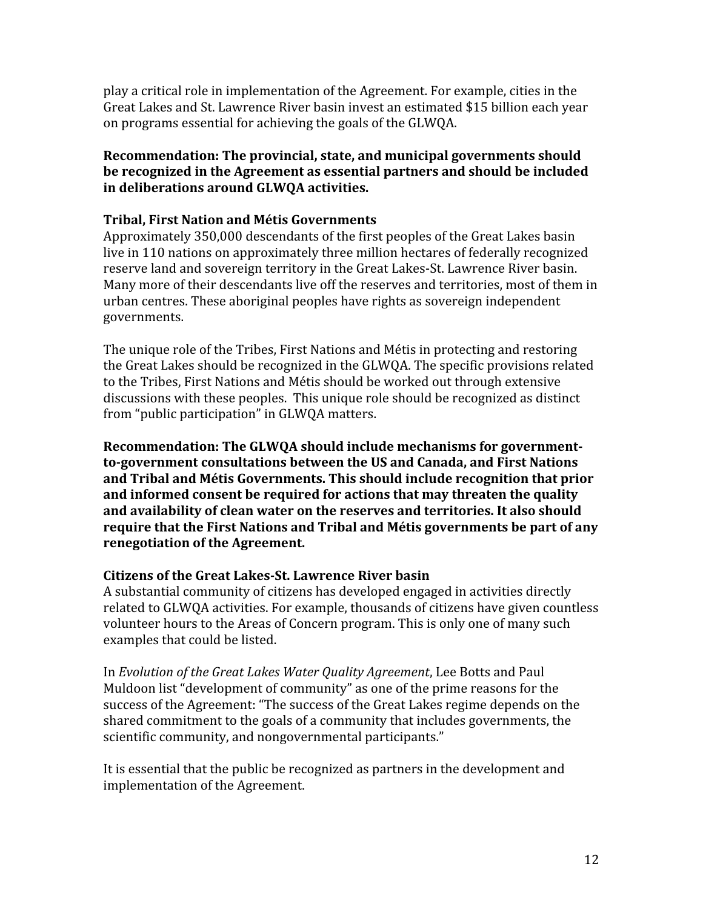play a critical role in implementation of the Agreement. For example, cities in the Great Lakes and St. Lawrence River basin invest an estimated $15 billion each year on programs essential for achieving the goals of the GLWQA.

**Recommendation: The provincial, state, and municipal governments should be recognized in the Agreement as essential partners and should be included in deliberations around GLWQA activities.**

### Tribal, First Nation and Métis Governments

Approximately 350,000 descendants of the first peoples of the Great Lakes basin live in 110 nations on approximately three million hectares of federally recognized reserve land and sovereign territory in the Great Lakes-St. Lawrence River basin. Many more of their descendants live off the reserves and territories, most of them in urban centres. These aboriginal peoples have rights as sovereign independent governments.

The unique role of the Tribes, First Nations and Métis in protecting and restoring the Great Lakes should be recognized in the GLWQA. The specific provisions related to the Tribes, First Nations and Métis should be worked out through extensive discussions with these peoples. This unique role should be recognized as distinct from "public participation" in GLWQA matters.

**Recommendation: The GLWQA should include mechanisms for government-to-government consultations between the US and Canada, and First Nations and Tribal and Métis Governments. This should include recognition that prior and informed consent be required for actions that may threaten the quality and availability of clean water on the reserves and territories. It also should require that the First Nations and Tribal and Métis governments be part of any renegotiation of the Agreement.**

### Citizens of the Great Lakes-St. Lawrence River basin

A substantial community of citizens has developed engaged in activities directly related to GLWQA activities. For example, thousands of citizens have given countless volunteer hours to the Areas of Concern program. This is only one of many such examples that could be listed.

In *Evolution of the Great Lakes Water Quality Agreement*, Lee Botts and Paul Muldoon list "development of community" as one of the prime reasons for the success of the Agreement: "The success of the Great Lakes regime depends on the shared commitment to the goals of a community that includes governments, the scientific community, and nongovernmental participants."

It is essential that the public be recognized as partners in the development and implementation of the Agreement.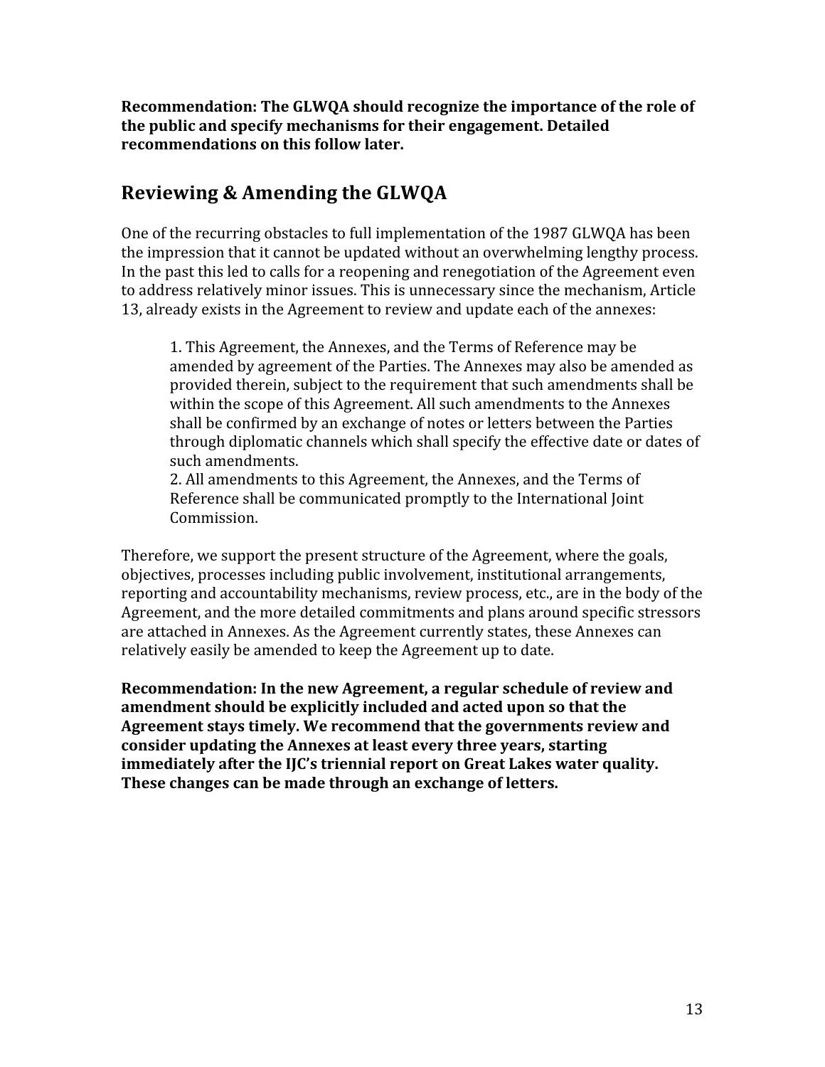**Recommendation: The GLWQA should recognize the importance of the role of the public and specify mechanisms for their engagement. Detailed recommendations on this follow later.**

## Reviewing & Amending the GLWQA

One of the recurring obstacles to full implementation of the 1987 GLWQA has been the impression that it cannot be updated without an overwhelming lengthy process. In the past this led to calls for a reopening and renegotiation of the Agreement even to address relatively minor issues. This is unnecessary since the mechanism, Article 13, already exists in the Agreement to review and update each of the annexes:

> 1. This Agreement, the Annexes, and the Terms of Reference may be amended by agreement of the Parties. The Annexes may also be amended as provided therein, subject to the requirement that such amendments shall be within the scope of this Agreement. All such amendments to the Annexes shall be confirmed by an exchange of notes or letters between the Parties through diplomatic channels which shall specify the effective date or dates of such amendments.
> 2. All amendments to this Agreement, the Annexes, and the Terms of Reference shall be communicated promptly to the International Joint Commission.

Therefore, we support the present structure of the Agreement, where the goals, objectives, processes including public involvement, institutional arrangements, reporting and accountability mechanisms, review process, etc., are in the body of the Agreement, and the more detailed commitments and plans around specific stressors are attached in Annexes. As the Agreement currently states, these Annexes can relatively easily be amended to keep the Agreement up to date.

**Recommendation: In the new Agreement, a regular schedule of review and amendment should be explicitly included and acted upon so that the Agreement stays timely. We recommend that the governments review and consider updating the Annexes at least every three years, starting immediately after the IJC's triennial report on Great Lakes water quality. These changes can be made through an exchange of letters.**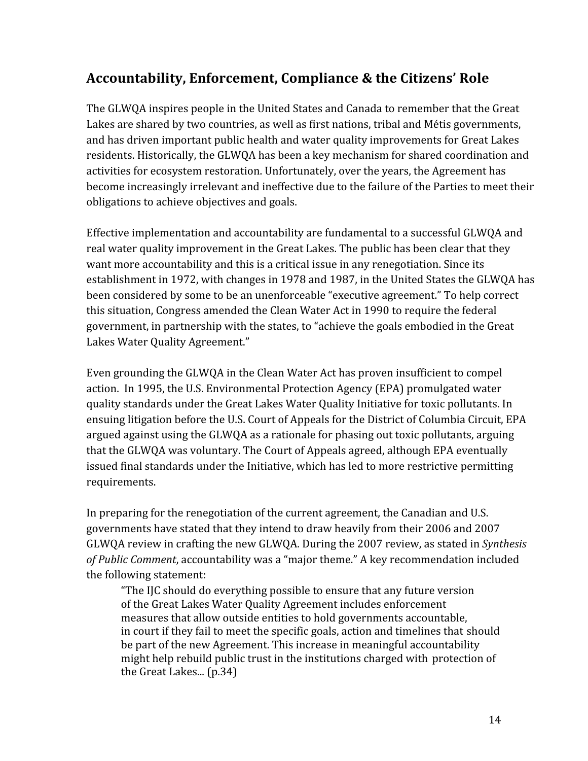## Accountability, Enforcement, Compliance & the Citizens' Role

The GLWQA inspires people in the United States and Canada to remember that the Great Lakes are shared by two countries, as well as first nations, tribal and Métis governments, and has driven important public health and water quality improvements for Great Lakes residents. Historically, the GLWQA has been a key mechanism for shared coordination and activities for ecosystem restoration. Unfortunately, over the years, the Agreement has become increasingly irrelevant and ineffective due to the failure of the Parties to meet their obligations to achieve objectives and goals.

Effective implementation and accountability are fundamental to a successful GLWQA and real water quality improvement in the Great Lakes. The public has been clear that they want more accountability and this is a critical issue in any renegotiation. Since its establishment in 1972, with changes in 1978 and 1987, in the United States the GLWQA has been considered by some to be an unenforceable "executive agreement." To help correct this situation, Congress amended the Clean Water Act in 1990 to require the federal government, in partnership with the states, to "achieve the goals embodied in the Great Lakes Water Quality Agreement."

Even grounding the GLWQA in the Clean Water Act has proven insufficient to compel action. In 1995, the U.S. Environmental Protection Agency (EPA) promulgated water quality standards under the Great Lakes Water Quality Initiative for toxic pollutants. In ensuing litigation before the U.S. Court of Appeals for the District of Columbia Circuit, EPA argued against using the GLWQA as a rationale for phasing out toxic pollutants, arguing that the GLWQA was voluntary. The Court of Appeals agreed, although EPA eventually issued final standards under the Initiative, which has led to more restrictive permitting requirements.

In preparing for the renegotiation of the current agreement, the Canadian and U.S. governments have stated that they intend to draw heavily from their 2006 and 2007 GLWQA review in crafting the new GLWQA. During the 2007 review, as stated in *Synthesis of Public Comment*, accountability was a "major theme." A key recommendation included the following statement:

> "The IJC should do everything possible to ensure that any future version of the Great Lakes Water Quality Agreement includes enforcement measures that allow outside entities to hold governments accountable, in court if they fail to meet the specific goals, action and timelines that should be part of the new Agreement. This increase in meaningful accountability might help rebuild public trust in the institutions charged with protection of the Great Lakes... (p.34)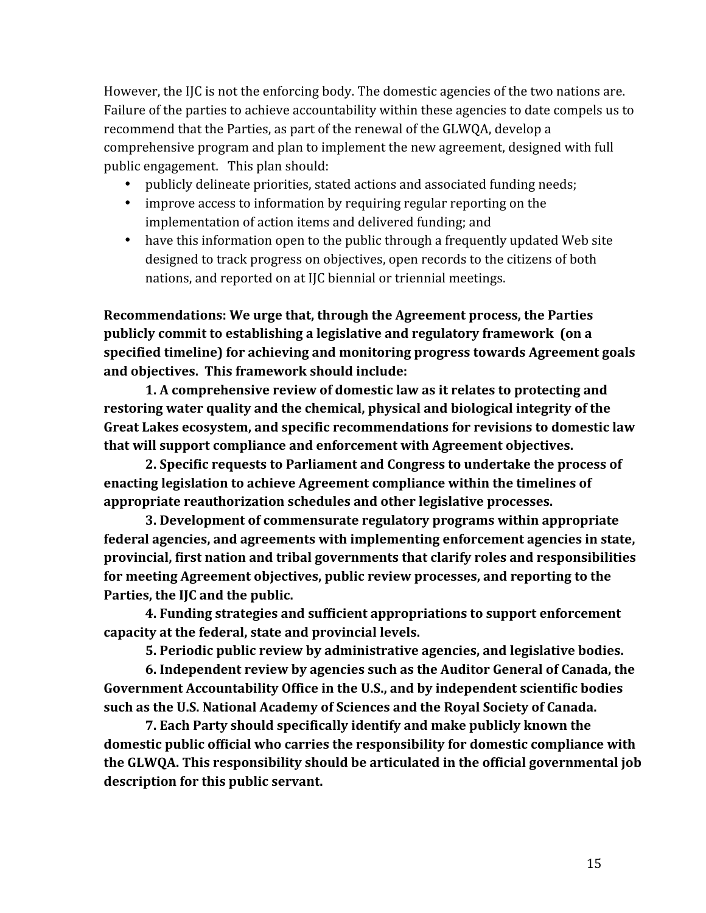However, the IJC is not the enforcing body. The domestic agencies of the two nations are. Failure of the parties to achieve accountability within these agencies to date compels us to recommend that the Parties, as part of the renewal of the GLWQA, develop a comprehensive program and plan to implement the new agreement, designed with full public engagement. This plan should:

- publicly delineate priorities, stated actions and associated funding needs;
- improve access to information by requiring regular reporting on the implementation of action items and delivered funding; and
- have this information open to the public through a frequently updated Web site designed to track progress on objectives, open records to the citizens of both nations, and reported on at IJC biennial or triennial meetings.

**Recommendations: We urge that, through the Agreement process, the Parties publicly commit to establishing a legislative and regulatory framework (on a specified timeline) for achieving and monitoring progress towards Agreement goals and objectives. This framework should include:**

**1. A comprehensive review of domestic law as it relates to protecting and restoring water quality and the chemical, physical and biological integrity of the Great Lakes ecosystem, and specific recommendations for revisions to domestic law that will support compliance and enforcement with Agreement objectives.**

**2. Specific requests to Parliament and Congress to undertake the process of enacting legislation to achieve Agreement compliance within the timelines of appropriate reauthorization schedules and other legislative processes.**

**3. Development of commensurate regulatory programs within appropriate federal agencies, and agreements with implementing enforcement agencies in state, provincial, first nation and tribal governments that clarify roles and responsibilities for meeting Agreement objectives, public review processes, and reporting to the Parties, the IJC and the public.**

**4. Funding strategies and sufficient appropriations to support enforcement capacity at the federal, state and provincial levels.**

**5. Periodic public review by administrative agencies, and legislative bodies.**

**6. Independent review by agencies such as the Auditor General of Canada, the Government Accountability Office in the U.S., and by independent scientific bodies such as the U.S. National Academy of Sciences and the Royal Society of Canada.**

**7. Each Party should specifically identify and make publicly known the domestic public official who carries the responsibility for domestic compliance with the GLWQA. This responsibility should be articulated in the official governmental job description for this public servant.**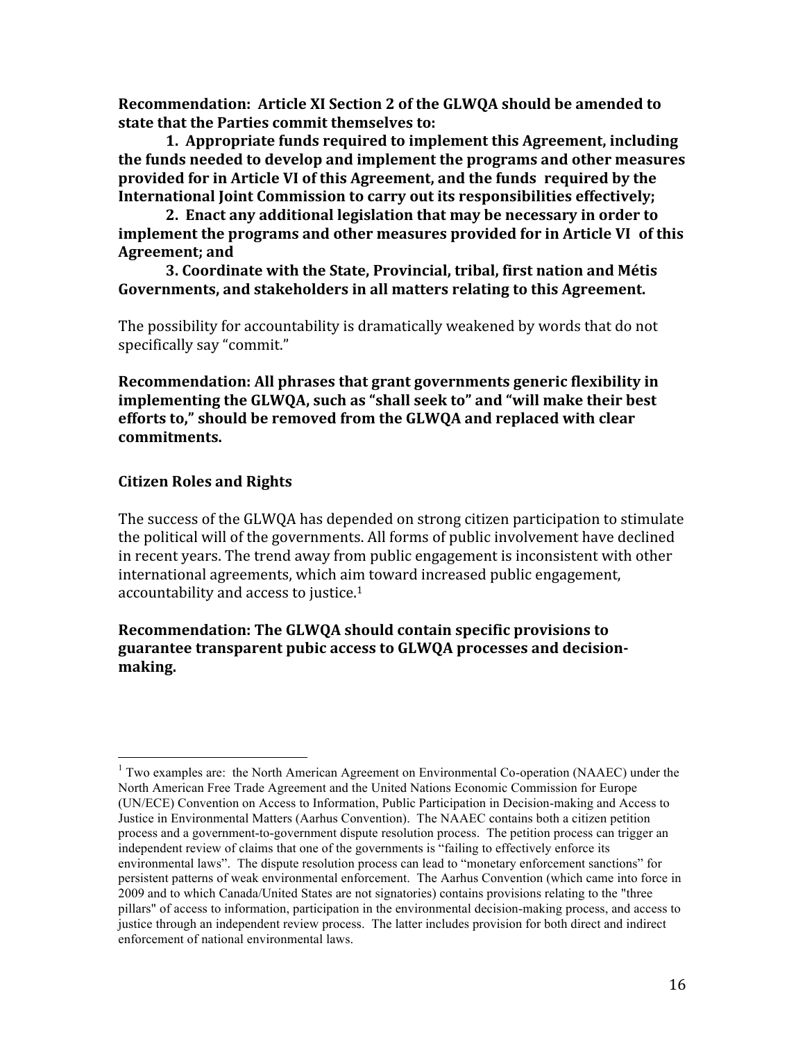**Recommendation: Article XI Section 2 of the GLWQA should be amended to state that the Parties commit themselves to:**

**1. Appropriate funds required to implement this Agreement, including the funds needed to develop and implement the programs and other measures provided for in Article VI of this Agreement, and the funds required by the International Joint Commission to carry out its responsibilities effectively;**

**2. Enact any additional legislation that may be necessary in order to implement the programs and other measures provided for in Article VI of this Agreement; and**

**3. Coordinate with the State, Provincial, tribal, first nation and Métis Governments, and stakeholders in all matters relating to this Agreement.**

The possibility for accountability is dramatically weakened by words that do not specifically say "commit."

**Recommendation: All phrases that grant governments generic flexibility in implementing the GLWQA, such as "shall seek to" and "will make their best efforts to," should be removed from the GLWQA and replaced with clear commitments.**

## Citizen Roles and Rights

The success of the GLWQA has depended on strong citizen participation to stimulate the political will of the governments. All forms of public involvement have declined in recent years. The trend away from public engagement is inconsistent with other international agreements, which aim toward increased public engagement, accountability and access to justice.[1]

**Recommendation: The GLWQA should contain specific provisions to guarantee transparent pubic access to GLWQA processes and decision-making.**

---

[1] Two examples are: the North American Agreement on Environmental Co-operation (NAAEC) under the North American Free Trade Agreement and the United Nations Economic Commission for Europe (UN/ECE) Convention on Access to Information, Public Participation in Decision-making and Access to Justice in Environmental Matters (Aarhus Convention). The NAAEC contains both a citizen petition process and a government-to-government dispute resolution process. The petition process can trigger an independent review of claims that one of the governments is "failing to effectively enforce its environmental laws". The dispute resolution process can lead to "monetary enforcement sanctions" for persistent patterns of weak environmental enforcement. The Aarhus Convention (which came into force in 2009 and to which Canada/United States are not signatories) contains provisions relating to the "three pillars" of access to information, participation in the environmental decision-making process, and access to justice through an independent review process. The latter includes provision for both direct and indirect enforcement of national environmental laws.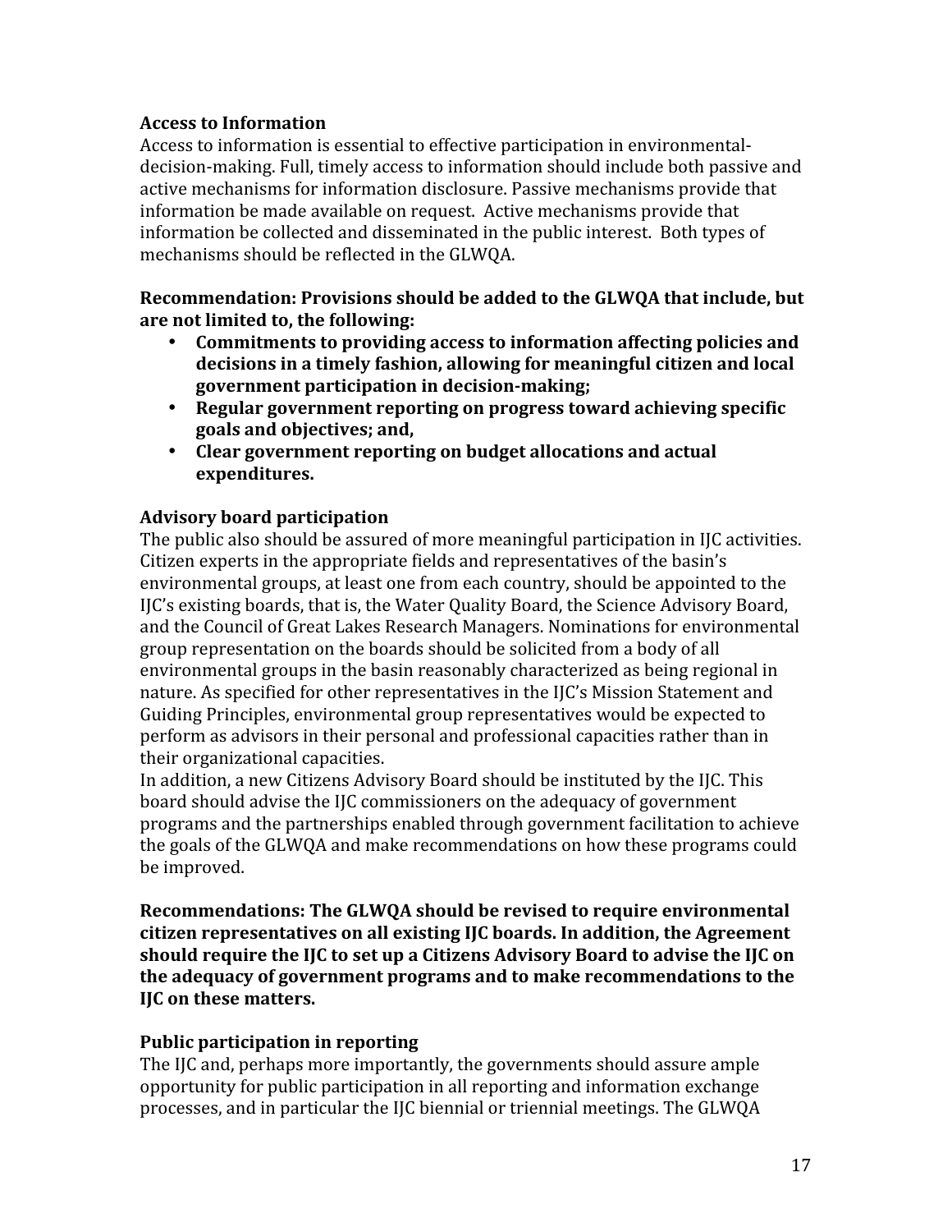### Access to Information

Access to information is essential to effective participation in environmental-decision-making. Full, timely access to information should include both passive and active mechanisms for information disclosure. Passive mechanisms provide that information be made available on request. Active mechanisms provide that information be collected and disseminated in the public interest. Both types of mechanisms should be reflected in the GLWQA.

**Recommendation: Provisions should be added to the GLWQA that include, but are not limited to, the following:**

- **Commitments to providing access to information affecting policies and decisions in a timely fashion, allowing for meaningful citizen and local government participation in decision-making;**
- **Regular government reporting on progress toward achieving specific goals and objectives; and,**
- **Clear government reporting on budget allocations and actual expenditures.**

### Advisory board participation

The public also should be assured of more meaningful participation in IJC activities. Citizen experts in the appropriate fields and representatives of the basin's environmental groups, at least one from each country, should be appointed to the IJC's existing boards, that is, the Water Quality Board, the Science Advisory Board, and the Council of Great Lakes Research Managers. Nominations for environmental group representation on the boards should be solicited from a body of all environmental groups in the basin reasonably characterized as being regional in nature. As specified for other representatives in the IJC's Mission Statement and Guiding Principles, environmental group representatives would be expected to perform as advisors in their personal and professional capacities rather than in their organizational capacities.

In addition, a new Citizens Advisory Board should be instituted by the IJC. This board should advise the IJC commissioners on the adequacy of government programs and the partnerships enabled through government facilitation to achieve the goals of the GLWQA and make recommendations on how these programs could be improved.

**Recommendations: The GLWQA should be revised to require environmental citizen representatives on all existing IJC boards. In addition, the Agreement should require the IJC to set up a Citizens Advisory Board to advise the IJC on the adequacy of government programs and to make recommendations to the IJC on these matters.**

### Public participation in reporting

The IJC and, perhaps more importantly, the governments should assure ample opportunity for public participation in all reporting and information exchange processes, and in particular the IJC biennial or triennial meetings. The GLWQA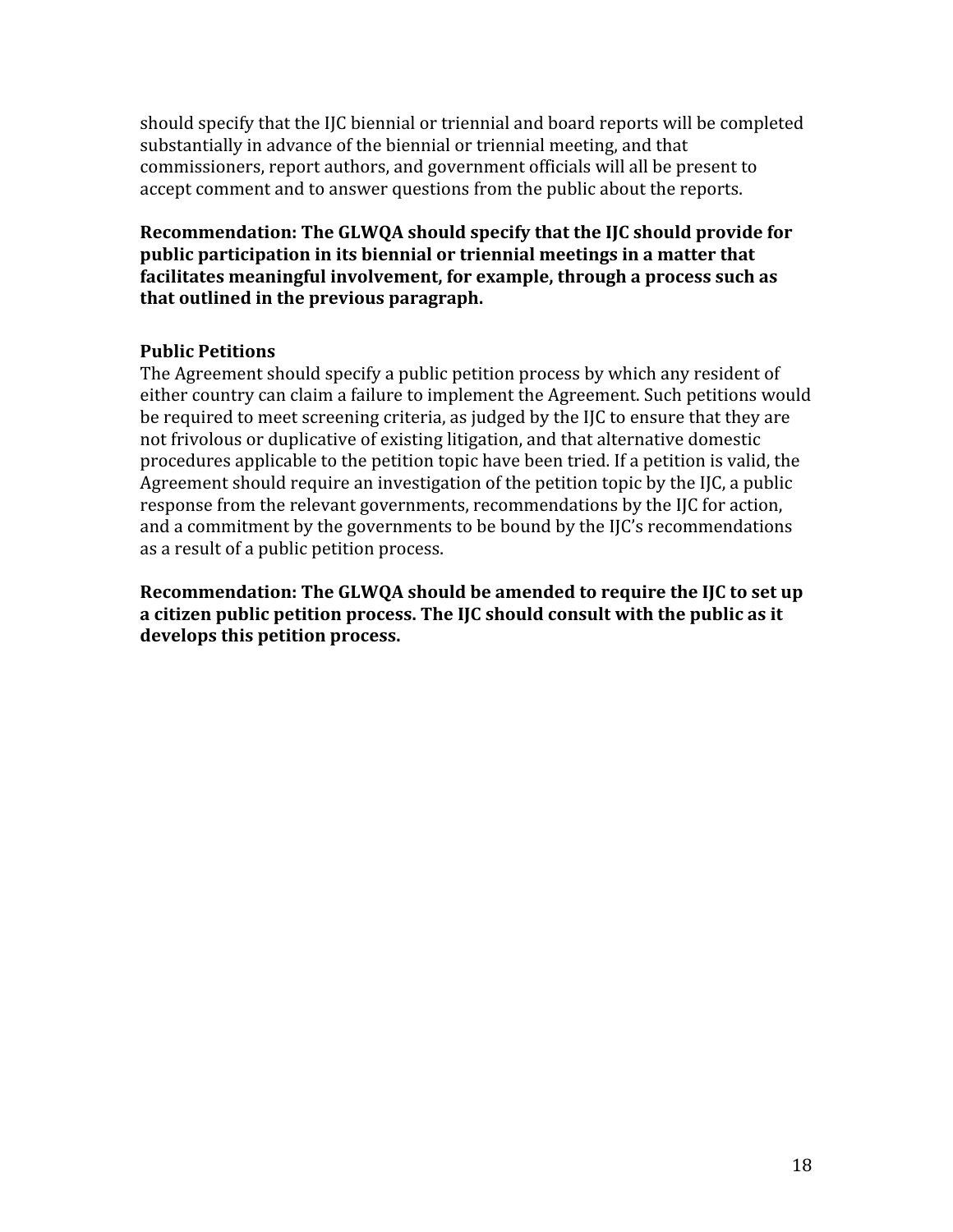should specify that the IJC biennial or triennial and board reports will be completed substantially in advance of the biennial or triennial meeting, and that commissioners, report authors, and government officials will all be present to accept comment and to answer questions from the public about the reports.

**Recommendation: The GLWQA should specify that the IJC should provide for public participation in its biennial or triennial meetings in a matter that facilitates meaningful involvement, for example, through a process such as that outlined in the previous paragraph.**

### Public Petitions

The Agreement should specify a public petition process by which any resident of either country can claim a failure to implement the Agreement. Such petitions would be required to meet screening criteria, as judged by the IJC to ensure that they are not frivolous or duplicative of existing litigation, and that alternative domestic procedures applicable to the petition topic have been tried. If a petition is valid, the Agreement should require an investigation of the petition topic by the IJC, a public response from the relevant governments, recommendations by the IJC for action, and a commitment by the governments to be bound by the IJC's recommendations as a result of a public petition process.

**Recommendation: The GLWQA should be amended to require the IJC to set up a citizen public petition process. The IJC should consult with the public as it develops this petition process.**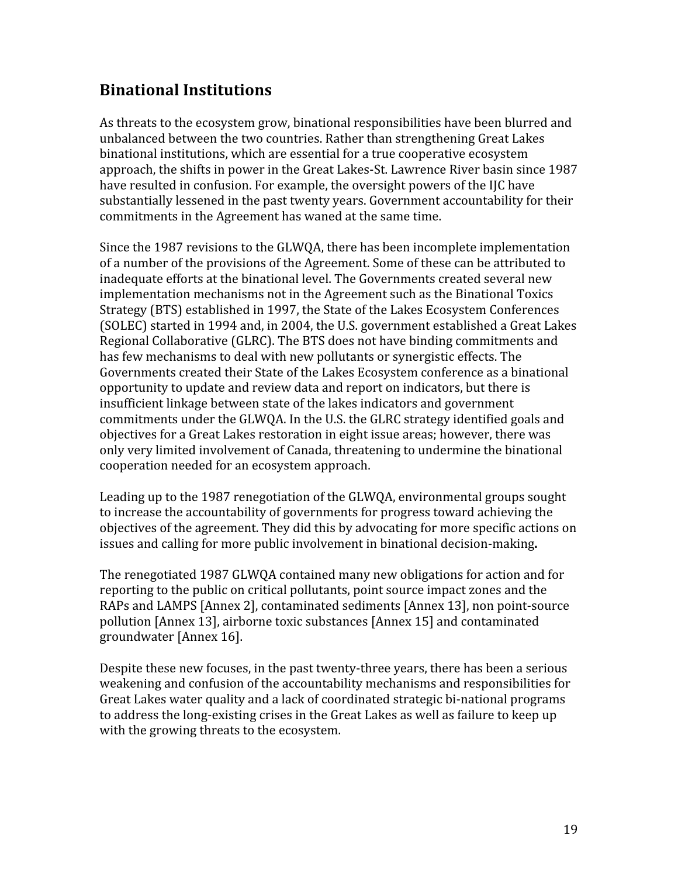## Binational Institutions

As threats to the ecosystem grow, binational responsibilities have been blurred and unbalanced between the two countries. Rather than strengthening Great Lakes binational institutions, which are essential for a true cooperative ecosystem approach, the shifts in power in the Great Lakes-St. Lawrence River basin since 1987 have resulted in confusion. For example, the oversight powers of the IJC have substantially lessened in the past twenty years. Government accountability for their commitments in the Agreement has waned at the same time.

Since the 1987 revisions to the GLWQA, there has been incomplete implementation of a number of the provisions of the Agreement. Some of these can be attributed to inadequate efforts at the binational level. The Governments created several new implementation mechanisms not in the Agreement such as the Binational Toxics Strategy (BTS) established in 1997, the State of the Lakes Ecosystem Conferences (SOLEC) started in 1994 and, in 2004, the U.S. government established a Great Lakes Regional Collaborative (GLRC). The BTS does not have binding commitments and has few mechanisms to deal with new pollutants or synergistic effects. The Governments created their State of the Lakes Ecosystem conference as a binational opportunity to update and review data and report on indicators, but there is insufficient linkage between state of the lakes indicators and government commitments under the GLWQA. In the U.S. the GLRC strategy identified goals and objectives for a Great Lakes restoration in eight issue areas; however, there was only very limited involvement of Canada, threatening to undermine the binational cooperation needed for an ecosystem approach.

Leading up to the 1987 renegotiation of the GLWQA, environmental groups sought to increase the accountability of governments for progress toward achieving the objectives of the agreement. They did this by advocating for more specific actions on issues and calling for more public involvement in binational decision-making**.**

The renegotiated 1987 GLWQA contained many new obligations for action and for reporting to the public on critical pollutants, point source impact zones and the RAPs and LAMPS [Annex 2], contaminated sediments [Annex 13], non point-source pollution [Annex 13], airborne toxic substances [Annex 15] and contaminated groundwater [Annex 16].

Despite these new focuses, in the past twenty-three years, there has been a serious weakening and confusion of the accountability mechanisms and responsibilities for Great Lakes water quality and a lack of coordinated strategic bi-national programs to address the long-existing crises in the Great Lakes as well as failure to keep up with the growing threats to the ecosystem.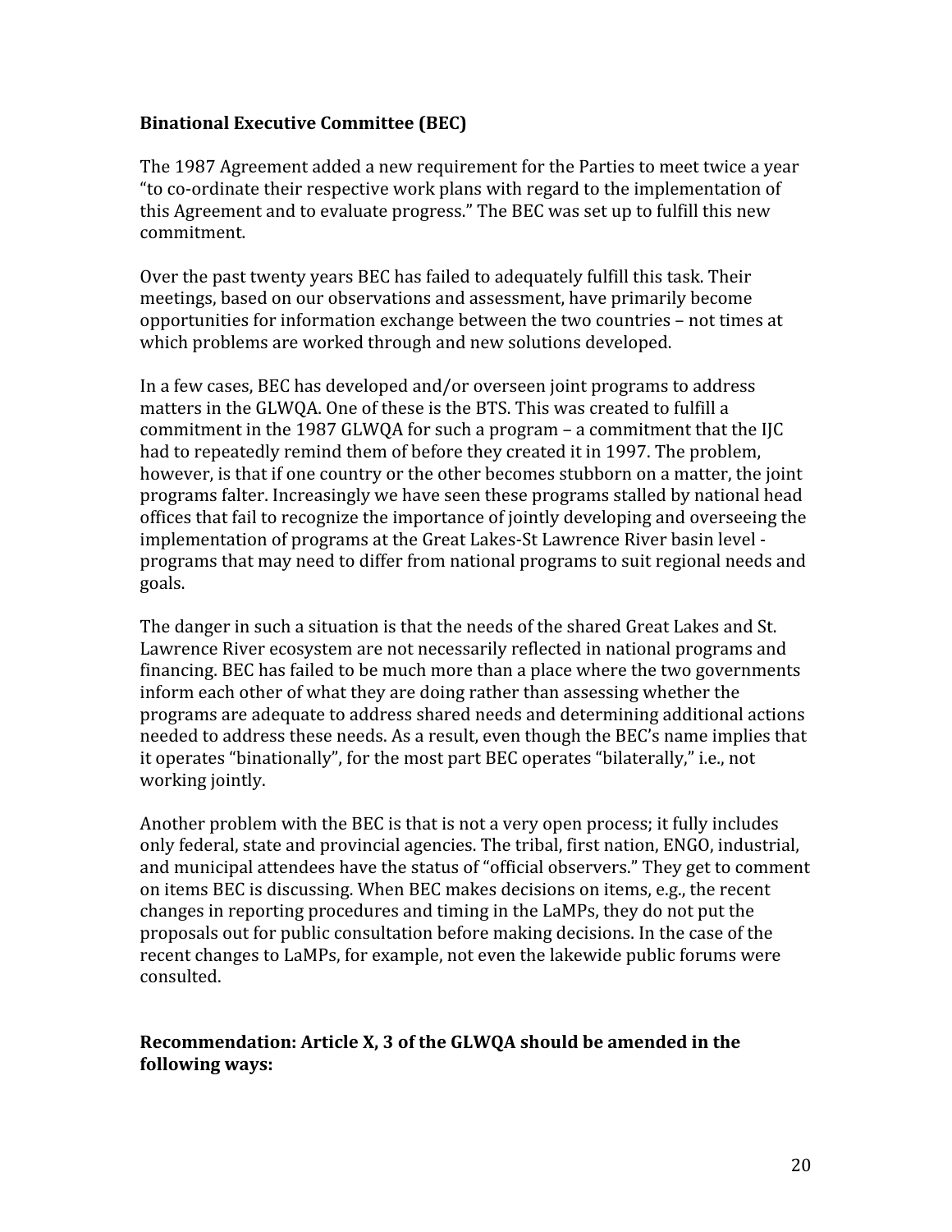**Binational Executive Committee (BEC)**

The 1987 Agreement added a new requirement for the Parties to meet twice a year "to co-ordinate their respective work plans with regard to the implementation of this Agreement and to evaluate progress." The BEC was set up to fulfill this new commitment.

Over the past twenty years BEC has failed to adequately fulfill this task. Their meetings, based on our observations and assessment, have primarily become opportunities for information exchange between the two countries – not times at which problems are worked through and new solutions developed.

In a few cases, BEC has developed and/or overseen joint programs to address matters in the GLWQA. One of these is the BTS. This was created to fulfill a commitment in the 1987 GLWQA for such a program – a commitment that the IJC had to repeatedly remind them of before they created it in 1997. The problem, however, is that if one country or the other becomes stubborn on a matter, the joint programs falter. Increasingly we have seen these programs stalled by national head offices that fail to recognize the importance of jointly developing and overseeing the implementation of programs at the Great Lakes-St Lawrence River basin level - programs that may need to differ from national programs to suit regional needs and goals.

The danger in such a situation is that the needs of the shared Great Lakes and St. Lawrence River ecosystem are not necessarily reflected in national programs and financing. BEC has failed to be much more than a place where the two governments inform each other of what they are doing rather than assessing whether the programs are adequate to address shared needs and determining additional actions needed to address these needs. As a result, even though the BEC's name implies that it operates "binationally", for the most part BEC operates "bilaterally," i.e., not working jointly.

Another problem with the BEC is that is not a very open process; it fully includes only federal, state and provincial agencies. The tribal, first nation, ENGO, industrial, and municipal attendees have the status of "official observers." They get to comment on items BEC is discussing. When BEC makes decisions on items, e.g., the recent changes in reporting procedures and timing in the LaMPs, they do not put the proposals out for public consultation before making decisions. In the case of the recent changes to LaMPs, for example, not even the lakewide public forums were consulted.

**Recommendation: Article X, 3 of the GLWQA should be amended in the following ways:**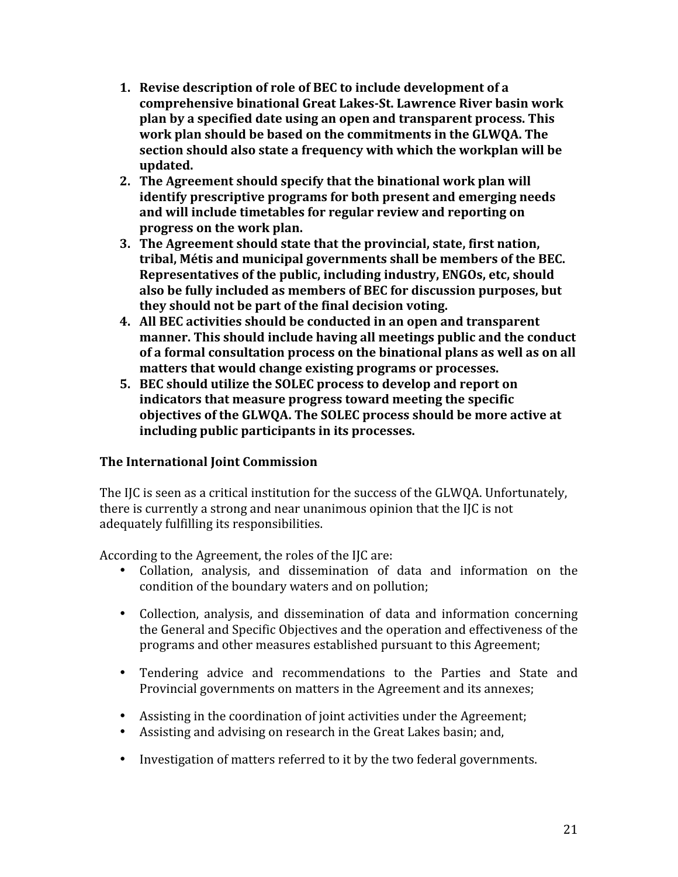1. **Revise description of role of BEC to include development of a comprehensive binational Great Lakes-St. Lawrence River basin work plan by a specified date using an open and transparent process. This work plan should be based on the commitments in the GLWQA. The section should also state a frequency with which the workplan will be updated.**
2. **The Agreement should specify that the binational work plan will identify prescriptive programs for both present and emerging needs and will include timetables for regular review and reporting on progress on the work plan.**
3. **The Agreement should state that the provincial, state, first nation, tribal, Métis and municipal governments shall be members of the BEC. Representatives of the public, including industry, ENGOs, etc, should also be fully included as members of BEC for discussion purposes, but they should not be part of the final decision voting.**
4. **All BEC activities should be conducted in an open and transparent manner. This should include having all meetings public and the conduct of a formal consultation process on the binational plans as well as on all matters that would change existing programs or processes.**
5. **BEC should utilize the SOLEC process to develop and report on indicators that measure progress toward meeting the specific objectives of the GLWQA. The SOLEC process should be more active at including public participants in its processes.**

### The International Joint Commission

The IJC is seen as a critical institution for the success of the GLWQA. Unfortunately, there is currently a strong and near unanimous opinion that the IJC is not adequately fulfilling its responsibilities.

According to the Agreement, the roles of the IJC are:

- Collation, analysis, and dissemination of data and information on the condition of the boundary waters and on pollution;
- Collection, analysis, and dissemination of data and information concerning the General and Specific Objectives and the operation and effectiveness of the programs and other measures established pursuant to this Agreement;
- Tendering advice and recommendations to the Parties and State and Provincial governments on matters in the Agreement and its annexes;
- Assisting in the coordination of joint activities under the Agreement;
- Assisting and advising on research in the Great Lakes basin; and,
- Investigation of matters referred to it by the two federal governments.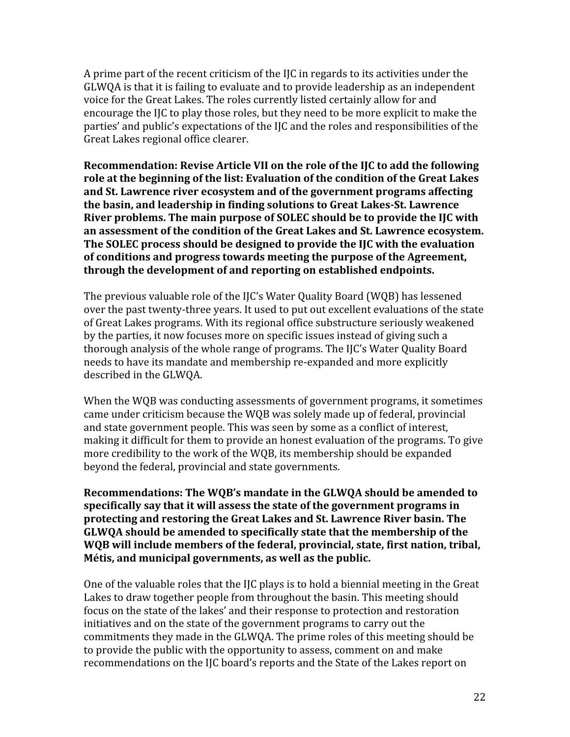A prime part of the recent criticism of the IJC in regards to its activities under the GLWQA is that it is failing to evaluate and to provide leadership as an independent voice for the Great Lakes. The roles currently listed certainly allow for and encourage the IJC to play those roles, but they need to be more explicit to make the parties' and public's expectations of the IJC and the roles and responsibilities of the Great Lakes regional office clearer.

**Recommendation: Revise Article VII on the role of the IJC to add the following role at the beginning of the list: Evaluation of the condition of the Great Lakes and St. Lawrence river ecosystem and of the government programs affecting the basin, and leadership in finding solutions to Great Lakes-St. Lawrence River problems. The main purpose of SOLEC should be to provide the IJC with an assessment of the condition of the Great Lakes and St. Lawrence ecosystem. The SOLEC process should be designed to provide the IJC with the evaluation of conditions and progress towards meeting the purpose of the Agreement, through the development of and reporting on established endpoints.**

The previous valuable role of the IJC's Water Quality Board (WQB) has lessened over the past twenty-three years. It used to put out excellent evaluations of the state of Great Lakes programs. With its regional office substructure seriously weakened by the parties, it now focuses more on specific issues instead of giving such a thorough analysis of the whole range of programs. The IJC's Water Quality Board needs to have its mandate and membership re-expanded and more explicitly described in the GLWQA.

When the WQB was conducting assessments of government programs, it sometimes came under criticism because the WQB was solely made up of federal, provincial and state government people. This was seen by some as a conflict of interest, making it difficult for them to provide an honest evaluation of the programs. To give more credibility to the work of the WQB, its membership should be expanded beyond the federal, provincial and state governments.

**Recommendations: The WQB's mandate in the GLWQA should be amended to specifically say that it will assess the state of the government programs in protecting and restoring the Great Lakes and St. Lawrence River basin. The GLWQA should be amended to specifically state that the membership of the WQB will include members of the federal, provincial, state, first nation, tribal, Métis, and municipal governments, as well as the public.**

One of the valuable roles that the IJC plays is to hold a biennial meeting in the Great Lakes to draw together people from throughout the basin. This meeting should focus on the state of the lakes' and their response to protection and restoration initiatives and on the state of the government programs to carry out the commitments they made in the GLWQA. The prime roles of this meeting should be to provide the public with the opportunity to assess, comment on and make recommendations on the IJC board's reports and the State of the Lakes report on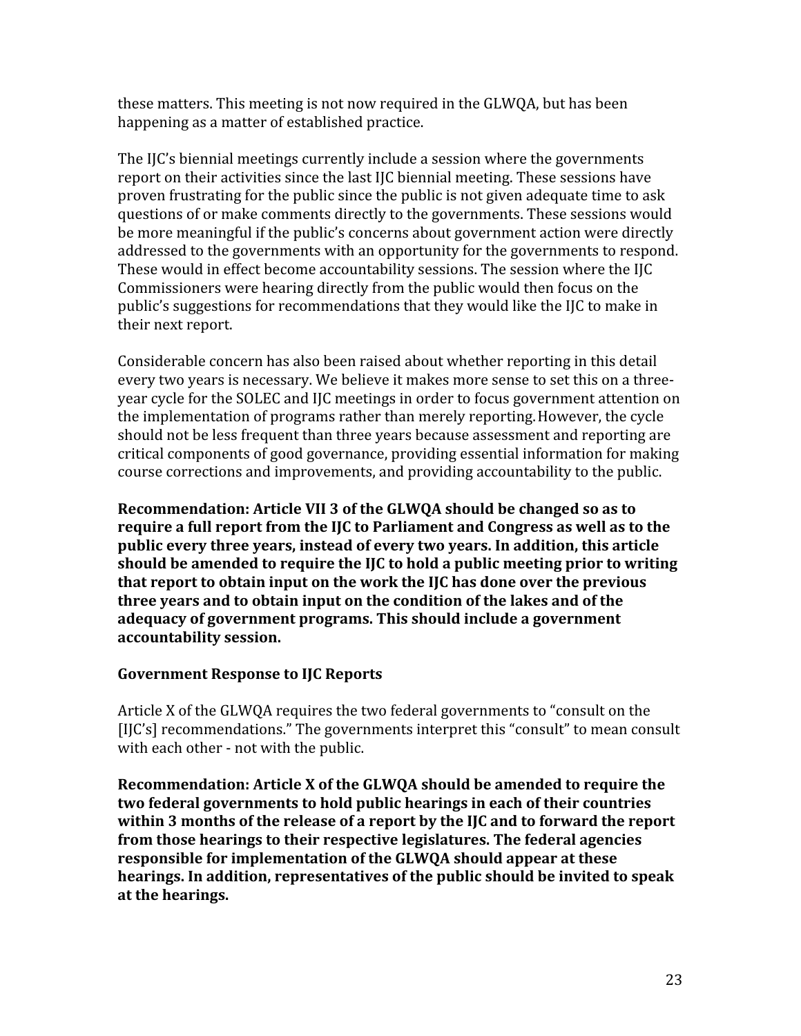these matters. This meeting is not now required in the GLWQA, but has been happening as a matter of established practice.

The IJC's biennial meetings currently include a session where the governments report on their activities since the last IJC biennial meeting. These sessions have proven frustrating for the public since the public is not given adequate time to ask questions of or make comments directly to the governments. These sessions would be more meaningful if the public's concerns about government action were directly addressed to the governments with an opportunity for the governments to respond. These would in effect become accountability sessions. The session where the IJC Commissioners were hearing directly from the public would then focus on the public's suggestions for recommendations that they would like the IJC to make in their next report.

Considerable concern has also been raised about whether reporting in this detail every two years is necessary. We believe it makes more sense to set this on a three-year cycle for the SOLEC and IJC meetings in order to focus government attention on the implementation of programs rather than merely reporting. However, the cycle should not be less frequent than three years because assessment and reporting are critical components of good governance, providing essential information for making course corrections and improvements, and providing accountability to the public.

**Recommendation: Article VII 3 of the GLWQA should be changed so as to require a full report from the IJC to Parliament and Congress as well as to the public every three years, instead of every two years. In addition, this article should be amended to require the IJC to hold a public meeting prior to writing that report to obtain input on the work the IJC has done over the previous three years and to obtain input on the condition of the lakes and of the adequacy of government programs. This should include a government accountability session.**

### Government Response to IJC Reports

Article X of the GLWQA requires the two federal governments to "consult on the [IJC's] recommendations." The governments interpret this "consult" to mean consult with each other - not with the public.

**Recommendation: Article X of the GLWQA should be amended to require the two federal governments to hold public hearings in each of their countries within 3 months of the release of a report by the IJC and to forward the report from those hearings to their respective legislatures. The federal agencies responsible for implementation of the GLWQA should appear at these hearings. In addition, representatives of the public should be invited to speak at the hearings.**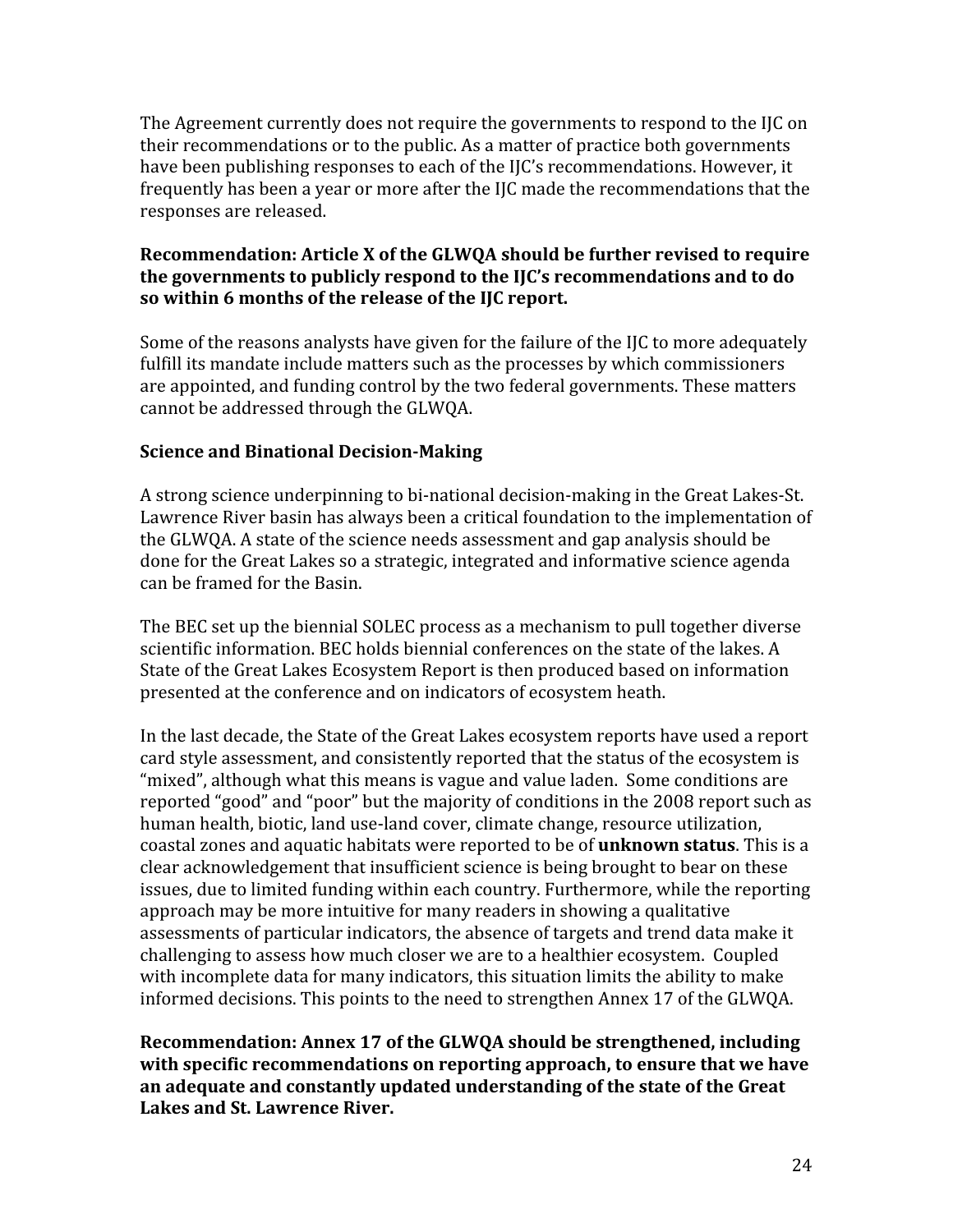The Agreement currently does not require the governments to respond to the IJC on their recommendations or to the public. As a matter of practice both governments have been publishing responses to each of the IJC's recommendations. However, it frequently has been a year or more after the IJC made the recommendations that the responses are released.

**Recommendation: Article X of the GLWQA should be further revised to require the governments to publicly respond to the IJC's recommendations and to do so within 6 months of the release of the IJC report.**

Some of the reasons analysts have given for the failure of the IJC to more adequately fulfill its mandate include matters such as the processes by which commissioners are appointed, and funding control by the two federal governments. These matters cannot be addressed through the GLWQA.

**Science and Binational Decision-Making**

A strong science underpinning to bi-national decision-making in the Great Lakes-St. Lawrence River basin has always been a critical foundation to the implementation of the GLWQA. A state of the science needs assessment and gap analysis should be done for the Great Lakes so a strategic, integrated and informative science agenda can be framed for the Basin.

The BEC set up the biennial SOLEC process as a mechanism to pull together diverse scientific information. BEC holds biennial conferences on the state of the lakes. A State of the Great Lakes Ecosystem Report is then produced based on information presented at the conference and on indicators of ecosystem heath.

In the last decade, the State of the Great Lakes ecosystem reports have used a report card style assessment, and consistently reported that the status of the ecosystem is "mixed", although what this means is vague and value laden. Some conditions are reported "good" and "poor" but the majority of conditions in the 2008 report such as human health, biotic, land use-land cover, climate change, resource utilization, coastal zones and aquatic habitats were reported to be of **unknown status**. This is a clear acknowledgement that insufficient science is being brought to bear on these issues, due to limited funding within each country. Furthermore, while the reporting approach may be more intuitive for many readers in showing a qualitative assessments of particular indicators, the absence of targets and trend data make it challenging to assess how much closer we are to a healthier ecosystem. Coupled with incomplete data for many indicators, this situation limits the ability to make informed decisions. This points to the need to strengthen Annex 17 of the GLWQA.

**Recommendation: Annex 17 of the GLWQA should be strengthened, including with specific recommendations on reporting approach, to ensure that we have an adequate and constantly updated understanding of the state of the Great Lakes and St. Lawrence River.**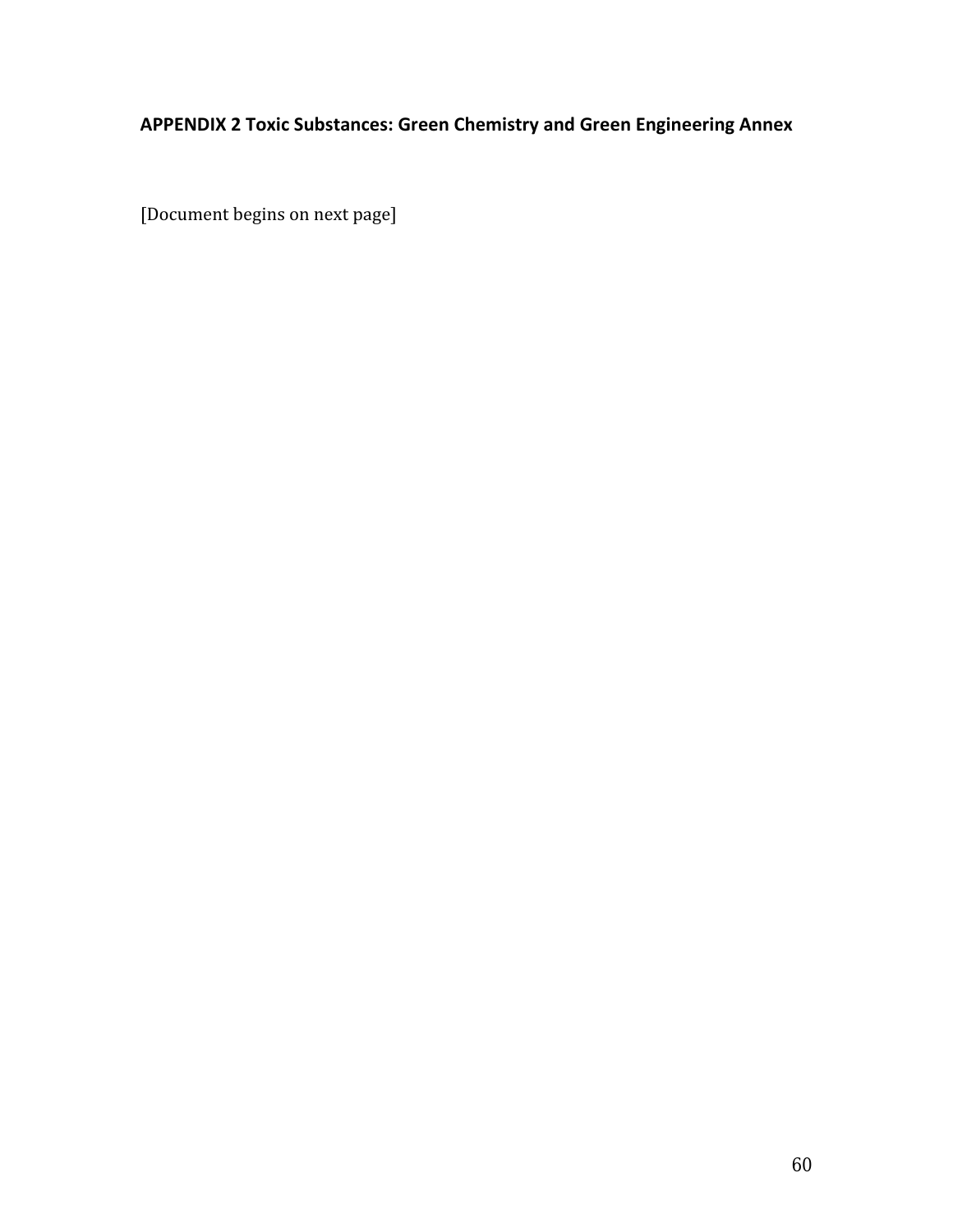## APPENDIX 2 Toxic Substances: Green Chemistry and Green Engineering Annex

[Document begins on next page]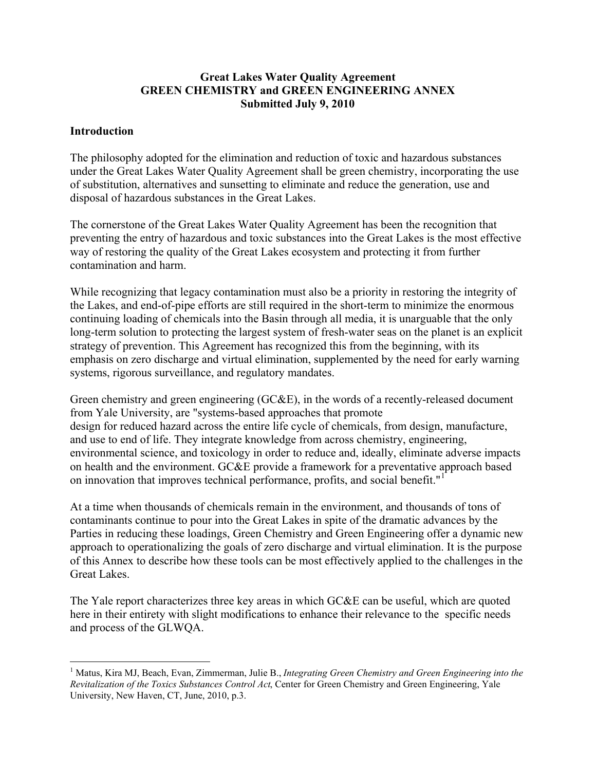**Great Lakes Water Quality Agreement**
**GREEN CHEMISTRY and GREEN ENGINEERING ANNEX**
**Submitted July 9, 2010**

## Introduction

The philosophy adopted for the elimination and reduction of toxic and hazardous substances under the Great Lakes Water Quality Agreement shall be green chemistry, incorporating the use of substitution, alternatives and sunsetting to eliminate and reduce the generation, use and disposal of hazardous substances in the Great Lakes.

The cornerstone of the Great Lakes Water Quality Agreement has been the recognition that preventing the entry of hazardous and toxic substances into the Great Lakes is the most effective way of restoring the quality of the Great Lakes ecosystem and protecting it from further contamination and harm.

While recognizing that legacy contamination must also be a priority in restoring the integrity of the Lakes, and end-of-pipe efforts are still required in the short-term to minimize the enormous continuing loading of chemicals into the Basin through all media, it is unarguable that the only long-term solution to protecting the largest system of fresh-water seas on the planet is an explicit strategy of prevention. This Agreement has recognized this from the beginning, with its emphasis on zero discharge and virtual elimination, supplemented by the need for early warning systems, rigorous surveillance, and regulatory mandates.

Green chemistry and green engineering (GC&E), in the words of a recently-released document from Yale University, are "systems-based approaches that promote design for reduced hazard across the entire life cycle of chemicals, from design, manufacture, and use to end of life. They integrate knowledge from across chemistry, engineering, environmental science, and toxicology in order to reduce and, ideally, eliminate adverse impacts on health and the environment. GC&E provide a framework for a preventative approach based on innovation that improves technical performance, profits, and social benefit."[1]

At a time when thousands of chemicals remain in the environment, and thousands of tons of contaminants continue to pour into the Great Lakes in spite of the dramatic advances by the Parties in reducing these loadings, Green Chemistry and Green Engineering offer a dynamic new approach to operationalizing the goals of zero discharge and virtual elimination. It is the purpose of this Annex to describe how these tools can be most effectively applied to the challenges in the Great Lakes.

The Yale report characterizes three key areas in which GC&E can be useful, which are quoted here in their entirety with slight modifications to enhance their relevance to the specific needs and process of the GLWQA.

---

[1] Matus, Kira MJ, Beach, Evan, Zimmerman, Julie B., *Integrating Green Chemistry and Green Engineering into the Revitalization of the Toxics Substances Control Act*, Center for Green Chemistry and Green Engineering, Yale University, New Haven, CT, June, 2010, p.3.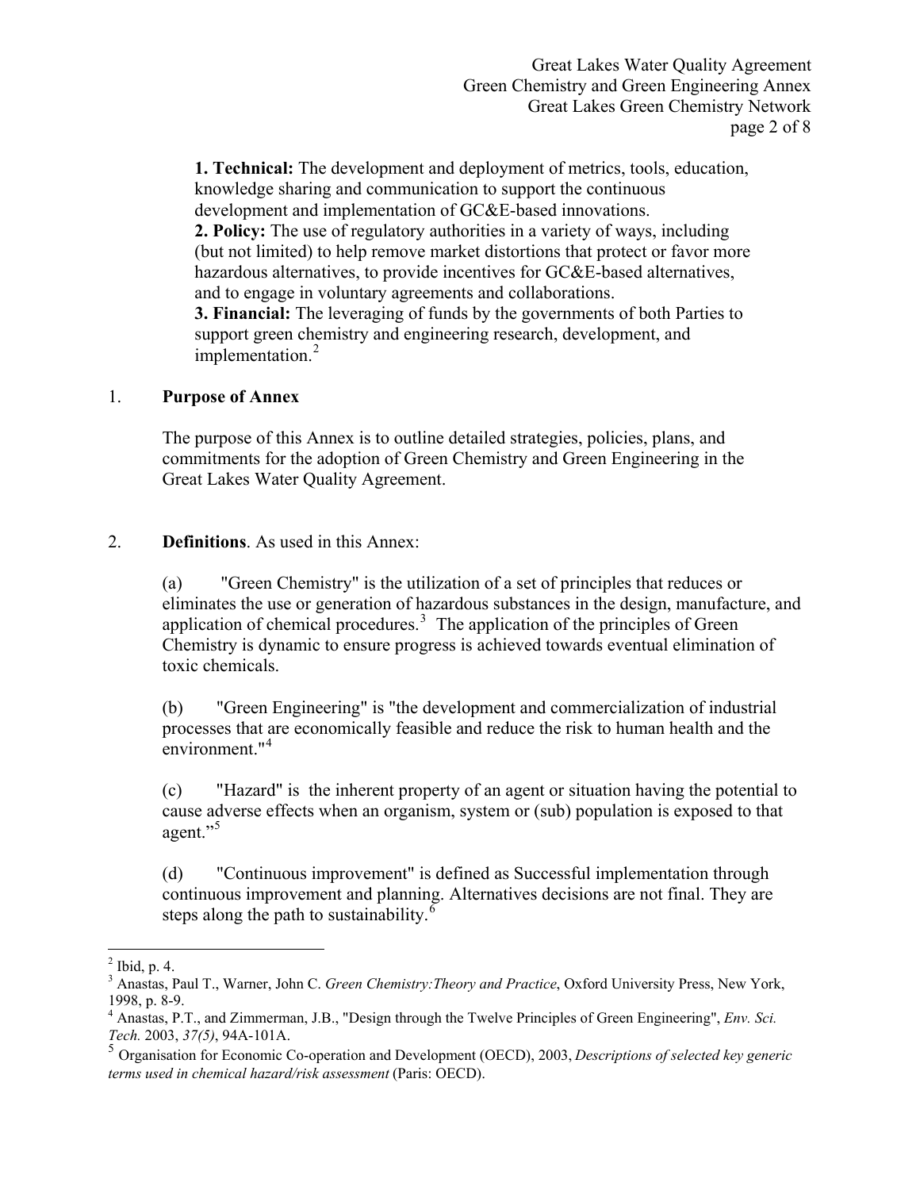**1. Technical:** The development and deployment of metrics, tools, education, knowledge sharing and communication to support the continuous development and implementation of GC&E-based innovations.
**2. Policy:** The use of regulatory authorities in a variety of ways, including (but not limited) to help remove market distortions that protect or favor more hazardous alternatives, to provide incentives for GC&E-based alternatives, and to engage in voluntary agreements and collaborations.
**3. Financial:** The leveraging of funds by the governments of both Parties to support green chemistry and engineering research, development, and implementation.[2]

1. **Purpose of Annex**

The purpose of this Annex is to outline detailed strategies, policies, plans, and commitments for the adoption of Green Chemistry and Green Engineering in the Great Lakes Water Quality Agreement.

2. **Definitions**. As used in this Annex:

(a) "Green Chemistry" is the utilization of a set of principles that reduces or eliminates the use or generation of hazardous substances in the design, manufacture, and application of chemical procedures.[3] The application of the principles of Green Chemistry is dynamic to ensure progress is achieved towards eventual elimination of toxic chemicals.

(b) "Green Engineering" is "the development and commercialization of industrial processes that are economically feasible and reduce the risk to human health and the environment."[4]

(c) "Hazard" is the inherent property of an agent or situation having the potential to cause adverse effects when an organism, system or (sub) population is exposed to that agent."[5]

(d) "Continuous improvement" is defined as Successful implementation through continuous improvement and planning. Alternatives decisions are not final. They are steps along the path to sustainability.[6]

---

[2] Ibid, p. 4.
[3] Anastas, Paul T., Warner, John C. *Green Chemistry:Theory and Practice*, Oxford University Press, New York, 1998, p. 8-9.
[4] Anastas, P.T., and Zimmerman, J.B., "Design through the Twelve Principles of Green Engineering", *Env. Sci. Tech.* 2003, *37(5)*, 94A-101A.
[5] Organisation for Economic Co-operation and Development (OECD), 2003, *Descriptions of selected key generic terms used in chemical hazard/risk assessment* (Paris: OECD).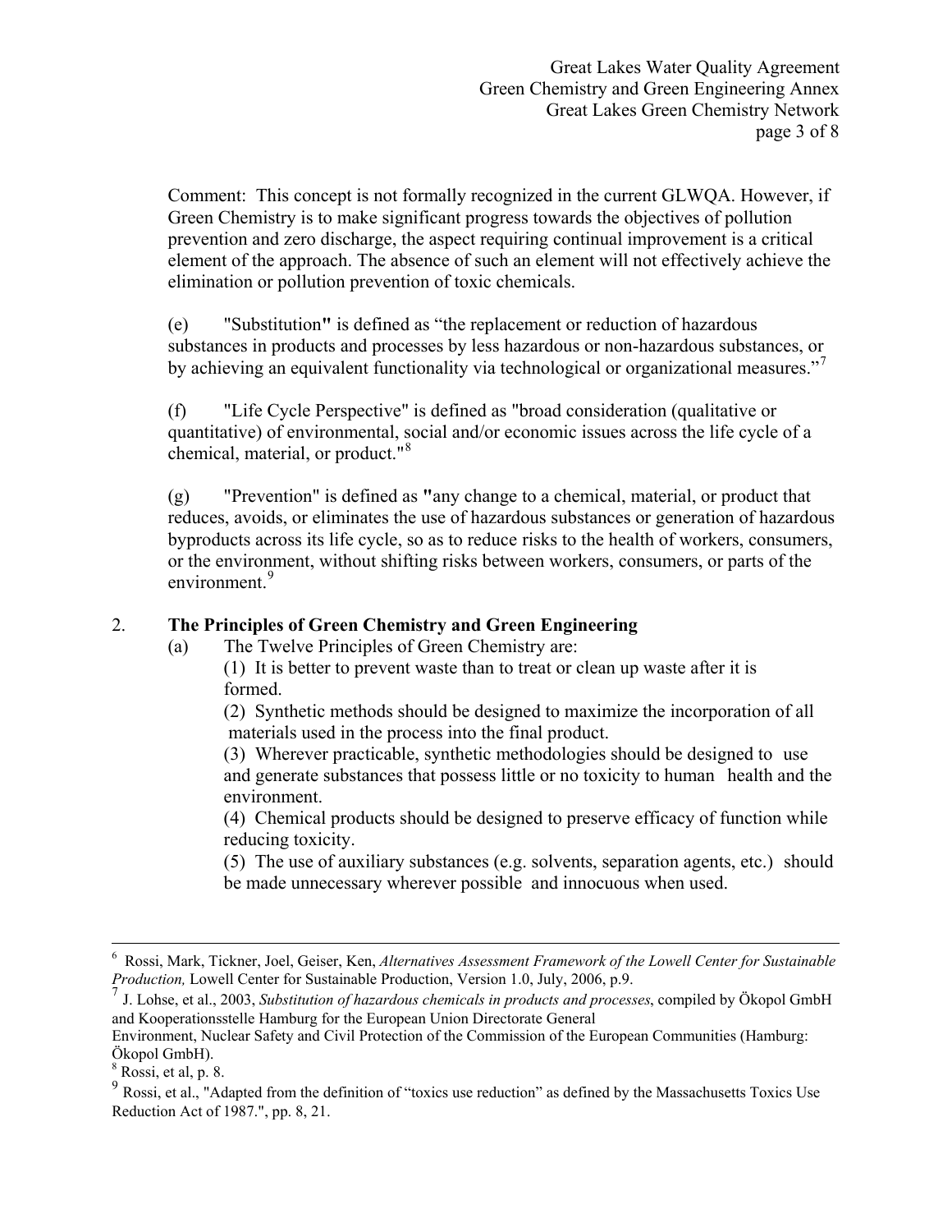Comment: This concept is not formally recognized in the current GLWQA. However, if Green Chemistry is to make significant progress towards the objectives of pollution prevention and zero discharge, the aspect requiring continual improvement is a critical element of the approach. The absence of such an element will not effectively achieve the elimination or pollution prevention of toxic chemicals.

(e) "Substitution**"** is defined as "the replacement or reduction of hazardous substances in products and processes by less hazardous or non-hazardous substances, or by achieving an equivalent functionality via technological or organizational measures."[7]

(f) "Life Cycle Perspective" is defined as "broad consideration (qualitative or quantitative) of environmental, social and/or economic issues across the life cycle of a chemical, material, or product."[8]

(g) "Prevention" is defined as **"**any change to a chemical, material, or product that reduces, avoids, or eliminates the use of hazardous substances or generation of hazardous byproducts across its life cycle, so as to reduce risks to the health of workers, consumers, or the environment, without shifting risks between workers, consumers, or parts of the environment.[9]

2. **The Principles of Green Chemistry and Green Engineering**

(a) The Twelve Principles of Green Chemistry are:

(1) It is better to prevent waste than to treat or clean up waste after it is formed.

(2) Synthetic methods should be designed to maximize the incorporation of all materials used in the process into the final product.

(3) Wherever practicable, synthetic methodologies should be designed to use and generate substances that possess little or no toxicity to human health and the environment.

(4) Chemical products should be designed to preserve efficacy of function while reducing toxicity.

(5) The use of auxiliary substances (e.g. solvents, separation agents, etc.) should be made unnecessary wherever possible and innocuous when used.

---

[6] Rossi, Mark, Tickner, Joel, Geiser, Ken, *Alternatives Assessment Framework of the Lowell Center for Sustainable Production,* Lowell Center for Sustainable Production, Version 1.0, July, 2006, p.9.

[7] J. Lohse, et al., 2003, *Substitution of hazardous chemicals in products and processes*, compiled by Ökopol GmbH and Kooperationsstelle Hamburg for the European Union Directorate General Environment, Nuclear Safety and Civil Protection of the Commission of the European Communities (Hamburg: Ökopol GmbH).

[8] Rossi, et al, p. 8.

[9] Rossi, et al., "Adapted from the definition of "toxics use reduction" as defined by the Massachusetts Toxics Use Reduction Act of 1987.", pp. 8, 21.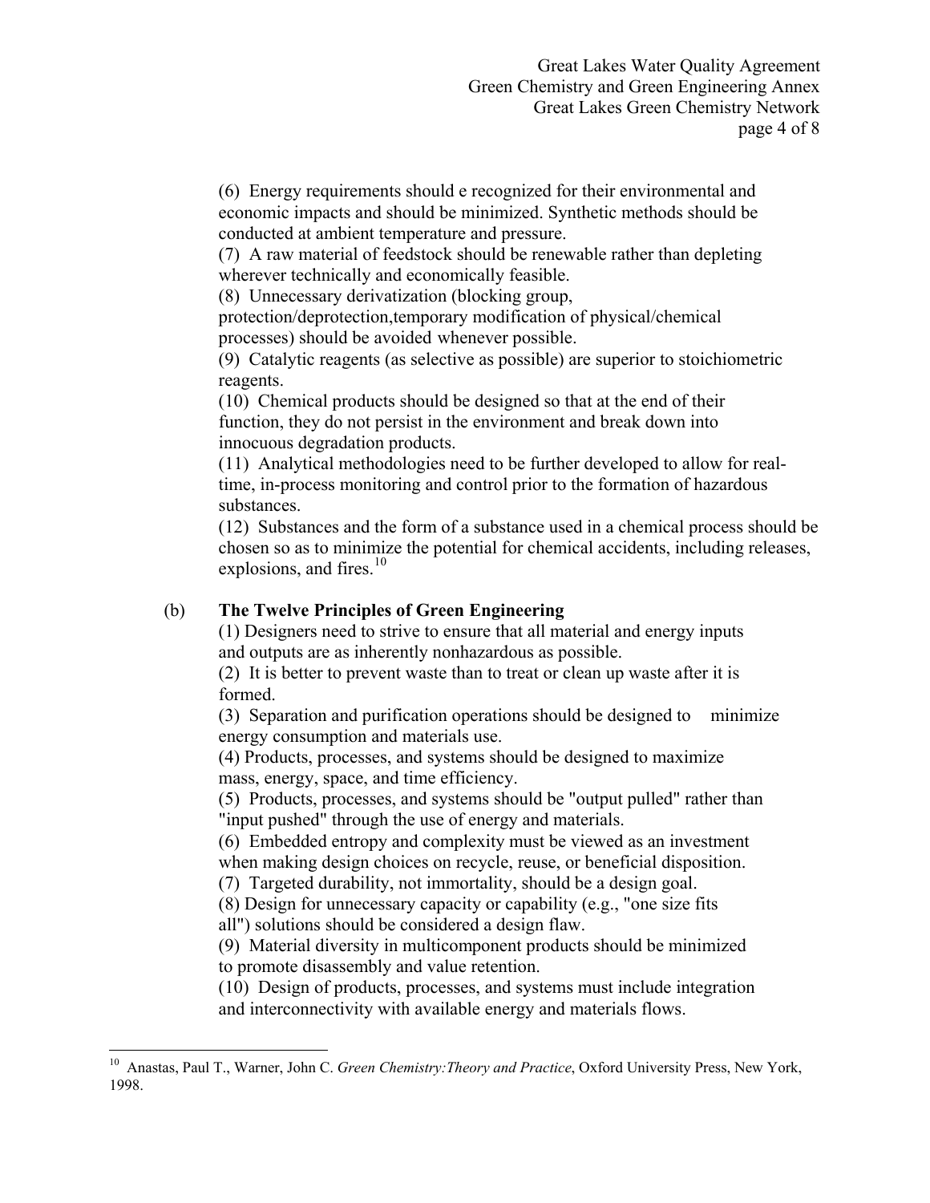(6) Energy requirements should e recognized for their environmental and economic impacts and should be minimized. Synthetic methods should be conducted at ambient temperature and pressure.

(7) A raw material of feedstock should be renewable rather than depleting wherever technically and economically feasible.

(8) Unnecessary derivatization (blocking group, protection/deprotection,temporary modification of physical/chemical processes) should be avoided whenever possible.

(9) Catalytic reagents (as selective as possible) are superior to stoichiometric reagents.

(10) Chemical products should be designed so that at the end of their function, they do not persist in the environment and break down into innocuous degradation products.

(11) Analytical methodologies need to be further developed to allow for real-time, in-process monitoring and control prior to the formation of hazardous substances.

(12) Substances and the form of a substance used in a chemical process should be chosen so as to minimize the potential for chemical accidents, including releases, explosions, and fires.[10]

(b) **The Twelve Principles of Green Engineering**

(1) Designers need to strive to ensure that all material and energy inputs and outputs are as inherently nonhazardous as possible.

(2) It is better to prevent waste than to treat or clean up waste after it is formed.

(3) Separation and purification operations should be designed to minimize energy consumption and materials use.

(4) Products, processes, and systems should be designed to maximize mass, energy, space, and time efficiency.

(5) Products, processes, and systems should be "output pulled" rather than "input pushed" through the use of energy and materials.

(6) Embedded entropy and complexity must be viewed as an investment when making design choices on recycle, reuse, or beneficial disposition.

(7) Targeted durability, not immortality, should be a design goal.

(8) Design for unnecessary capacity or capability (e.g., "one size fits all") solutions should be considered a design flaw.

(9) Material diversity in multicomponent products should be minimized to promote disassembly and value retention.

(10) Design of products, processes, and systems must include integration and interconnectivity with available energy and materials flows.

---

[10] Anastas, Paul T., Warner, John C. *Green Chemistry:Theory and Practice*, Oxford University Press, New York, 1998.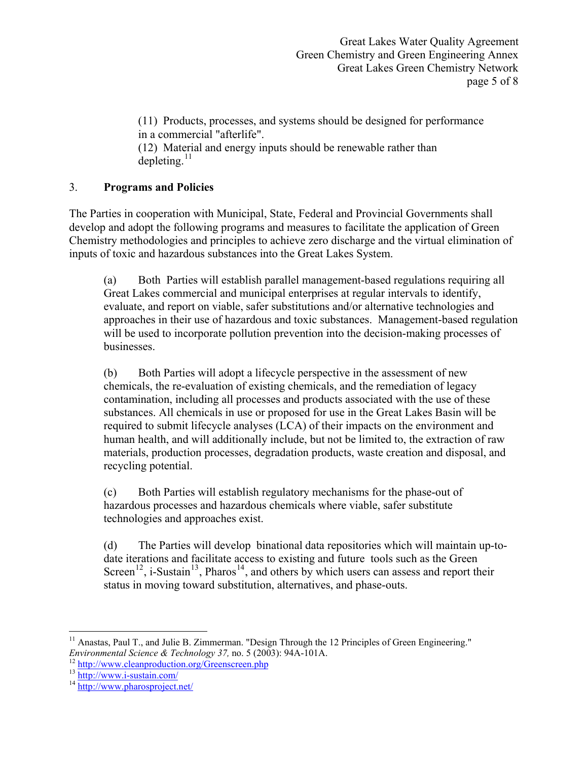(11) Products, processes, and systems should be designed for performance in a commercial "afterlife".

(12) Material and energy inputs should be renewable rather than depleting.[11]

## 3. **Programs and Policies**

The Parties in cooperation with Municipal, State, Federal and Provincial Governments shall develop and adopt the following programs and measures to facilitate the application of Green Chemistry methodologies and principles to achieve zero discharge and the virtual elimination of inputs of toxic and hazardous substances into the Great Lakes System.

(a) Both Parties will establish parallel management-based regulations requiring all Great Lakes commercial and municipal enterprises at regular intervals to identify, evaluate, and report on viable, safer substitutions and/or alternative technologies and approaches in their use of hazardous and toxic substances. Management-based regulation will be used to incorporate pollution prevention into the decision-making processes of businesses.

(b) Both Parties will adopt a lifecycle perspective in the assessment of new chemicals, the re-evaluation of existing chemicals, and the remediation of legacy contamination, including all processes and products associated with the use of these substances. All chemicals in use or proposed for use in the Great Lakes Basin will be required to submit lifecycle analyses (LCA) of their impacts on the environment and human health, and will additionally include, but not be limited to, the extraction of raw materials, production processes, degradation products, waste creation and disposal, and recycling potential.

(c) Both Parties will establish regulatory mechanisms for the phase-out of hazardous processes and hazardous chemicals where viable, safer substitute technologies and approaches exist.

(d) The Parties will develop binational data repositories which will maintain up-to-date iterations and facilitate access to existing and future tools such as the Green Screen[12], i-Sustain[13], Pharos[14], and others by which users can assess and report their status in moving toward substitution, alternatives, and phase-outs.

---

[11] Anastas, Paul T., and Julie B. Zimmerman. "Design Through the 12 Principles of Green Engineering." *Environmental Science & Technology 37,* no. 5 (2003): 94A-101A.

[12] http://www.cleanproduction.org/Greenscreen.php

[13] http://www.i-sustain.com/

[14] http://www.pharosproject.net/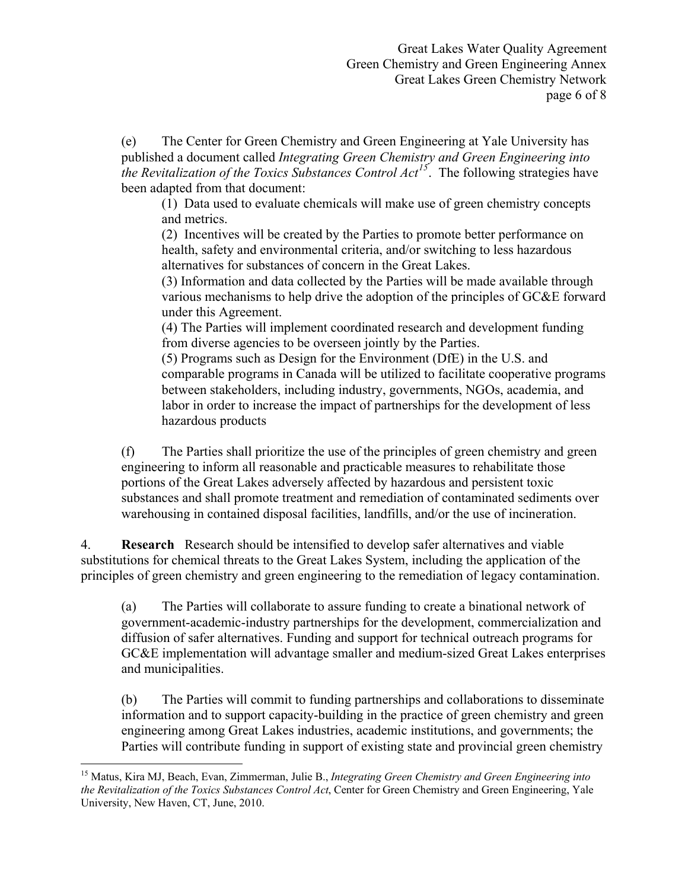(e) The Center for Green Chemistry and Green Engineering at Yale University has published a document called *Integrating Green Chemistry and Green Engineering into the Revitalization of the Toxics Substances Control Act*[15]. The following strategies have been adapted from that document:

(1) Data used to evaluate chemicals will make use of green chemistry concepts and metrics.
(2) Incentives will be created by the Parties to promote better performance on health, safety and environmental criteria, and/or switching to less hazardous alternatives for substances of concern in the Great Lakes.
(3) Information and data collected by the Parties will be made available through various mechanisms to help drive the adoption of the principles of GC&E forward under this Agreement.
(4) The Parties will implement coordinated research and development funding from diverse agencies to be overseen jointly by the Parties.
(5) Programs such as Design for the Environment (DfE) in the U.S. and comparable programs in Canada will be utilized to facilitate cooperative programs between stakeholders, including industry, governments, NGOs, academia, and labor in order to increase the impact of partnerships for the development of less hazardous products

(f) The Parties shall prioritize the use of the principles of green chemistry and green engineering to inform all reasonable and practicable measures to rehabilitate those portions of the Great Lakes adversely affected by hazardous and persistent toxic substances and shall promote treatment and remediation of contaminated sediments over warehousing in contained disposal facilities, landfills, and/or the use of incineration.

4. **Research** Research should be intensified to develop safer alternatives and viable substitutions for chemical threats to the Great Lakes System, including the application of the principles of green chemistry and green engineering to the remediation of legacy contamination.

(a) The Parties will collaborate to assure funding to create a binational network of government-academic-industry partnerships for the development, commercialization and diffusion of safer alternatives. Funding and support for technical outreach programs for GC&E implementation will advantage smaller and medium-sized Great Lakes enterprises and municipalities.

(b) The Parties will commit to funding partnerships and collaborations to disseminate information and to support capacity-building in the practice of green chemistry and green engineering among Great Lakes industries, academic institutions, and governments; the Parties will contribute funding in support of existing state and provincial green chemistry

---

[15] Matus, Kira MJ, Beach, Evan, Zimmerman, Julie B., *Integrating Green Chemistry and Green Engineering into the Revitalization of the Toxics Substances Control Act*, Center for Green Chemistry and Green Engineering, Yale University, New Haven, CT, June, 2010.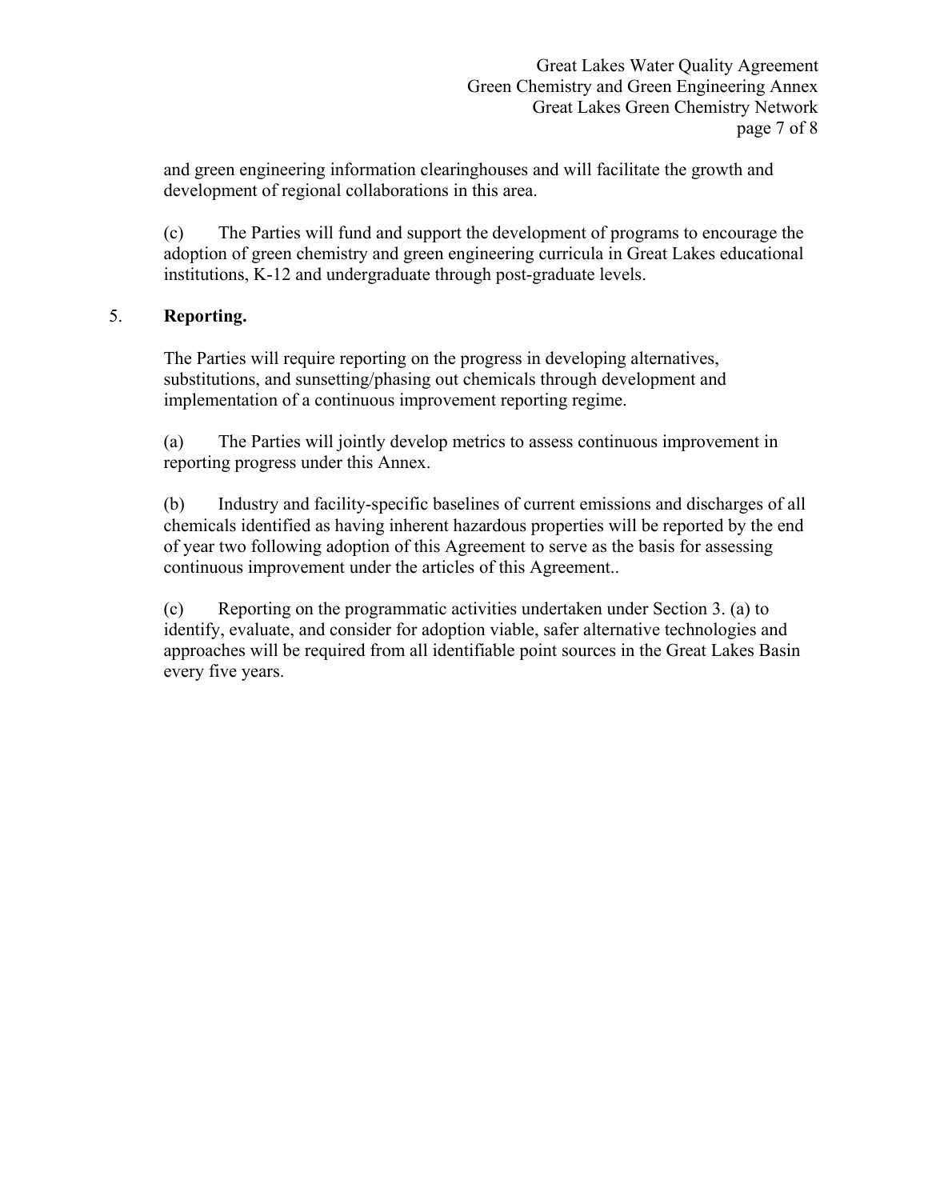and green engineering information clearinghouses and will facilitate the growth and development of regional collaborations in this area.

(c) The Parties will fund and support the development of programs to encourage the adoption of green chemistry and green engineering curricula in Great Lakes educational institutions, K-12 and undergraduate through post-graduate levels.

5. **Reporting.**

The Parties will require reporting on the progress in developing alternatives, substitutions, and sunsetting/phasing out chemicals through development and implementation of a continuous improvement reporting regime.

(a) The Parties will jointly develop metrics to assess continuous improvement in reporting progress under this Annex.

(b) Industry and facility-specific baselines of current emissions and discharges of all chemicals identified as having inherent hazardous properties will be reported by the end of year two following adoption of this Agreement to serve as the basis for assessing continuous improvement under the articles of this Agreement..

(c) Reporting on the programmatic activities undertaken under Section 3. (a) to identify, evaluate, and consider for adoption viable, safer alternative technologies and approaches will be required from all identifiable point sources in the Great Lakes Basin every five years.